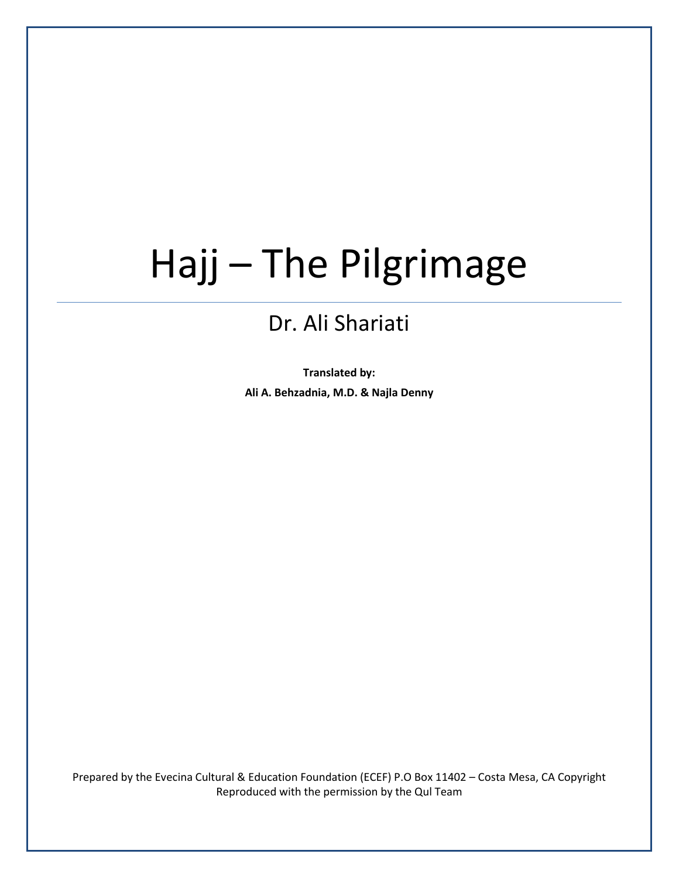# Hajj – The Pilgrimage

## Dr. Ali Shariati

**Translated by:**

**Ali A. Behzadnia, M.D. & Najla Denny**

Prepared by the Evecina Cultural & Education Foundation (ECEF) P.O Box 11402 – Costa Mesa, CA Copyright
Reproduced with the permission by the Qul Team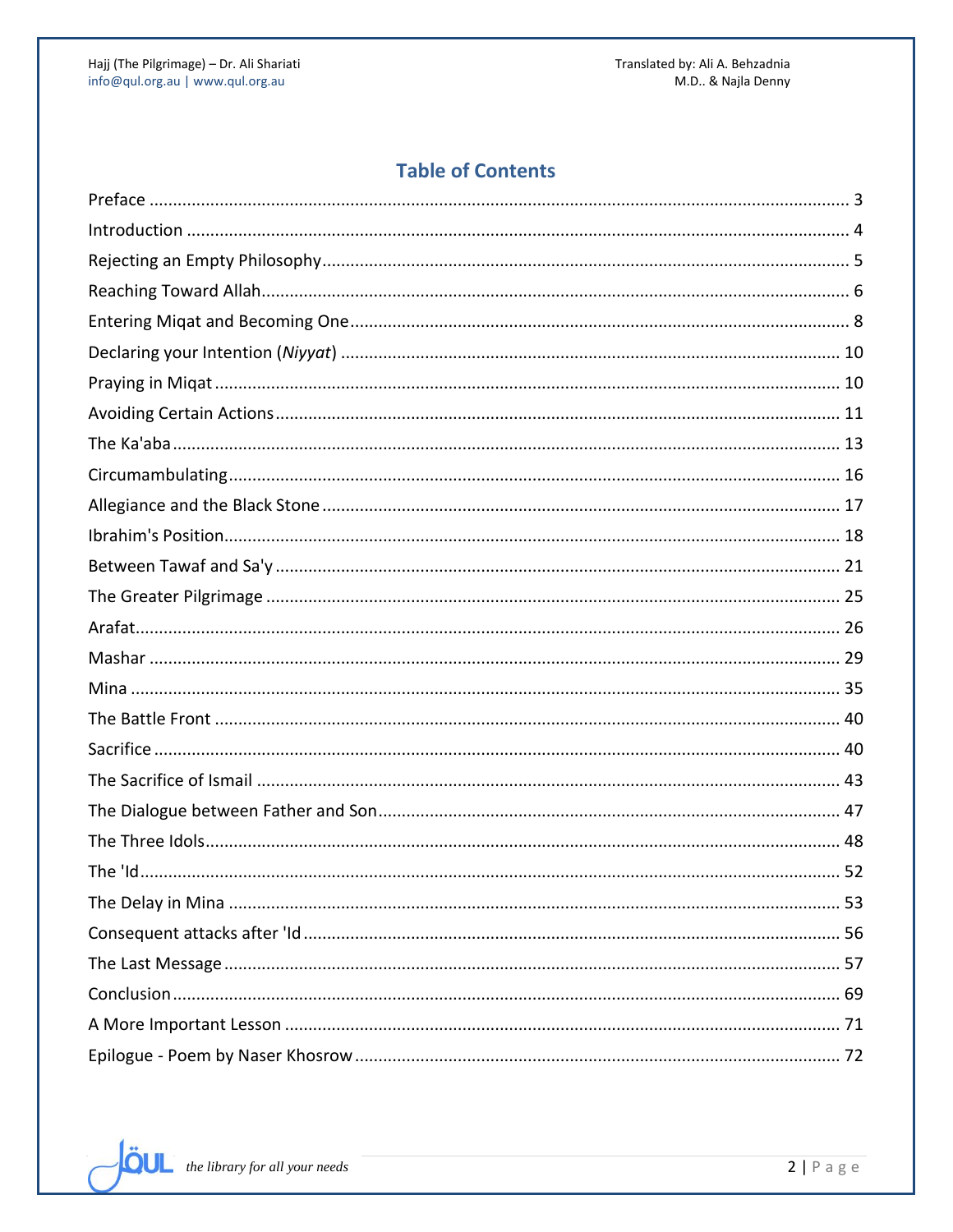## Table of Contents

| | |
|---|---|
| Preface | 3 |
| Introduction | 4 |
| Rejecting an Empty Philosophy | 5 |
| Reaching Toward Allah | 6 |
| Entering Miqat and Becoming One | 8 |
| Declaring your Intention (*Niyyat*) | 10 |
| Praying in Miqat | 10 |
| Avoiding Certain Actions | 11 |
| The Ka'aba | 13 |
| Circumambulating | 16 |
| Allegiance and the Black Stone | 17 |
| Ibrahim's Position | 18 |
| Between Tawaf and Sa'y | 21 |
| The Greater Pilgrimage | 25 |
| Arafat | 26 |
| Mashar | 29 |
| Mina | 35 |
| The Battle Front | 40 |
| Sacrifice | 40 |
| The Sacrifice of Ismail | 43 |
| The Dialogue between Father and Son | 47 |
| The Three Idols | 48 |
| The 'Id | 52 |
| The Delay in Mina | 53 |
| Consequent attacks after 'Id | 56 |
| The Last Message | 57 |
| Conclusion | 69 |
| A More Important Lesson | 71 |
| Epilogue - Poem by Naser Khosrow | 72 |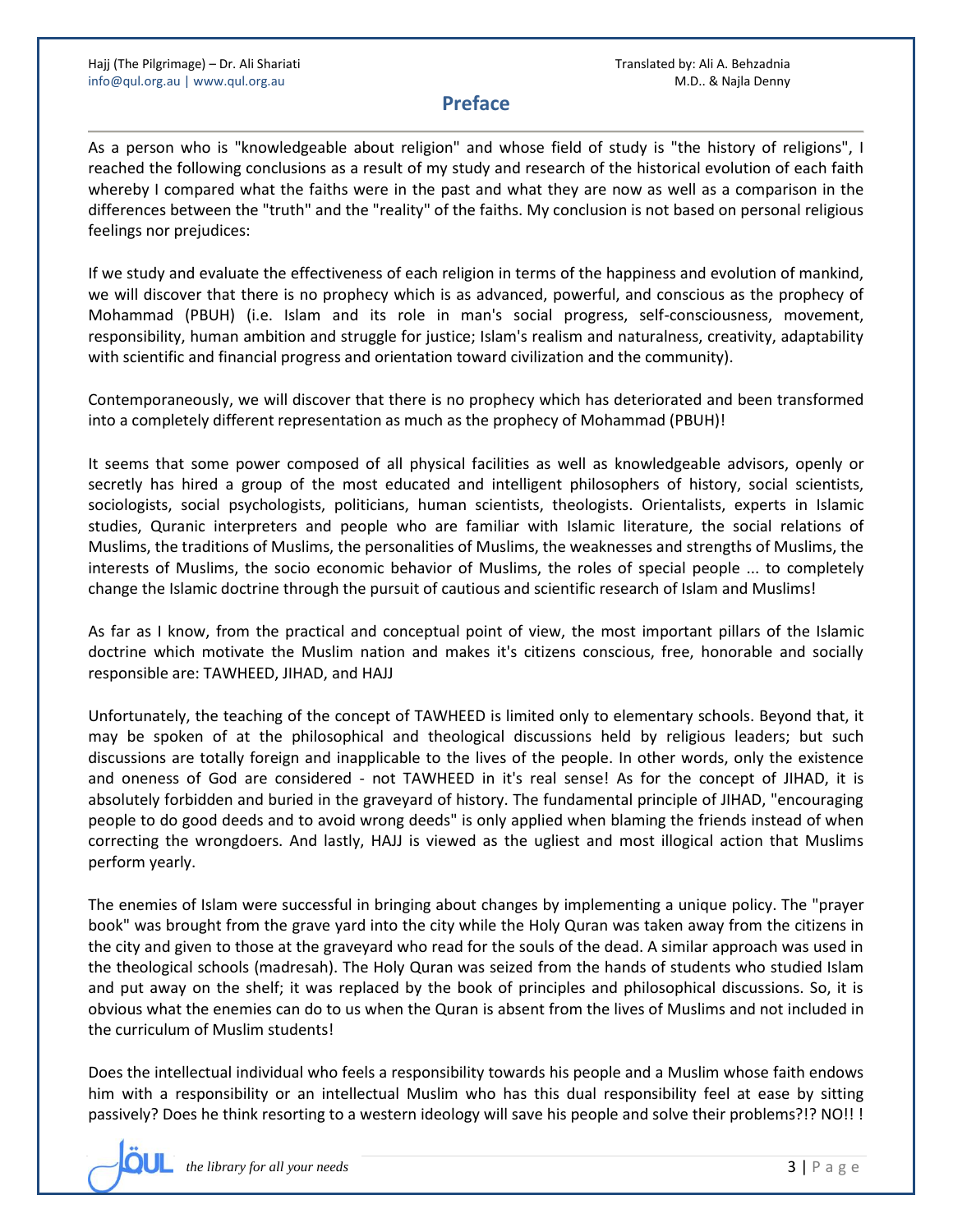# Preface

As a person who is "knowledgeable about religion" and whose field of study is "the history of religions", I reached the following conclusions as a result of my study and research of the historical evolution of each faith whereby I compared what the faiths were in the past and what they are now as well as a comparison in the differences between the "truth" and the "reality" of the faiths. My conclusion is not based on personal religious feelings nor prejudices:

If we study and evaluate the effectiveness of each religion in terms of the happiness and evolution of mankind, we will discover that there is no prophecy which is as advanced, powerful, and conscious as the prophecy of Mohammad (PBUH) (i.e. Islam and its role in man's social progress, self-consciousness, movement, responsibility, human ambition and struggle for justice; Islam's realism and naturalness, creativity, adaptability with scientific and financial progress and orientation toward civilization and the community).

Contemporaneously, we will discover that there is no prophecy which has deteriorated and been transformed into a completely different representation as much as the prophecy of Mohammad (PBUH)!

It seems that some power composed of all physical facilities as well as knowledgeable advisors, openly or secretly has hired a group of the most educated and intelligent philosophers of history, social scientists, sociologists, social psychologists, politicians, human scientists, theologists. Orientalists, experts in Islamic studies, Quranic interpreters and people who are familiar with Islamic literature, the social relations of Muslims, the traditions of Muslims, the personalities of Muslims, the weaknesses and strengths of Muslims, the interests of Muslims, the socio economic behavior of Muslims, the roles of special people ... to completely change the Islamic doctrine through the pursuit of cautious and scientific research of Islam and Muslims!

As far as I know, from the practical and conceptual point of view, the most important pillars of the Islamic doctrine which motivate the Muslim nation and makes it's citizens conscious, free, honorable and socially responsible are: TAWHEED, JIHAD, and HAJJ

Unfortunately, the teaching of the concept of TAWHEED is limited only to elementary schools. Beyond that, it may be spoken of at the philosophical and theological discussions held by religious leaders; but such discussions are totally foreign and inapplicable to the lives of the people. In other words, only the existence and oneness of God are considered - not TAWHEED in it's real sense! As for the concept of JIHAD, it is absolutely forbidden and buried in the graveyard of history. The fundamental principle of JIHAD, "encouraging people to do good deeds and to avoid wrong deeds" is only applied when blaming the friends instead of when correcting the wrongdoers. And lastly, HAJJ is viewed as the ugliest and most illogical action that Muslims perform yearly.

The enemies of Islam were successful in bringing about changes by implementing a unique policy. The "prayer book" was brought from the grave yard into the city while the Holy Quran was taken away from the citizens in the city and given to those at the graveyard who read for the souls of the dead. A similar approach was used in the theological schools (madresah). The Holy Quran was seized from the hands of students who studied Islam and put away on the shelf; it was replaced by the book of principles and philosophical discussions. So, it is obvious what the enemies can do to us when the Quran is absent from the lives of Muslims and not included in the curriculum of Muslim students!

Does the intellectual individual who feels a responsibility towards his people and a Muslim whose faith endows him with a responsibility or an intellectual Muslim who has this dual responsibility feel at ease by sitting passively? Does he think resorting to a western ideology will save his people and solve their problems?!? NO!! !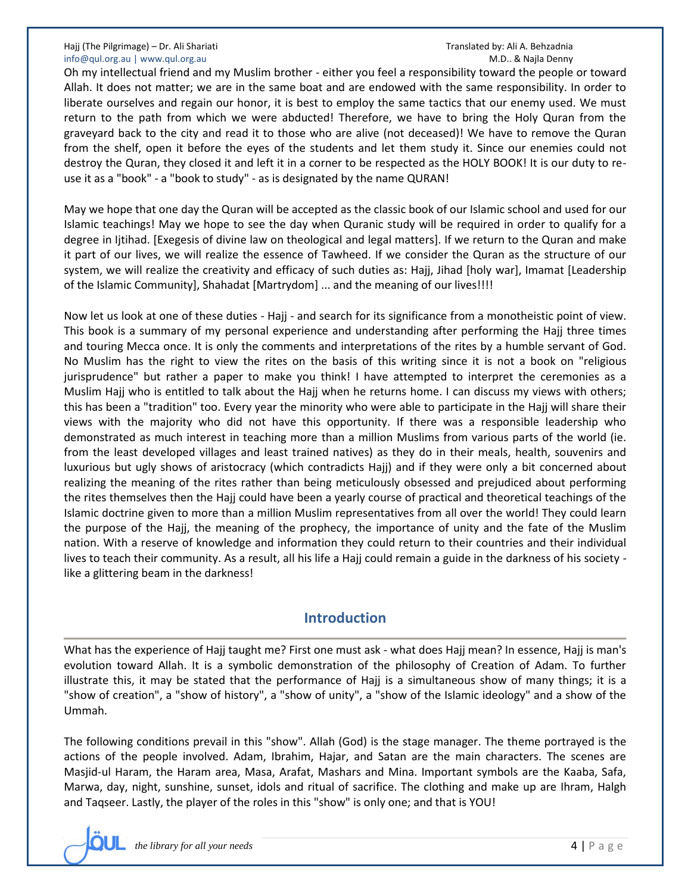Oh my intellectual friend and my Muslim brother - either you feel a responsibility toward the people or toward Allah. It does not matter; we are in the same boat and are endowed with the same responsibility. In order to liberate ourselves and regain our honor, it is best to employ the same tactics that our enemy used. We must return to the path from which we were abducted! Therefore, we have to bring the Holy Quran from the graveyard back to the city and read it to those who are alive (not deceased)! We have to remove the Quran from the shelf, open it before the eyes of the students and let them study it. Since our enemies could not destroy the Quran, they closed it and left it in a corner to be respected as the HOLY BOOK! It is our duty to re-use it as a "book" - a "book to study" - as is designated by the name QURAN!

May we hope that one day the Quran will be accepted as the classic book of our Islamic school and used for our Islamic teachings! May we hope to see the day when Quranic study will be required in order to qualify for a degree in Ijtihad. [Exegesis of divine law on theological and legal matters]. If we return to the Quran and make it part of our lives, we will realize the essence of Tawheed. If we consider the Quran as the structure of our system, we will realize the creativity and efficacy of such duties as: Hajj, Jihad [holy war], Imamat [Leadership of the Islamic Community], Shahadat [Martrydom] ... and the meaning of our lives!!!!

Now let us look at one of these duties - Hajj - and search for its significance from a monotheistic point of view. This book is a summary of my personal experience and understanding after performing the Hajj three times and touring Mecca once. It is only the comments and interpretations of the rites by a humble servant of God. No Muslim has the right to view the rites on the basis of this writing since it is not a book on "religious jurisprudence" but rather a paper to make you think! I have attempted to interpret the ceremonies as a Muslim Hajj who is entitled to talk about the Hajj when he returns home. I can discuss my views with others; this has been a "tradition" too. Every year the minority who were able to participate in the Hajj will share their views with the majority who did not have this opportunity. If there was a responsible leadership who demonstrated as much interest in teaching more than a million Muslims from various parts of the world (ie. from the least developed villages and least trained natives) as they do in their meals, health, souvenirs and luxurious but ugly shows of aristocracy (which contradicts Hajj) and if they were only a bit concerned about realizing the meaning of the rites rather than being meticulously obsessed and prejudiced about performing the rites themselves then the Hajj could have been a yearly course of practical and theoretical teachings of the Islamic doctrine given to more than a million Muslim representatives from all over the world! They could learn the purpose of the Hajj, the meaning of the prophecy, the importance of unity and the fate of the Muslim nation. With a reserve of knowledge and information they could return to their countries and their individual lives to teach their community. As a result, all his life a Hajj could remain a guide in the darkness of his society - like a glittering beam in the darkness!

## Introduction

What has the experience of Hajj taught me? First one must ask - what does Hajj mean? In essence, Hajj is man's evolution toward Allah. It is a symbolic demonstration of the philosophy of Creation of Adam. To further illustrate this, it may be stated that the performance of Hajj is a simultaneous show of many things; it is a "show of creation", a "show of history", a "show of unity", a "show of the Islamic ideology" and a show of the Ummah.

The following conditions prevail in this "show". Allah (God) is the stage manager. The theme portrayed is the actions of the people involved. Adam, Ibrahim, Hajar, and Satan are the main characters. The scenes are Masjid-ul Haram, the Haram area, Masa, Arafat, Mashars and Mina. Important symbols are the Kaaba, Safa, Marwa, day, night, sunshine, sunset, idols and ritual of sacrifice. The clothing and make up are Ihram, Halgh and Taqseer. Lastly, the player of the roles in this "show" is only one; and that is YOU!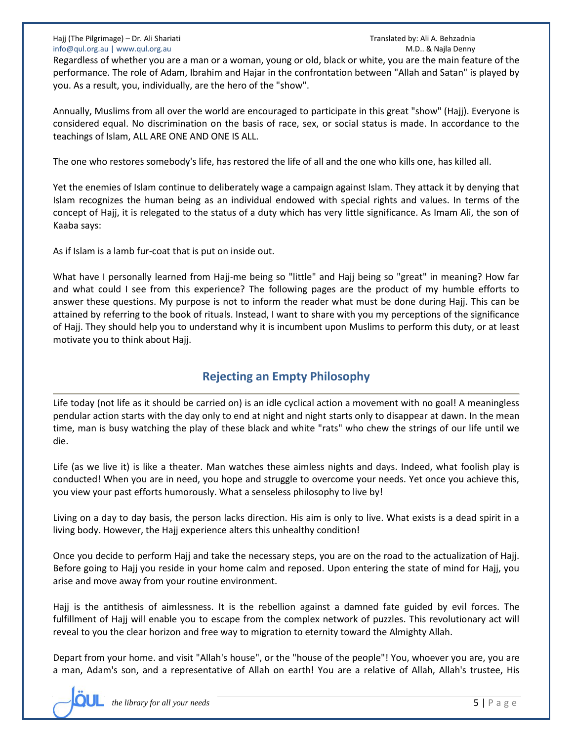Regardless of whether you are a man or a woman, young or old, black or white, you are the main feature of the performance. The role of Adam, Ibrahim and Hajar in the confrontation between "Allah and Satan" is played by you. As a result, you, individually, are the hero of the "show".

Annually, Muslims from all over the world are encouraged to participate in this great "show" (Hajj). Everyone is considered equal. No discrimination on the basis of race, sex, or social status is made. In accordance to the teachings of Islam, ALL ARE ONE AND ONE IS ALL.

The one who restores somebody's life, has restored the life of all and the one who kills one, has killed all.

Yet the enemies of Islam continue to deliberately wage a campaign against Islam. They attack it by denying that Islam recognizes the human being as an individual endowed with special rights and values. In terms of the concept of Hajj, it is relegated to the status of a duty which has very little significance. As Imam Ali, the son of Kaaba says:

As if Islam is a lamb fur-coat that is put on inside out.

What have I personally learned from Hajj-me being so "little" and Hajj being so "great" in meaning? How far and what could I see from this experience? The following pages are the product of my humble efforts to answer these questions. My purpose is not to inform the reader what must be done during Hajj. This can be attained by referring to the book of rituals. Instead, I want to share with you my perceptions of the significance of Hajj. They should help you to understand why it is incumbent upon Muslims to perform this duty, or at least motivate you to think about Hajj.

## Rejecting an Empty Philosophy

Life today (not life as it should be carried on) is an idle cyclical action a movement with no goal! A meaningless pendular action starts with the day only to end at night and night starts only to disappear at dawn. In the mean time, man is busy watching the play of these black and white "rats" who chew the strings of our life until we die.

Life (as we live it) is like a theater. Man watches these aimless nights and days. Indeed, what foolish play is conducted! When you are in need, you hope and struggle to overcome your needs. Yet once you achieve this, you view your past efforts humorously. What a senseless philosophy to live by!

Living on a day to day basis, the person lacks direction. His aim is only to live. What exists is a dead spirit in a living body. However, the Hajj experience alters this unhealthy condition!

Once you decide to perform Hajj and take the necessary steps, you are on the road to the actualization of Hajj. Before going to Hajj you reside in your home calm and reposed. Upon entering the state of mind for Hajj, you arise and move away from your routine environment.

Hajj is the antithesis of aimlessness. It is the rebellion against a damned fate guided by evil forces. The fulfillment of Hajj will enable you to escape from the complex network of puzzles. This revolutionary act will reveal to you the clear horizon and free way to migration to eternity toward the Almighty Allah.

Depart from your home. and visit "Allah's house", or the "house of the people"! You, whoever you are, you are a man, Adam's son, and a representative of Allah on earth! You are a relative of Allah, Allah's trustee, His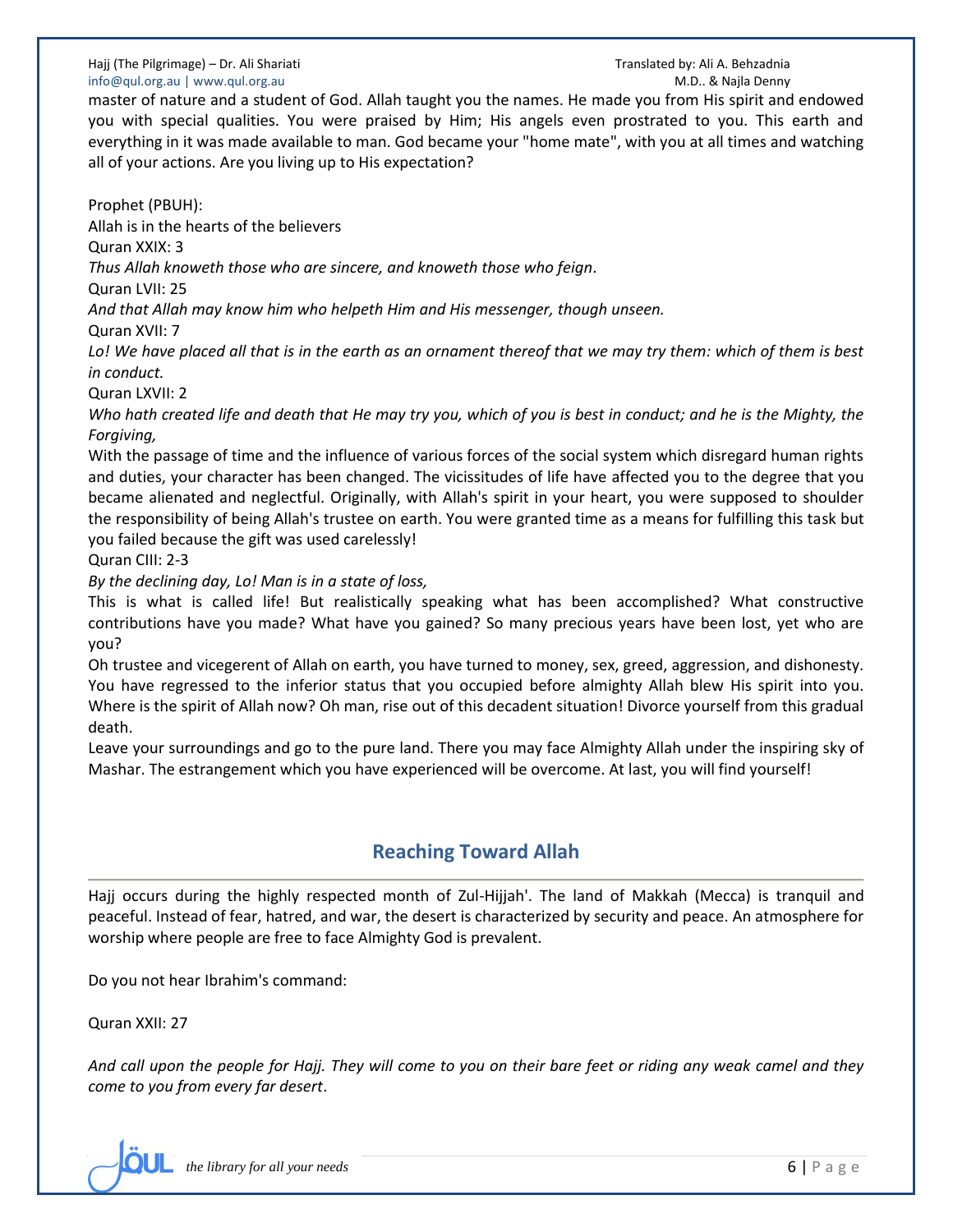master of nature and a student of God. Allah taught you the names. He made you from His spirit and endowed you with special qualities. You were praised by Him; His angels even prostrated to you. This earth and everything in it was made available to man. God became your "home mate", with you at all times and watching all of your actions. Are you living up to His expectation?

Prophet (PBUH):
Allah is in the hearts of the believers
Quran XXIX: 3
*Thus Allah knoweth those who are sincere, and knoweth those who feign*.
Quran LVII: 25
*And that Allah may know him who helpeth Him and His messenger, though unseen.*
Quran XVII: 7
*Lo! We have placed all that is in the earth as an ornament thereof that we may try them: which of them is best in conduct.*
Quran LXVII: 2
*Who hath created life and death that He may try you, which of you is best in conduct; and he is the Mighty, the Forgiving,*
With the passage of time and the influence of various forces of the social system which disregard human rights and duties, your character has been changed. The vicissitudes of life have affected you to the degree that you became alienated and neglectful. Originally, with Allah's spirit in your heart, you were supposed to shoulder the responsibility of being Allah's trustee on earth. You were granted time as a means for fulfilling this task but you failed because the gift was used carelessly!
Quran CIII: 2-3
*By the declining day, Lo! Man is in a state of loss,*
This is what is called life! But realistically speaking what has been accomplished? What constructive contributions have you made? What have you gained? So many precious years have been lost, yet who are you?
Oh trustee and vicegerent of Allah on earth, you have turned to money, sex, greed, aggression, and dishonesty. You have regressed to the inferior status that you occupied before almighty Allah blew His spirit into you. Where is the spirit of Allah now? Oh man, rise out of this decadent situation! Divorce yourself from this gradual death.
Leave your surroundings and go to the pure land. There you may face Almighty Allah under the inspiring sky of Mashar. The estrangement which you have experienced will be overcome. At last, you will find yourself!

## Reaching Toward Allah

Hajj occurs during the highly respected month of Zul-Hijjah'. The land of Makkah (Mecca) is tranquil and peaceful. Instead of fear, hatred, and war, the desert is characterized by security and peace. An atmosphere for worship where people are free to face Almighty God is prevalent.

Do you not hear Ibrahim's command:

Quran XXII: 27

*And call upon the people for Hajj. They will come to you on their bare feet or riding any weak camel and they come to you from every far desert*.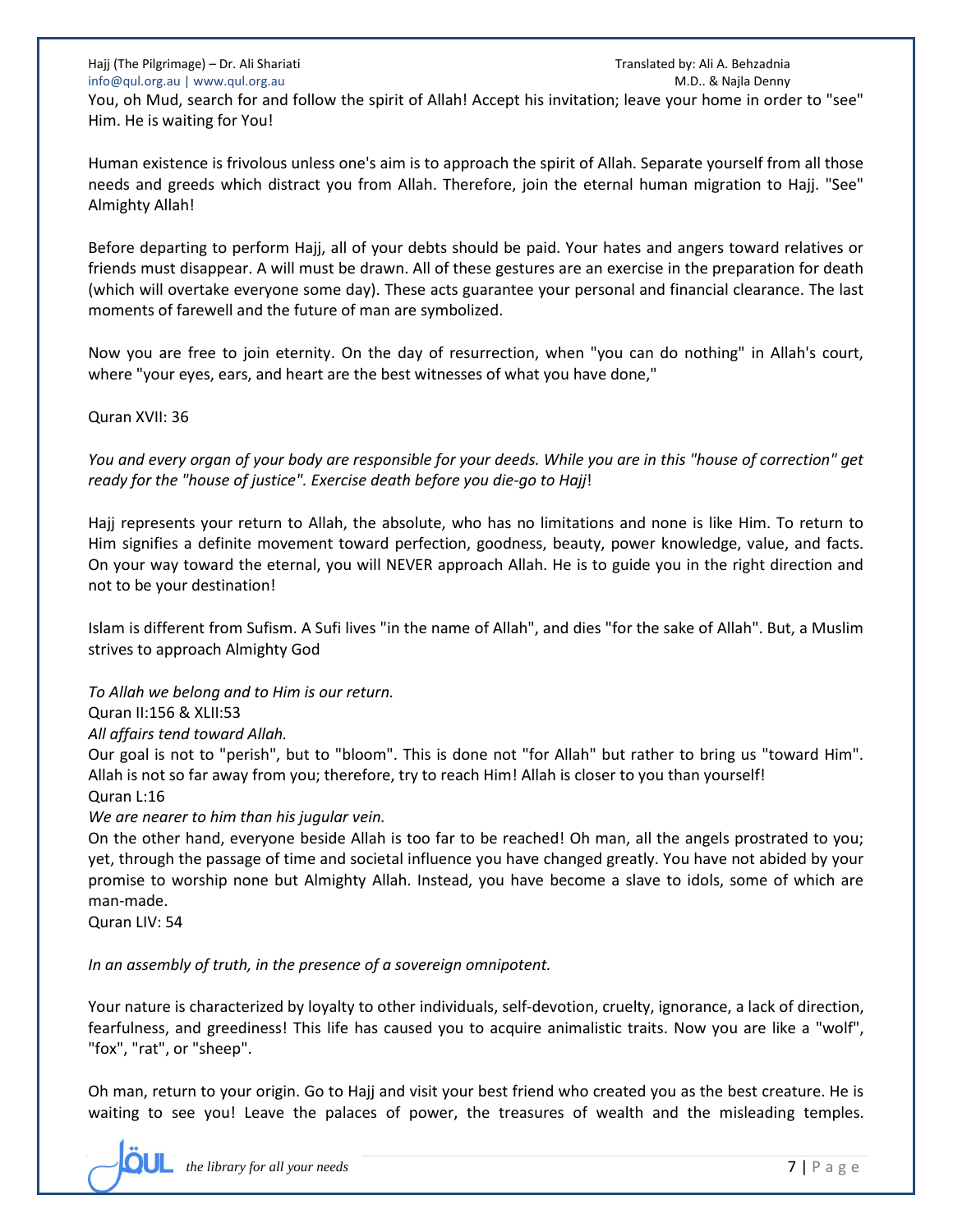You, oh Mud, search for and follow the spirit of Allah! Accept his invitation; leave your home in order to "see" Him. He is waiting for You!

Human existence is frivolous unless one's aim is to approach the spirit of Allah. Separate yourself from all those needs and greeds which distract you from Allah. Therefore, join the eternal human migration to Hajj. "See" Almighty Allah!

Before departing to perform Hajj, all of your debts should be paid. Your hates and angers toward relatives or friends must disappear. A will must be drawn. All of these gestures are an exercise in the preparation for death (which will overtake everyone some day). These acts guarantee your personal and financial clearance. The last moments of farewell and the future of man are symbolized.

Now you are free to join eternity. On the day of resurrection, when "you can do nothing" in Allah's court, where "your eyes, ears, and heart are the best witnesses of what you have done,"

Quran XVII: 36

*You and every organ of your body are responsible for your deeds. While you are in this "house of correction" get ready for the "house of justice". Exercise death before you die-go to Hajj*!

Hajj represents your return to Allah, the absolute, who has no limitations and none is like Him. To return to Him signifies a definite movement toward perfection, goodness, beauty, power knowledge, value, and facts. On your way toward the eternal, you will NEVER approach Allah. He is to guide you in the right direction and not to be your destination!

Islam is different from Sufism. A Sufi lives "in the name of Allah", and dies "for the sake of Allah". But, a Muslim strives to approach Almighty God

*To Allah we belong and to Him is our return.*
Quran II:156 & XLII:53
*All affairs tend toward Allah.*
Our goal is not to "perish", but to "bloom". This is done not "for Allah" but rather to bring us "toward Him". Allah is not so far away from you; therefore, try to reach Him! Allah is closer to you than yourself!
Quran L:16
*We are nearer to him than his jugular vein.*
On the other hand, everyone beside Allah is too far to be reached! Oh man, all the angels prostrated to you; yet, through the passage of time and societal influence you have changed greatly. You have not abided by your promise to worship none but Almighty Allah. Instead, you have become a slave to idols, some of which are man-made.
Quran LIV: 54

*In an assembly of truth, in the presence of a sovereign omnipotent.*

Your nature is characterized by loyalty to other individuals, self-devotion, cruelty, ignorance, a lack of direction, fearfulness, and greediness! This life has caused you to acquire animalistic traits. Now you are like a "wolf", "fox", "rat", or "sheep".

Oh man, return to your origin. Go to Hajj and visit your best friend who created you as the best creature. He is waiting to see you! Leave the palaces of power, the treasures of wealth and the misleading temples.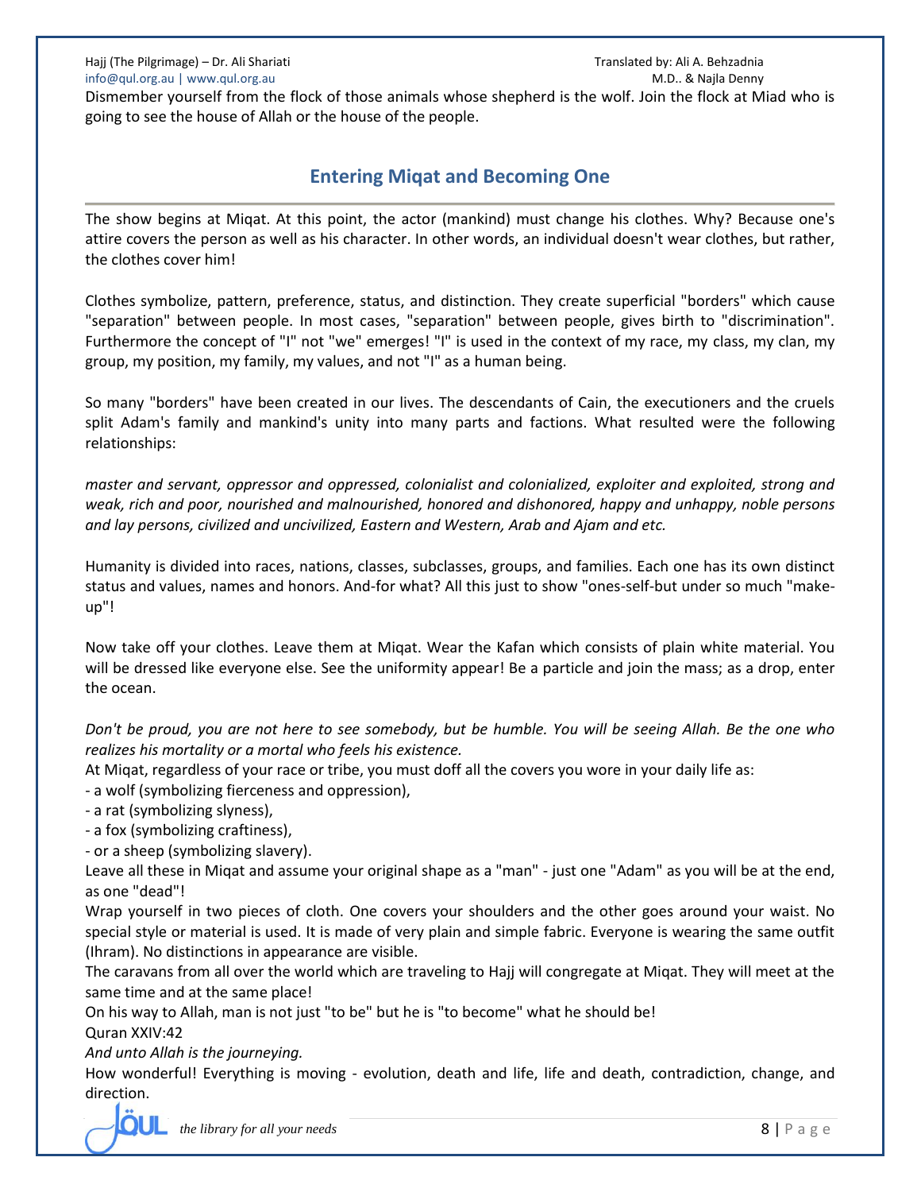Dismember yourself from the flock of those animals whose shepherd is the wolf. Join the flock at Miad who is going to see the house of Allah or the house of the people.

## Entering Miqat and Becoming One

The show begins at Miqat. At this point, the actor (mankind) must change his clothes. Why? Because one's attire covers the person as well as his character. In other words, an individual doesn't wear clothes, but rather, the clothes cover him!

Clothes symbolize, pattern, preference, status, and distinction. They create superficial "borders" which cause "separation" between people. In most cases, "separation" between people, gives birth to "discrimination". Furthermore the concept of "I" not "we" emerges! "I" is used in the context of my race, my class, my clan, my group, my position, my family, my values, and not "I" as a human being.

So many "borders" have been created in our lives. The descendants of Cain, the executioners and the cruels split Adam's family and mankind's unity into many parts and factions. What resulted were the following relationships:

*master and servant, oppressor and oppressed, colonialist and colonialized, exploiter and exploited, strong and weak, rich and poor, nourished and malnourished, honored and dishonored, happy and unhappy, noble persons and lay persons, civilized and uncivilized, Eastern and Western, Arab and Ajam and etc.*

Humanity is divided into races, nations, classes, subclasses, groups, and families. Each one has its own distinct status and values, names and honors. And-for what? All this just to show "ones-self-but under so much "make-up"!

Now take off your clothes. Leave them at Miqat. Wear the Kafan which consists of plain white material. You will be dressed like everyone else. See the uniformity appear! Be a particle and join the mass; as a drop, enter the ocean.

*Don't be proud, you are not here to see somebody, but be humble. You will be seeing Allah. Be the one who realizes his mortality or a mortal who feels his existence.*

At Miqat, regardless of your race or tribe, you must doff all the covers you wore in your daily life as:

- a wolf (symbolizing fierceness and oppression),
- a rat (symbolizing slyness),
- a fox (symbolizing craftiness),
- or a sheep (symbolizing slavery).

Leave all these in Miqat and assume your original shape as a "man" - just one "Adam" as you will be at the end, as one "dead"!

Wrap yourself in two pieces of cloth. One covers your shoulders and the other goes around your waist. No special style or material is used. It is made of very plain and simple fabric. Everyone is wearing the same outfit (Ihram). No distinctions in appearance are visible.

The caravans from all over the world which are traveling to Hajj will congregate at Miqat. They will meet at the same time and at the same place!

On his way to Allah, man is not just "to be" but he is "to become" what he should be!

Quran XXIV:42

*And unto Allah is the journeying.*

How wonderful! Everything is moving - evolution, death and life, life and death, contradiction, change, and direction.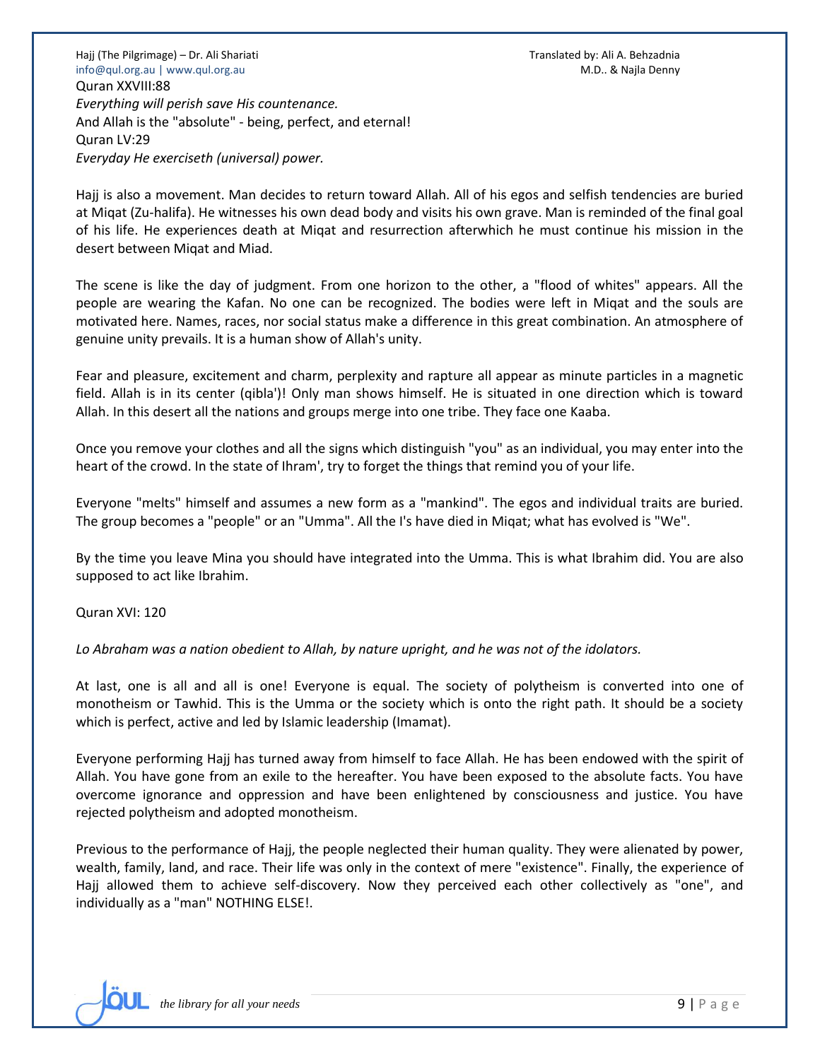Quran XXVIII:88

*Everything will perish save His countenance.*

And Allah is the "absolute" - being, perfect, and eternal!

Quran LV:29

*Everyday He exerciseth (universal) power.*

Hajj is also a movement. Man decides to return toward Allah. All of his egos and selfish tendencies are buried at Miqat (Zu-halifa). He witnesses his own dead body and visits his own grave. Man is reminded of the final goal of his life. He experiences death at Miqat and resurrection afterwhich he must continue his mission in the desert between Miqat and Miad.

The scene is like the day of judgment. From one horizon to the other, a "flood of whites" appears. All the people are wearing the Kafan. No one can be recognized. The bodies were left in Miqat and the souls are motivated here. Names, races, nor social status make a difference in this great combination. An atmosphere of genuine unity prevails. It is a human show of Allah's unity.

Fear and pleasure, excitement and charm, perplexity and rapture all appear as minute particles in a magnetic field. Allah is in its center (qibla')! Only man shows himself. He is situated in one direction which is toward Allah. In this desert all the nations and groups merge into one tribe. They face one Kaaba.

Once you remove your clothes and all the signs which distinguish "you" as an individual, you may enter into the heart of the crowd. In the state of Ihram', try to forget the things that remind you of your life.

Everyone "melts" himself and assumes a new form as a "mankind". The egos and individual traits are buried. The group becomes a "people" or an "Umma". All the I's have died in Miqat; what has evolved is "We".

By the time you leave Mina you should have integrated into the Umma. This is what Ibrahim did. You are also supposed to act like Ibrahim.

Quran XVI: 120

*Lo Abraham was a nation obedient to Allah, by nature upright, and he was not of the idolators.*

At last, one is all and all is one! Everyone is equal. The society of polytheism is converted into one of monotheism or Tawhid. This is the Umma or the society which is onto the right path. It should be a society which is perfect, active and led by Islamic leadership (Imamat).

Everyone performing Hajj has turned away from himself to face Allah. He has been endowed with the spirit of Allah. You have gone from an exile to the hereafter. You have been exposed to the absolute facts. You have overcome ignorance and oppression and have been enlightened by consciousness and justice. You have rejected polytheism and adopted monotheism.

Previous to the performance of Hajj, the people neglected their human quality. They were alienated by power, wealth, family, land, and race. Their life was only in the context of mere "existence". Finally, the experience of Hajj allowed them to achieve self-discovery. Now they perceived each other collectively as "one", and individually as a "man" NOTHING ELSE!.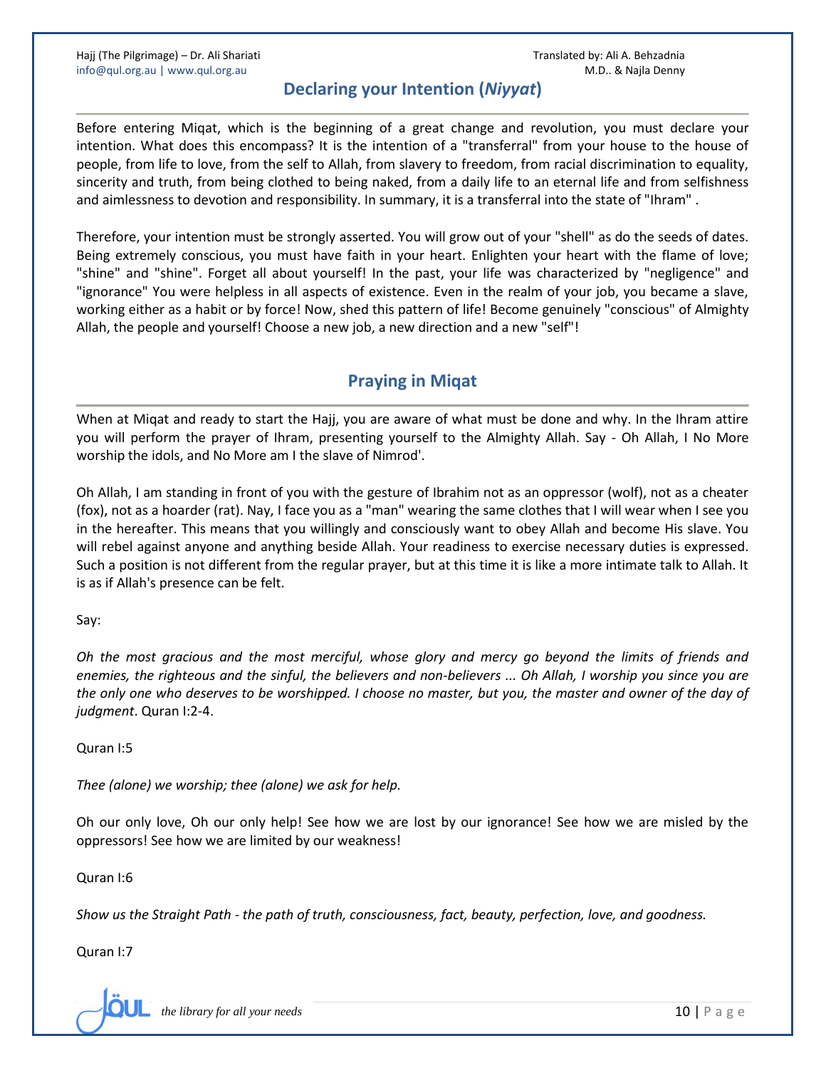## Declaring your Intention (*Niyyat*)

Before entering Miqat, which is the beginning of a great change and revolution, you must declare your intention. What does this encompass? It is the intention of a "transferral" from your house to the house of people, from life to love, from the self to Allah, from slavery to freedom, from racial discrimination to equality, sincerity and truth, from being clothed to being naked, from a daily life to an eternal life and from selfishness and aimlessness to devotion and responsibility. In summary, it is a transferral into the state of "Ihram" .

Therefore, your intention must be strongly asserted. You will grow out of your "shell" as do the seeds of dates. Being extremely conscious, you must have faith in your heart. Enlighten your heart with the flame of love; "shine" and "shine". Forget all about yourself! In the past, your life was characterized by "negligence" and "ignorance" You were helpless in all aspects of existence. Even in the realm of your job, you became a slave, working either as a habit or by force! Now, shed this pattern of life! Become genuinely "conscious" of Almighty Allah, the people and yourself! Choose a new job, a new direction and a new "self"!

## Praying in Miqat

When at Miqat and ready to start the Hajj, you are aware of what must be done and why. In the Ihram attire you will perform the prayer of Ihram, presenting yourself to the Almighty Allah. Say - Oh Allah, I No More worship the idols, and No More am I the slave of Nimrod'.

Oh Allah, I am standing in front of you with the gesture of Ibrahim not as an oppressor (wolf), not as a cheater (fox), not as a hoarder (rat). Nay, I face you as a "man" wearing the same clothes that I will wear when I see you in the hereafter. This means that you willingly and consciously want to obey Allah and become His slave. You will rebel against anyone and anything beside Allah. Your readiness to exercise necessary duties is expressed. Such a position is not different from the regular prayer, but at this time it is like a more intimate talk to Allah. It is as if Allah's presence can be felt.

Say:

*Oh the most gracious and the most merciful, whose glory and mercy go beyond the limits of friends and enemies, the righteous and the sinful, the believers and non-believers ... Oh Allah, I worship you since you are the only one who deserves to be worshipped. I choose no master, but you, the master and owner of the day of judgment*. Quran I:2-4.

Quran I:5

*Thee (alone) we worship; thee (alone) we ask for help.*

Oh our only love, Oh our only help! See how we are lost by our ignorance! See how we are misled by the oppressors! See how we are limited by our weakness!

Quran I:6

*Show us the Straight Path - the path of truth, consciousness, fact, beauty, perfection, love, and goodness.*

Quran I:7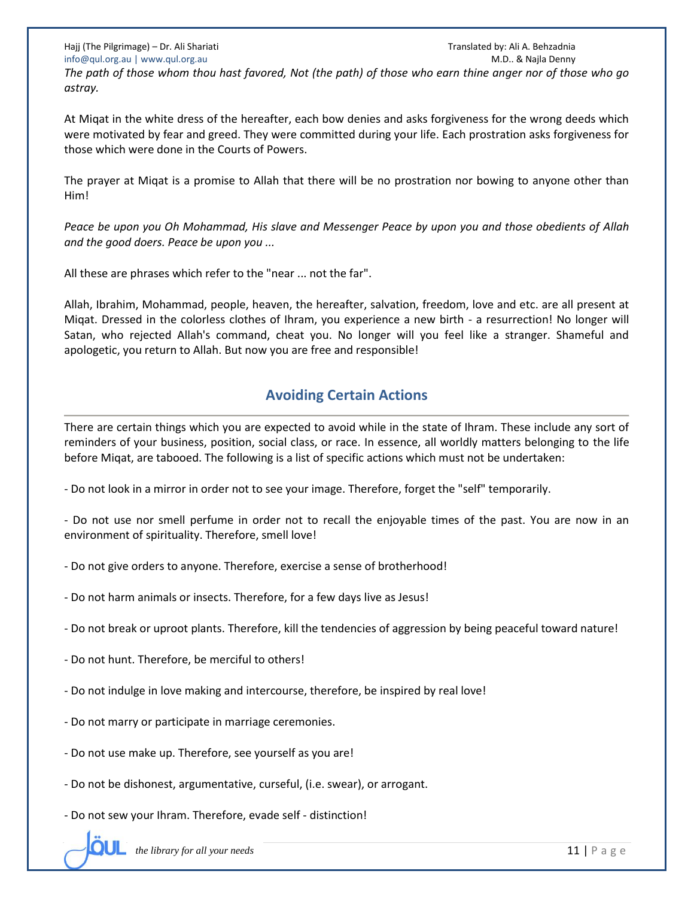*The path of those whom thou hast favored, Not (the path) of those who earn thine anger nor of those who go astray.*

At Miqat in the white dress of the hereafter, each bow denies and asks forgiveness for the wrong deeds which were motivated by fear and greed. They were committed during your life. Each prostration asks forgiveness for those which were done in the Courts of Powers.

The prayer at Miqat is a promise to Allah that there will be no prostration nor bowing to anyone other than Him!

*Peace be upon you Oh Mohammad, His slave and Messenger Peace by upon you and those obedients of Allah and the good doers. Peace be upon you ...*

All these are phrases which refer to the "near ... not the far".

Allah, Ibrahim, Mohammad, people, heaven, the hereafter, salvation, freedom, love and etc. are all present at Miqat. Dressed in the colorless clothes of Ihram, you experience a new birth - a resurrection! No longer will Satan, who rejected Allah's command, cheat you. No longer will you feel like a stranger. Shameful and apologetic, you return to Allah. But now you are free and responsible!

## Avoiding Certain Actions

There are certain things which you are expected to avoid while in the state of Ihram. These include any sort of reminders of your business, position, social class, or race. In essence, all worldly matters belonging to the life before Miqat, are tabooed. The following is a list of specific actions which must not be undertaken:

- Do not look in a mirror in order not to see your image. Therefore, forget the "self" temporarily.

- Do not use nor smell perfume in order not to recall the enjoyable times of the past. You are now in an environment of spirituality. Therefore, smell love!

- Do not give orders to anyone. Therefore, exercise a sense of brotherhood!

- Do not harm animals or insects. Therefore, for a few days live as Jesus!

- Do not break or uproot plants. Therefore, kill the tendencies of aggression by being peaceful toward nature!

- Do not hunt. Therefore, be merciful to others!

- Do not indulge in love making and intercourse, therefore, be inspired by real love!

- Do not marry or participate in marriage ceremonies.

- Do not use make up. Therefore, see yourself as you are!

- Do not be dishonest, argumentative, curseful, (i.e. swear), or arrogant.

- Do not sew your Ihram. Therefore, evade self - distinction!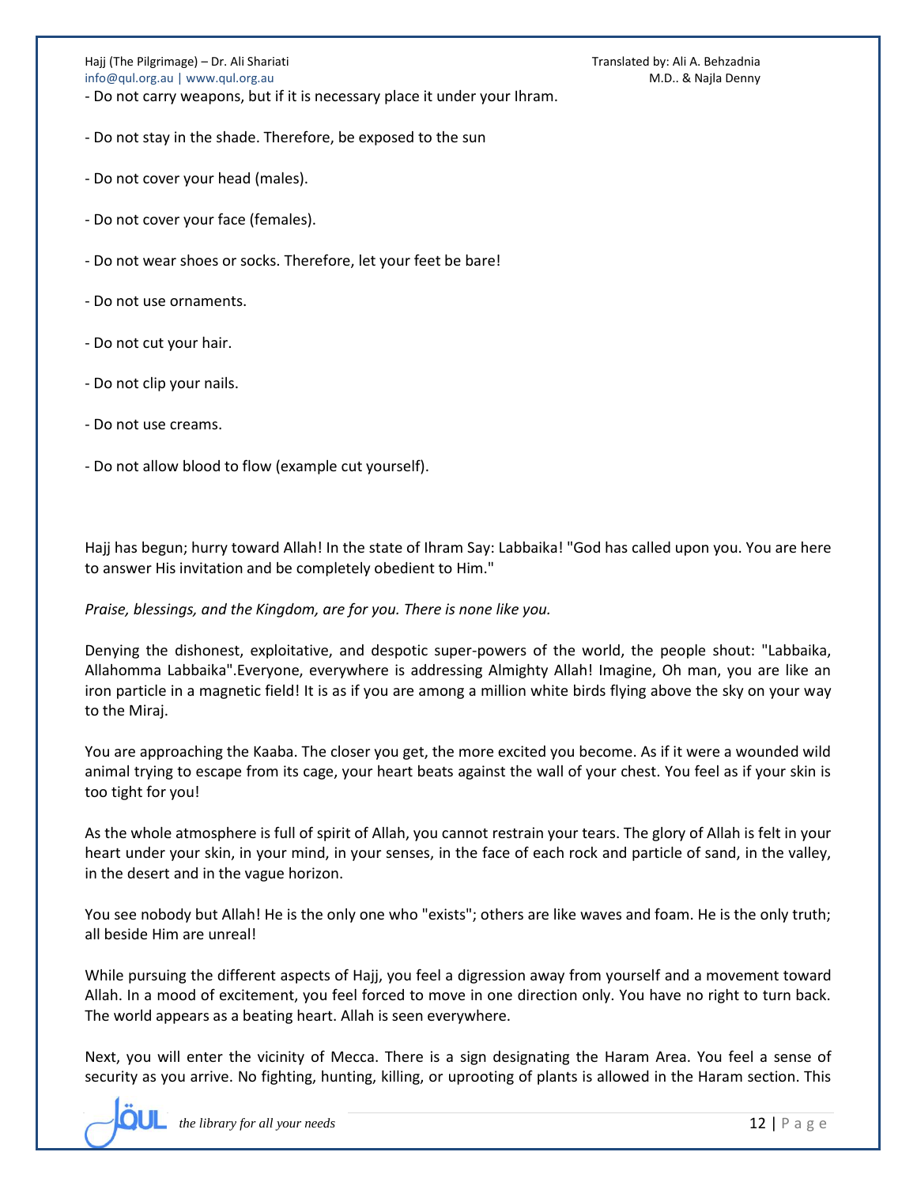- Do not carry weapons, but if it is necessary place it under your Ihram.

- Do not stay in the shade. Therefore, be exposed to the sun

- Do not cover your head (males).

- Do not cover your face (females).

- Do not wear shoes or socks. Therefore, let your feet be bare!

- Do not use ornaments.

- Do not cut your hair.

- Do not clip your nails.

- Do not use creams.

- Do not allow blood to flow (example cut yourself).

Hajj has begun; hurry toward Allah! In the state of Ihram Say: Labbaika! "God has called upon you. You are here to answer His invitation and be completely obedient to Him."

*Praise, blessings, and the Kingdom, are for you. There is none like you.*

Denying the dishonest, exploitative, and despotic super-powers of the world, the people shout: "Labbaika, Allahomma Labbaika".Everyone, everywhere is addressing Almighty Allah! Imagine, Oh man, you are like an iron particle in a magnetic field! It is as if you are among a million white birds flying above the sky on your way to the Miraj.

You are approaching the Kaaba. The closer you get, the more excited you become. As if it were a wounded wild animal trying to escape from its cage, your heart beats against the wall of your chest. You feel as if your skin is too tight for you!

As the whole atmosphere is full of spirit of Allah, you cannot restrain your tears. The glory of Allah is felt in your heart under your skin, in your mind, in your senses, in the face of each rock and particle of sand, in the valley, in the desert and in the vague horizon.

You see nobody but Allah! He is the only one who "exists"; others are like waves and foam. He is the only truth; all beside Him are unreal!

While pursuing the different aspects of Hajj, you feel a digression away from yourself and a movement toward Allah. In a mood of excitement, you feel forced to move in one direction only. You have no right to turn back. The world appears as a beating heart. Allah is seen everywhere.

Next, you will enter the vicinity of Mecca. There is a sign designating the Haram Area. You feel a sense of security as you arrive. No fighting, hunting, killing, or uprooting of plants is allowed in the Haram section. This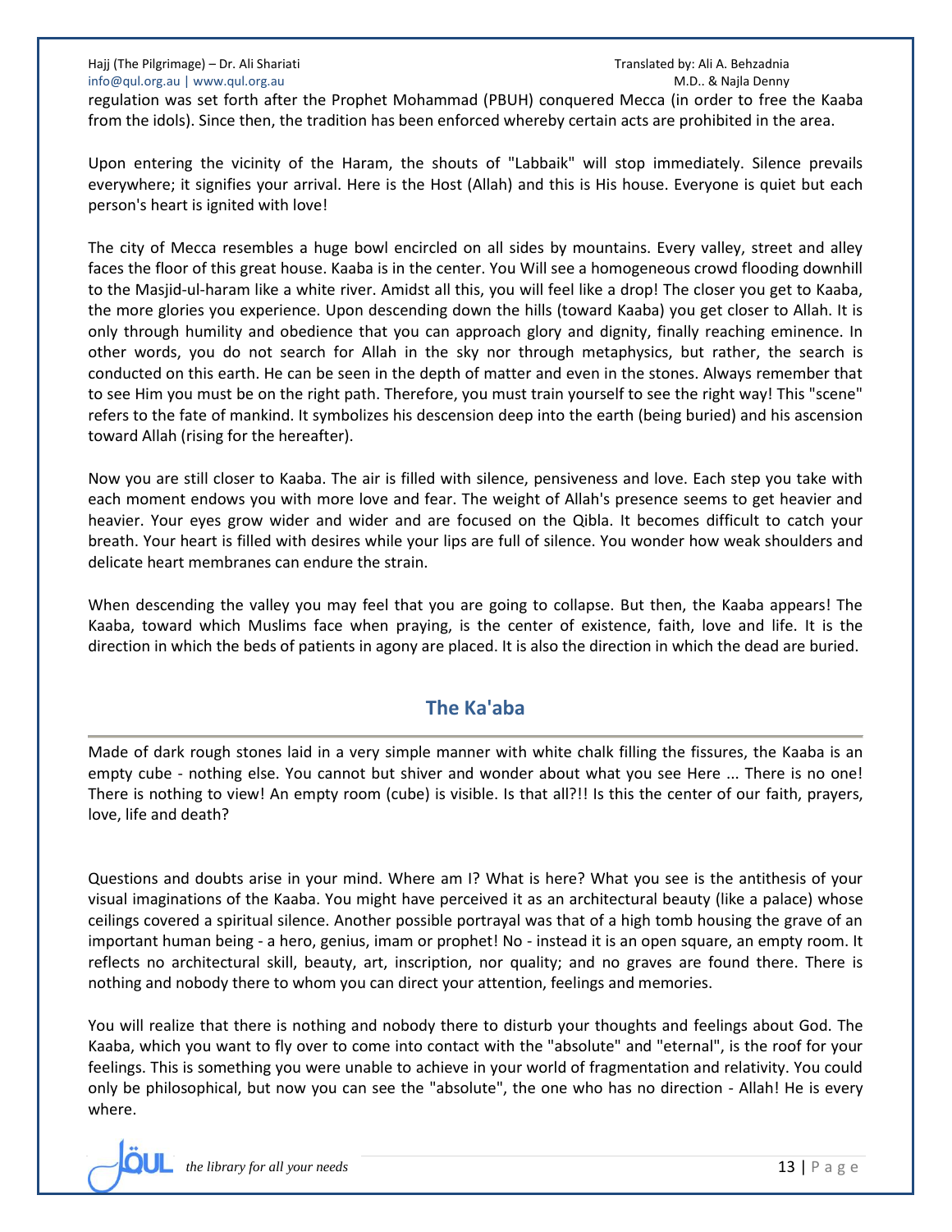regulation was set forth after the Prophet Mohammad (PBUH) conquered Mecca (in order to free the Kaaba from the idols). Since then, the tradition has been enforced whereby certain acts are prohibited in the area.

Upon entering the vicinity of the Haram, the shouts of "Labbaik" will stop immediately. Silence prevails everywhere; it signifies your arrival. Here is the Host (Allah) and this is His house. Everyone is quiet but each person's heart is ignited with love!

The city of Mecca resembles a huge bowl encircled on all sides by mountains. Every valley, street and alley faces the floor of this great house. Kaaba is in the center. You Will see a homogeneous crowd flooding downhill to the Masjid-ul-haram like a white river. Amidst all this, you will feel like a drop! The closer you get to Kaaba, the more glories you experience. Upon descending down the hills (toward Kaaba) you get closer to Allah. It is only through humility and obedience that you can approach glory and dignity, finally reaching eminence. In other words, you do not search for Allah in the sky nor through metaphysics, but rather, the search is conducted on this earth. He can be seen in the depth of matter and even in the stones. Always remember that to see Him you must be on the right path. Therefore, you must train yourself to see the right way! This "scene" refers to the fate of mankind. It symbolizes his descension deep into the earth (being buried) and his ascension toward Allah (rising for the hereafter).

Now you are still closer to Kaaba. The air is filled with silence, pensiveness and love. Each step you take with each moment endows you with more love and fear. The weight of Allah's presence seems to get heavier and heavier. Your eyes grow wider and wider and are focused on the Qibla. It becomes difficult to catch your breath. Your heart is filled with desires while your lips are full of silence. You wonder how weak shoulders and delicate heart membranes can endure the strain.

When descending the valley you may feel that you are going to collapse. But then, the Kaaba appears! The Kaaba, toward which Muslims face when praying, is the center of existence, faith, love and life. It is the direction in which the beds of patients in agony are placed. It is also the direction in which the dead are buried.

## The Ka'aba

Made of dark rough stones laid in a very simple manner with white chalk filling the fissures, the Kaaba is an empty cube - nothing else. You cannot but shiver and wonder about what you see Here ... There is no one! There is nothing to view! An empty room (cube) is visible. Is that all?!! Is this the center of our faith, prayers, love, life and death?

Questions and doubts arise in your mind. Where am I? What is here? What you see is the antithesis of your visual imaginations of the Kaaba. You might have perceived it as an architectural beauty (like a palace) whose ceilings covered a spiritual silence. Another possible portrayal was that of a high tomb housing the grave of an important human being - a hero, genius, imam or prophet! No - instead it is an open square, an empty room. It reflects no architectural skill, beauty, art, inscription, nor quality; and no graves are found there. There is nothing and nobody there to whom you can direct your attention, feelings and memories.

You will realize that there is nothing and nobody there to disturb your thoughts and feelings about God. The Kaaba, which you want to fly over to come into contact with the "absolute" and "eternal", is the roof for your feelings. This is something you were unable to achieve in your world of fragmentation and relativity. You could only be philosophical, but now you can see the "absolute", the one who has no direction - Allah! He is every where.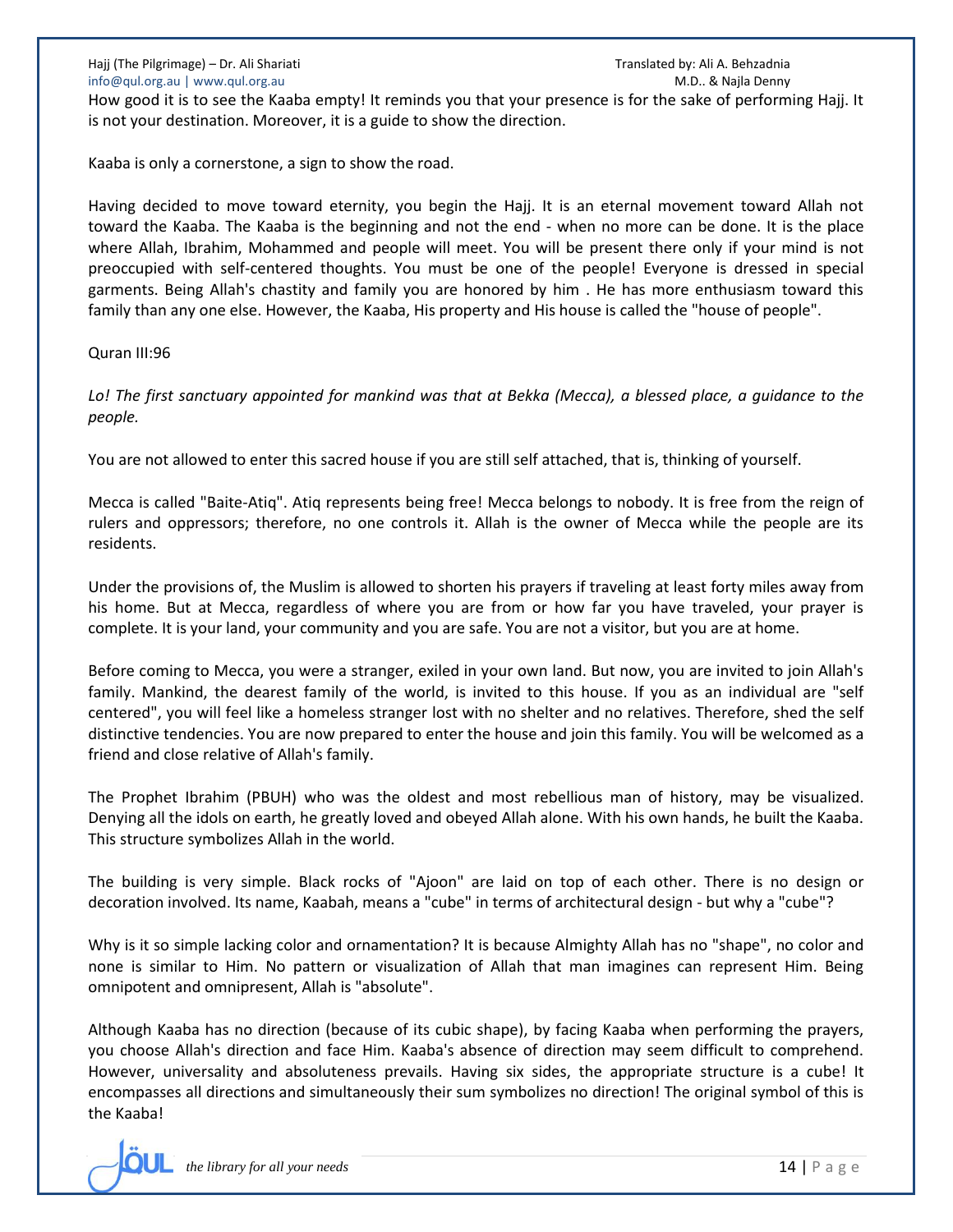How good it is to see the Kaaba empty! It reminds you that your presence is for the sake of performing Hajj. It is not your destination. Moreover, it is a guide to show the direction.

Kaaba is only a cornerstone, a sign to show the road.

Having decided to move toward eternity, you begin the Hajj. It is an eternal movement toward Allah not toward the Kaaba. The Kaaba is the beginning and not the end - when no more can be done. It is the place where Allah, Ibrahim, Mohammed and people will meet. You will be present there only if your mind is not preoccupied with self-centered thoughts. You must be one of the people! Everyone is dressed in special garments. Being Allah's chastity and family you are honored by him . He has more enthusiasm toward this family than any one else. However, the Kaaba, His property and His house is called the "house of people".

Quran III:96

*Lo! The first sanctuary appointed for mankind was that at Bekka (Mecca), a blessed place, a guidance to the people.*

You are not allowed to enter this sacred house if you are still self attached, that is, thinking of yourself.

Mecca is called "Baite-Atiq". Atiq represents being free! Mecca belongs to nobody. It is free from the reign of rulers and oppressors; therefore, no one controls it. Allah is the owner of Mecca while the people are its residents.

Under the provisions of, the Muslim is allowed to shorten his prayers if traveling at least forty miles away from his home. But at Mecca, regardless of where you are from or how far you have traveled, your prayer is complete. It is your land, your community and you are safe. You are not a visitor, but you are at home.

Before coming to Mecca, you were a stranger, exiled in your own land. But now, you are invited to join Allah's family. Mankind, the dearest family of the world, is invited to this house. If you as an individual are "self centered", you will feel like a homeless stranger lost with no shelter and no relatives. Therefore, shed the self distinctive tendencies. You are now prepared to enter the house and join this family. You will be welcomed as a friend and close relative of Allah's family.

The Prophet Ibrahim (PBUH) who was the oldest and most rebellious man of history, may be visualized. Denying all the idols on earth, he greatly loved and obeyed Allah alone. With his own hands, he built the Kaaba. This structure symbolizes Allah in the world.

The building is very simple. Black rocks of "Ajoon" are laid on top of each other. There is no design or decoration involved. Its name, Kaabah, means a "cube" in terms of architectural design - but why a "cube"?

Why is it so simple lacking color and ornamentation? It is because Almighty Allah has no "shape", no color and none is similar to Him. No pattern or visualization of Allah that man imagines can represent Him. Being omnipotent and omnipresent, Allah is "absolute".

Although Kaaba has no direction (because of its cubic shape), by facing Kaaba when performing the prayers, you choose Allah's direction and face Him. Kaaba's absence of direction may seem difficult to comprehend. However, universality and absoluteness prevails. Having six sides, the appropriate structure is a cube! It encompasses all directions and simultaneously their sum symbolizes no direction! The original symbol of this is the Kaaba!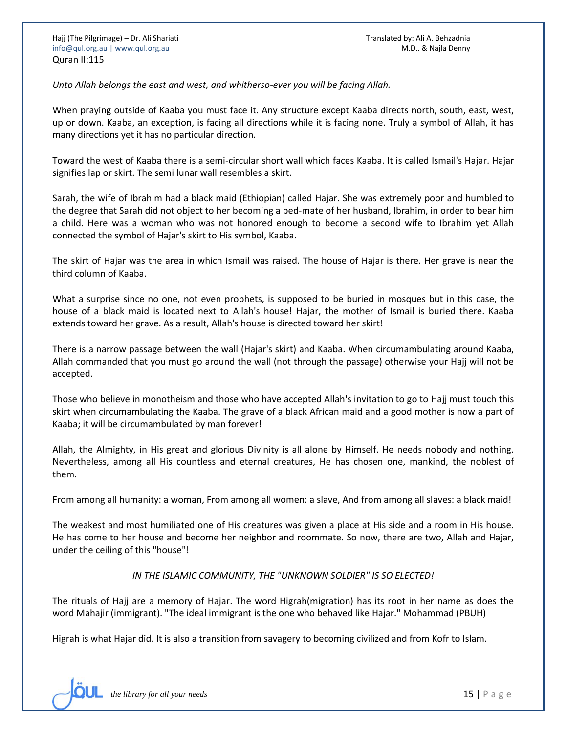Quran II:115

*Unto Allah belongs the east and west, and whitherso-ever you will be facing Allah.*

When praying outside of Kaaba you must face it. Any structure except Kaaba directs north, south, east, west, up or down. Kaaba, an exception, is facing all directions while it is facing none. Truly a symbol of Allah, it has many directions yet it has no particular direction.

Toward the west of Kaaba there is a semi-circular short wall which faces Kaaba. It is called Ismail's Hajar. Hajar signifies lap or skirt. The semi lunar wall resembles a skirt.

Sarah, the wife of Ibrahim had a black maid (Ethiopian) called Hajar. She was extremely poor and humbled to the degree that Sarah did not object to her becoming a bed-mate of her husband, Ibrahim, in order to bear him a child. Here was a woman who was not honored enough to become a second wife to Ibrahim yet Allah connected the symbol of Hajar's skirt to His symbol, Kaaba.

The skirt of Hajar was the area in which Ismail was raised. The house of Hajar is there. Her grave is near the third column of Kaaba.

What a surprise since no one, not even prophets, is supposed to be buried in mosques but in this case, the house of a black maid is located next to Allah's house! Hajar, the mother of Ismail is buried there. Kaaba extends toward her grave. As a result, Allah's house is directed toward her skirt!

There is a narrow passage between the wall (Hajar's skirt) and Kaaba. When circumambulating around Kaaba, Allah commanded that you must go around the wall (not through the passage) otherwise your Hajj will not be accepted.

Those who believe in monotheism and those who have accepted Allah's invitation to go to Hajj must touch this skirt when circumambulating the Kaaba. The grave of a black African maid and a good mother is now a part of Kaaba; it will be circumambulated by man forever!

Allah, the Almighty, in His great and glorious Divinity is all alone by Himself. He needs nobody and nothing. Nevertheless, among all His countless and eternal creatures, He has chosen one, mankind, the noblest of them.

From among all humanity: a woman, From among all women: a slave, And from among all slaves: a black maid!

The weakest and most humiliated one of His creatures was given a place at His side and a room in His house. He has come to her house and become her neighbor and roommate. So now, there are two, Allah and Hajar, under the ceiling of this "house"!

*IN THE ISLAMIC COMMUNITY, THE "UNKNOWN SOLDIER" IS SO ELECTED!*

The rituals of Hajj are a memory of Hajar. The word Higrah(migration) has its root in her name as does the word Mahajir (immigrant). "The ideal immigrant is the one who behaved like Hajar." Mohammad (PBUH)

Higrah is what Hajar did. It is also a transition from savagery to becoming civilized and from Kofr to Islam.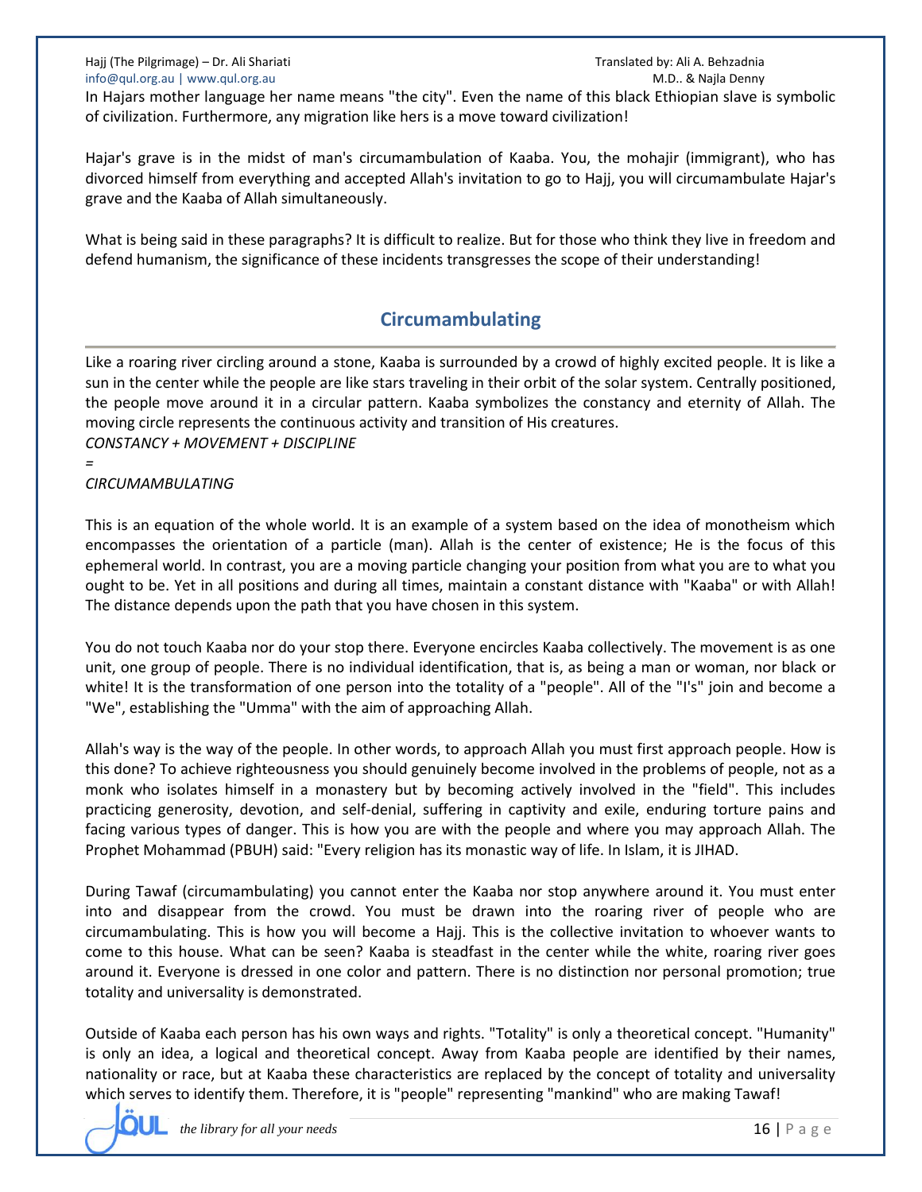In Hajars mother language her name means "the city". Even the name of this black Ethiopian slave is symbolic of civilization. Furthermore, any migration like hers is a move toward civilization!

Hajar's grave is in the midst of man's circumambulation of Kaaba. You, the mohajir (immigrant), who has divorced himself from everything and accepted Allah's invitation to go to Hajj, you will circumambulate Hajar's grave and the Kaaba of Allah simultaneously.

What is being said in these paragraphs? It is difficult to realize. But for those who think they live in freedom and defend humanism, the significance of these incidents transgresses the scope of their understanding!

## Circumambulating

Like a roaring river circling around a stone, Kaaba is surrounded by a crowd of highly excited people. It is like a sun in the center while the people are like stars traveling in their orbit of the solar system. Centrally positioned, the people move around it in a circular pattern. Kaaba symbolizes the constancy and eternity of Allah. The moving circle represents the continuous activity and transition of His creatures.

*CONSTANCY + MOVEMENT + DISCIPLINE*

*=*

*CIRCUMAMBULATING*

This is an equation of the whole world. It is an example of a system based on the idea of monotheism which encompasses the orientation of a particle (man). Allah is the center of existence; He is the focus of this ephemeral world. In contrast, you are a moving particle changing your position from what you are to what you ought to be. Yet in all positions and during all times, maintain a constant distance with "Kaaba" or with Allah! The distance depends upon the path that you have chosen in this system.

You do not touch Kaaba nor do your stop there. Everyone encircles Kaaba collectively. The movement is as one unit, one group of people. There is no individual identification, that is, as being a man or woman, nor black or white! It is the transformation of one person into the totality of a "people". All of the "I's" join and become a "We", establishing the "Umma" with the aim of approaching Allah.

Allah's way is the way of the people. In other words, to approach Allah you must first approach people. How is this done? To achieve righteousness you should genuinely become involved in the problems of people, not as a monk who isolates himself in a monastery but by becoming actively involved in the "field". This includes practicing generosity, devotion, and self-denial, suffering in captivity and exile, enduring torture pains and facing various types of danger. This is how you are with the people and where you may approach Allah. The Prophet Mohammad (PBUH) said: "Every religion has its monastic way of life. In Islam, it is JIHAD.

During Tawaf (circumambulating) you cannot enter the Kaaba nor stop anywhere around it. You must enter into and disappear from the crowd. You must be drawn into the roaring river of people who are circumambulating. This is how you will become a Hajj. This is the collective invitation to whoever wants to come to this house. What can be seen? Kaaba is steadfast in the center while the white, roaring river goes around it. Everyone is dressed in one color and pattern. There is no distinction nor personal promotion; true totality and universality is demonstrated.

Outside of Kaaba each person has his own ways and rights. "Totality" is only a theoretical concept. "Humanity" is only an idea, a logical and theoretical concept. Away from Kaaba people are identified by their names, nationality or race, but at Kaaba these characteristics are replaced by the concept of totality and universality which serves to identify them. Therefore, it is "people" representing "mankind" who are making Tawaf!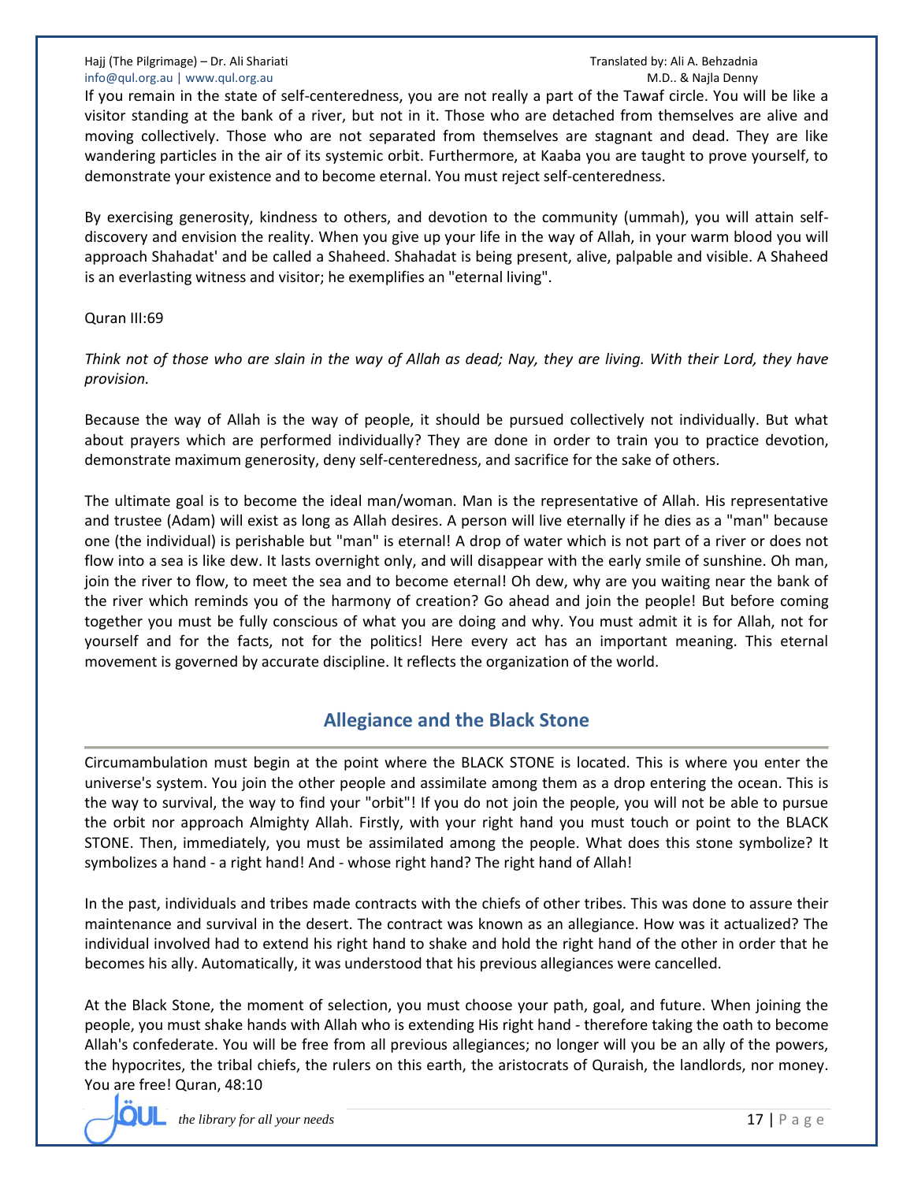If you remain in the state of self-centeredness, you are not really a part of the Tawaf circle. You will be like a visitor standing at the bank of a river, but not in it. Those who are detached from themselves are alive and moving collectively. Those who are not separated from themselves are stagnant and dead. They are like wandering particles in the air of its systemic orbit. Furthermore, at Kaaba you are taught to prove yourself, to demonstrate your existence and to become eternal. You must reject self-centeredness.

By exercising generosity, kindness to others, and devotion to the community (ummah), you will attain self-discovery and envision the reality. When you give up your life in the way of Allah, in your warm blood you will approach Shahadat' and be called a Shaheed. Shahadat is being present, alive, palpable and visible. A Shaheed is an everlasting witness and visitor; he exemplifies an "eternal living".

Quran III:69

*Think not of those who are slain in the way of Allah as dead; Nay, they are living. With their Lord, they have provision.*

Because the way of Allah is the way of people, it should be pursued collectively not individually. But what about prayers which are performed individually? They are done in order to train you to practice devotion, demonstrate maximum generosity, deny self-centeredness, and sacrifice for the sake of others.

The ultimate goal is to become the ideal man/woman. Man is the representative of Allah. His representative and trustee (Adam) will exist as long as Allah desires. A person will live eternally if he dies as a "man" because one (the individual) is perishable but "man" is eternal! A drop of water which is not part of a river or does not flow into a sea is like dew. It lasts overnight only, and will disappear with the early smile of sunshine. Oh man, join the river to flow, to meet the sea and to become eternal! Oh dew, why are you waiting near the bank of the river which reminds you of the harmony of creation? Go ahead and join the people! But before coming together you must be fully conscious of what you are doing and why. You must admit it is for Allah, not for yourself and for the facts, not for the politics! Here every act has an important meaning. This eternal movement is governed by accurate discipline. It reflects the organization of the world.

## Allegiance and the Black Stone

Circumambulation must begin at the point where the BLACK STONE is located. This is where you enter the universe's system. You join the other people and assimilate among them as a drop entering the ocean. This is the way to survival, the way to find your "orbit"! If you do not join the people, you will not be able to pursue the orbit nor approach Almighty Allah. Firstly, with your right hand you must touch or point to the BLACK STONE. Then, immediately, you must be assimilated among the people. What does this stone symbolize? It symbolizes a hand - a right hand! And - whose right hand? The right hand of Allah!

In the past, individuals and tribes made contracts with the chiefs of other tribes. This was done to assure their maintenance and survival in the desert. The contract was known as an allegiance. How was it actualized? The individual involved had to extend his right hand to shake and hold the right hand of the other in order that he becomes his ally. Automatically, it was understood that his previous allegiances were cancelled.

At the Black Stone, the moment of selection, you must choose your path, goal, and future. When joining the people, you must shake hands with Allah who is extending His right hand - therefore taking the oath to become Allah's confederate. You will be free from all previous allegiances; no longer will you be an ally of the powers, the hypocrites, the tribal chiefs, the rulers on this earth, the aristocrats of Quraish, the landlords, nor money. You are free! Quran, 48:10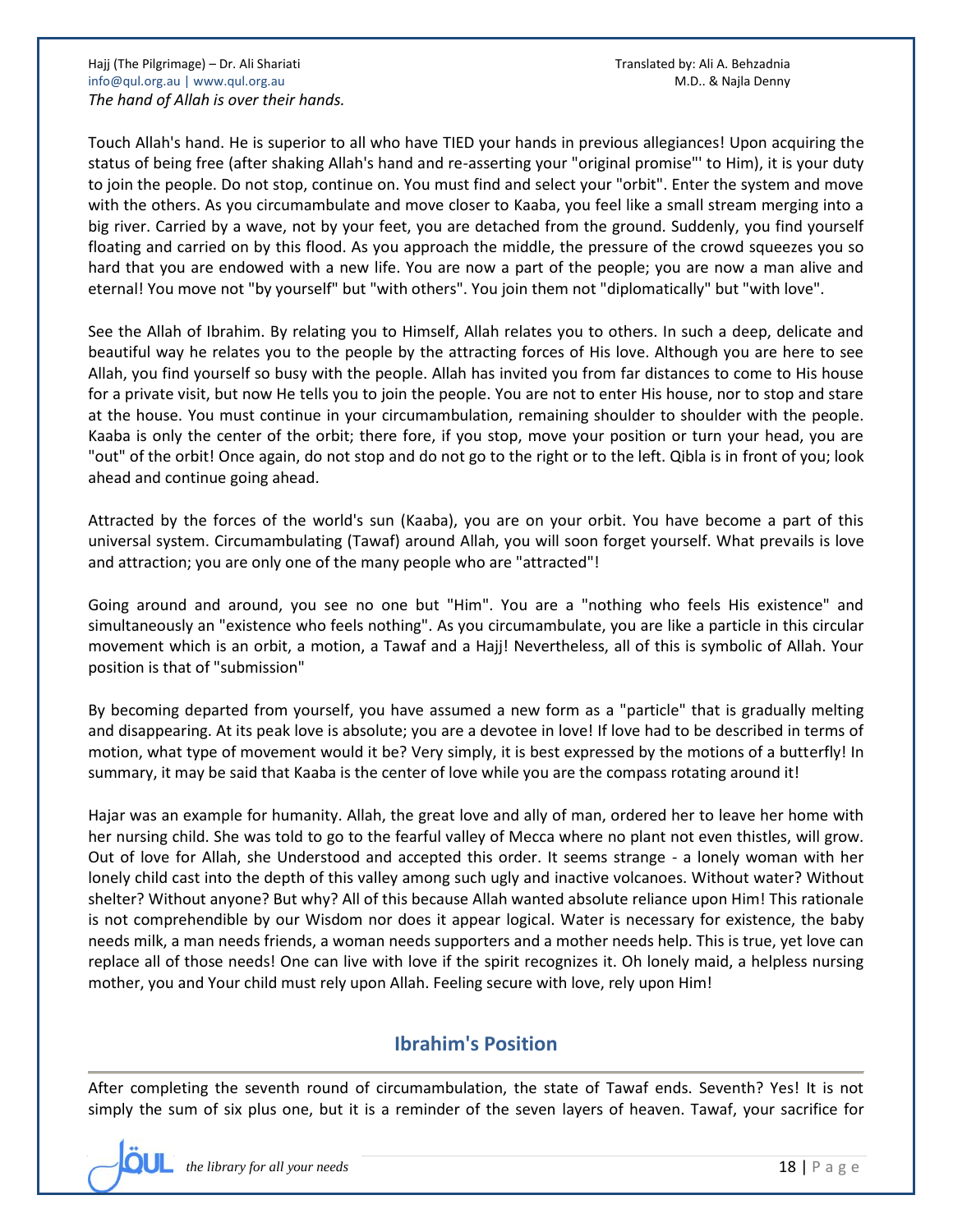*The hand of Allah is over their hands.*

Touch Allah's hand. He is superior to all who have TIED your hands in previous allegiances! Upon acquiring the status of being free (after shaking Allah's hand and re-asserting your "original promise"' to Him), it is your duty to join the people. Do not stop, continue on. You must find and select your "orbit". Enter the system and move with the others. As you circumambulate and move closer to Kaaba, you feel like a small stream merging into a big river. Carried by a wave, not by your feet, you are detached from the ground. Suddenly, you find yourself floating and carried on by this flood. As you approach the middle, the pressure of the crowd squeezes you so hard that you are endowed with a new life. You are now a part of the people; you are now a man alive and eternal! You move not "by yourself" but "with others". You join them not "diplomatically" but "with love".

See the Allah of Ibrahim. By relating you to Himself, Allah relates you to others. In such a deep, delicate and beautiful way he relates you to the people by the attracting forces of His love. Although you are here to see Allah, you find yourself so busy with the people. Allah has invited you from far distances to come to His house for a private visit, but now He tells you to join the people. You are not to enter His house, nor to stop and stare at the house. You must continue in your circumambulation, remaining shoulder to shoulder with the people. Kaaba is only the center of the orbit; there fore, if you stop, move your position or turn your head, you are "out" of the orbit! Once again, do not stop and do not go to the right or to the left. Qibla is in front of you; look ahead and continue going ahead.

Attracted by the forces of the world's sun (Kaaba), you are on your orbit. You have become a part of this universal system. Circumambulating (Tawaf) around Allah, you will soon forget yourself. What prevails is love and attraction; you are only one of the many people who are "attracted"!

Going around and around, you see no one but "Him". You are a "nothing who feels His existence" and simultaneously an "existence who feels nothing". As you circumambulate, you are like a particle in this circular movement which is an orbit, a motion, a Tawaf and a Hajj! Nevertheless, all of this is symbolic of Allah. Your position is that of "submission"

By becoming departed from yourself, you have assumed a new form as a "particle" that is gradually melting and disappearing. At its peak love is absolute; you are a devotee in love! If love had to be described in terms of motion, what type of movement would it be? Very simply, it is best expressed by the motions of a butterfly! In summary, it may be said that Kaaba is the center of love while you are the compass rotating around it!

Hajar was an example for humanity. Allah, the great love and ally of man, ordered her to leave her home with her nursing child. She was told to go to the fearful valley of Mecca where no plant not even thistles, will grow. Out of love for Allah, she Understood and accepted this order. It seems strange - a lonely woman with her lonely child cast into the depth of this valley among such ugly and inactive volcanoes. Without water? Without shelter? Without anyone? But why? All of this because Allah wanted absolute reliance upon Him! This rationale is not comprehendible by our Wisdom nor does it appear logical. Water is necessary for existence, the baby needs milk, a man needs friends, a woman needs supporters and a mother needs help. This is true, yet love can replace all of those needs! One can live with love if the spirit recognizes it. Oh lonely maid, a helpless nursing mother, you and Your child must rely upon Allah. Feeling secure with love, rely upon Him!

## Ibrahim's Position

After completing the seventh round of circumambulation, the state of Tawaf ends. Seventh? Yes! It is not simply the sum of six plus one, but it is a reminder of the seven layers of heaven. Tawaf, your sacrifice for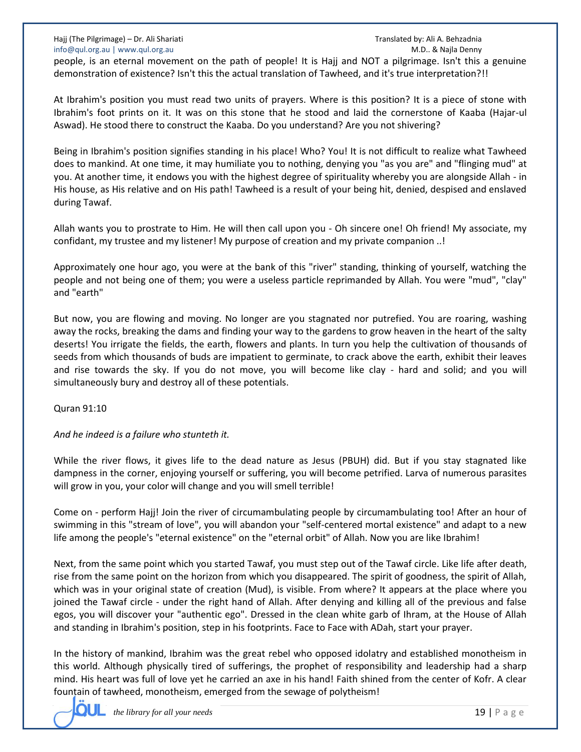people, is an eternal movement on the path of people! It is Hajj and NOT a pilgrimage. Isn't this a genuine demonstration of existence? Isn't this the actual translation of Tawheed, and it's true interpretation?!!

At Ibrahim's position you must read two units of prayers. Where is this position? It is a piece of stone with Ibrahim's foot prints on it. It was on this stone that he stood and laid the cornerstone of Kaaba (Hajar-ul Aswad). He stood there to construct the Kaaba. Do you understand? Are you not shivering?

Being in Ibrahim's position signifies standing in his place! Who? You! It is not difficult to realize what Tawheed does to mankind. At one time, it may humiliate you to nothing, denying you "as you are" and "flinging mud" at you. At another time, it endows you with the highest degree of spirituality whereby you are alongside Allah - in His house, as His relative and on His path! Tawheed is a result of your being hit, denied, despised and enslaved during Tawaf.

Allah wants you to prostrate to Him. He will then call upon you - Oh sincere one! Oh friend! My associate, my confidant, my trustee and my listener! My purpose of creation and my private companion ..!

Approximately one hour ago, you were at the bank of this "river" standing, thinking of yourself, watching the people and not being one of them; you were a useless particle reprimanded by Allah. You were "mud", "clay" and "earth"

But now, you are flowing and moving. No longer are you stagnated nor putrefied. You are roaring, washing away the rocks, breaking the dams and finding your way to the gardens to grow heaven in the heart of the salty deserts! You irrigate the fields, the earth, flowers and plants. In turn you help the cultivation of thousands of seeds from which thousands of buds are impatient to germinate, to crack above the earth, exhibit their leaves and rise towards the sky. If you do not move, you will become like clay - hard and solid; and you will simultaneously bury and destroy all of these potentials.

Quran 91:10

*And he indeed is a failure who stunteth it.*

While the river flows, it gives life to the dead nature as Jesus (PBUH) did. But if you stay stagnated like dampness in the corner, enjoying yourself or suffering, you will become petrified. Larva of numerous parasites will grow in you, your color will change and you will smell terrible!

Come on - perform Hajj! Join the river of circumambulating people by circumambulating too! After an hour of swimming in this "stream of love", you will abandon your "self-centered mortal existence" and adapt to a new life among the people's "eternal existence" on the "eternal orbit" of Allah. Now you are like Ibrahim!

Next, from the same point which you started Tawaf, you must step out of the Tawaf circle. Like life after death, rise from the same point on the horizon from which you disappeared. The spirit of goodness, the spirit of Allah, which was in your original state of creation (Mud), is visible. From where? It appears at the place where you joined the Tawaf circle - under the right hand of Allah. After denying and killing all of the previous and false egos, you will discover your "authentic ego". Dressed in the clean white garb of Ihram, at the House of Allah and standing in Ibrahim's position, step in his footprints. Face to Face with ADah, start your prayer.

In the history of mankind, Ibrahim was the great rebel who opposed idolatry and established monotheism in this world. Although physically tired of sufferings, the prophet of responsibility and leadership had a sharp mind. His heart was full of love yet he carried an axe in his hand! Faith shined from the center of Kofr. A clear fountain of tawheed, monotheism, emerged from the sewage of polytheism!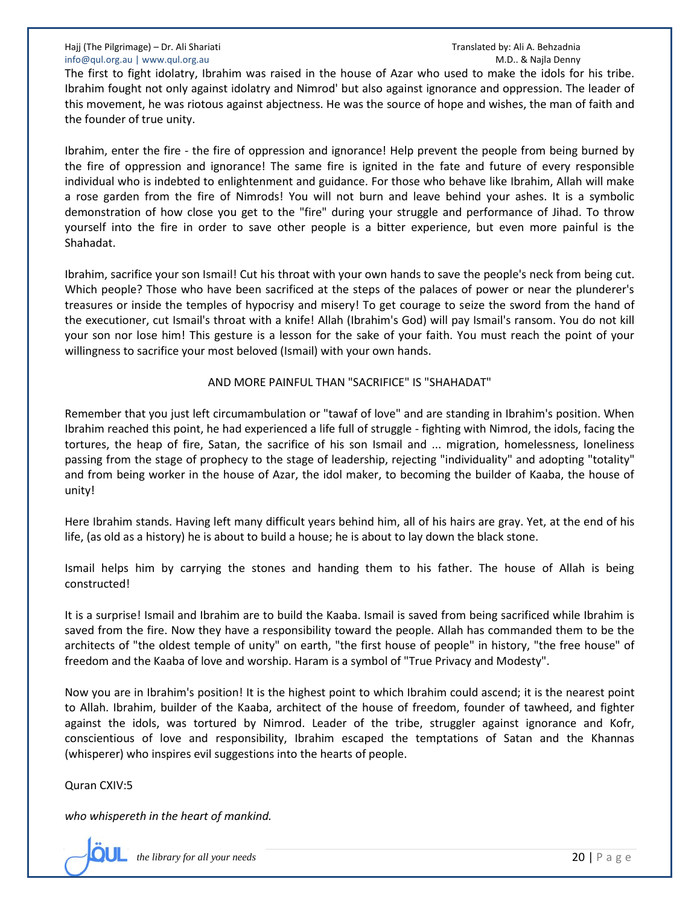The first to fight idolatry, Ibrahim was raised in the house of Azar who used to make the idols for his tribe. Ibrahim fought not only against idolatry and Nimrod' but also against ignorance and oppression. The leader of this movement, he was riotous against abjectness. He was the source of hope and wishes, the man of faith and the founder of true unity.

Ibrahim, enter the fire - the fire of oppression and ignorance! Help prevent the people from being burned by the fire of oppression and ignorance! The same fire is ignited in the fate and future of every responsible individual who is indebted to enlightenment and guidance. For those who behave like Ibrahim, Allah will make a rose garden from the fire of Nimrods! You will not burn and leave behind your ashes. It is a symbolic demonstration of how close you get to the "fire" during your struggle and performance of Jihad. To throw yourself into the fire in order to save other people is a bitter experience, but even more painful is the Shahadat.

Ibrahim, sacrifice your son Ismail! Cut his throat with your own hands to save the people's neck from being cut. Which people? Those who have been sacrificed at the steps of the palaces of power or near the plunderer's treasures or inside the temples of hypocrisy and misery! To get courage to seize the sword from the hand of the executioner, cut Ismail's throat with a knife! Allah (Ibrahim's God) will pay Ismail's ransom. You do not kill your son nor lose him! This gesture is a lesson for the sake of your faith. You must reach the point of your willingness to sacrifice your most beloved (Ismail) with your own hands.

AND MORE PAINFUL THAN "SACRIFICE" IS "SHAHADAT"

Remember that you just left circumambulation or "tawaf of love" and are standing in Ibrahim's position. When Ibrahim reached this point, he had experienced a life full of struggle - fighting with Nimrod, the idols, facing the tortures, the heap of fire, Satan, the sacrifice of his son Ismail and ... migration, homelessness, loneliness passing from the stage of prophecy to the stage of leadership, rejecting "individuality" and adopting "totality" and from being worker in the house of Azar, the idol maker, to becoming the builder of Kaaba, the house of unity!

Here Ibrahim stands. Having left many difficult years behind him, all of his hairs are gray. Yet, at the end of his life, (as old as a history) he is about to build a house; he is about to lay down the black stone.

Ismail helps him by carrying the stones and handing them to his father. The house of Allah is being constructed!

It is a surprise! Ismail and Ibrahim are to build the Kaaba. Ismail is saved from being sacrificed while Ibrahim is saved from the fire. Now they have a responsibility toward the people. Allah has commanded them to be the architects of "the oldest temple of unity" on earth, "the first house of people" in history, "the free house" of freedom and the Kaaba of love and worship. Haram is a symbol of "True Privacy and Modesty".

Now you are in Ibrahim's position! It is the highest point to which Ibrahim could ascend; it is the nearest point to Allah. Ibrahim, builder of the Kaaba, architect of the house of freedom, founder of tawheed, and fighter against the idols, was tortured by Nimrod. Leader of the tribe, struggler against ignorance and Kofr, conscientious of love and responsibility, Ibrahim escaped the temptations of Satan and the Khannas (whisperer) who inspires evil suggestions into the hearts of people.

Quran CXIV:5

*who whispereth in the heart of mankind.*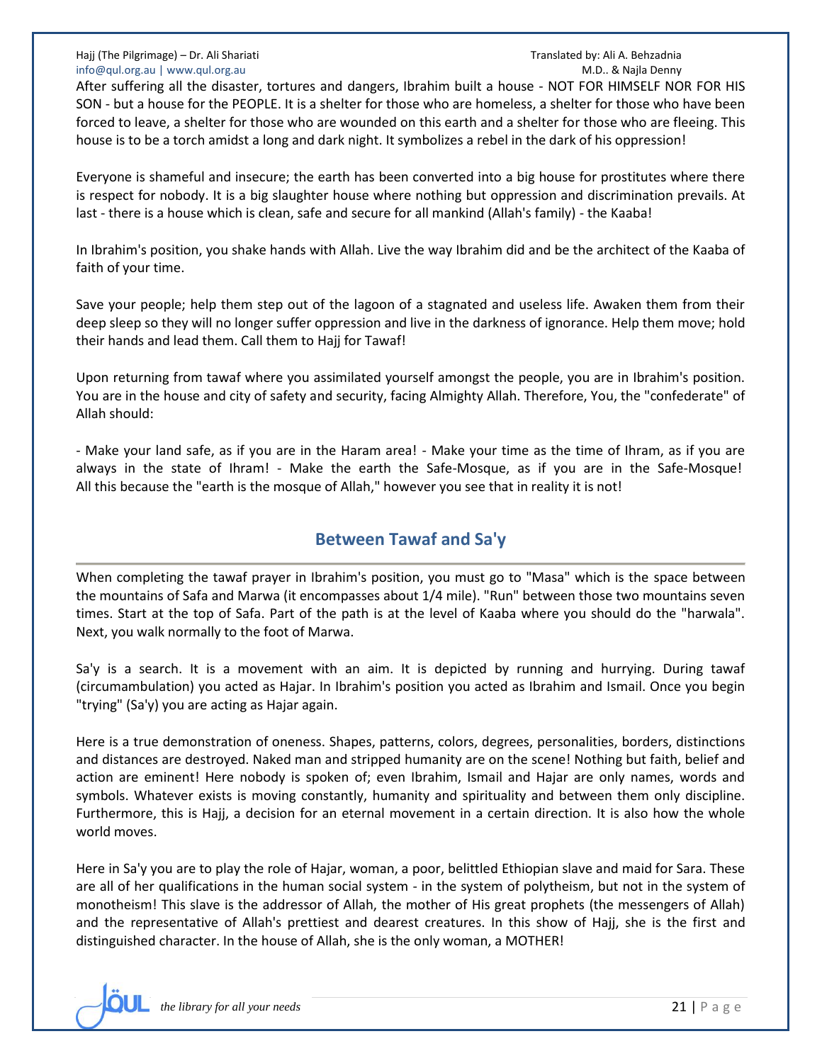After suffering all the disaster, tortures and dangers, Ibrahim built a house - NOT FOR HIMSELF NOR FOR HIS SON - but a house for the PEOPLE. It is a shelter for those who are homeless, a shelter for those who have been forced to leave, a shelter for those who are wounded on this earth and a shelter for those who are fleeing. This house is to be a torch amidst a long and dark night. It symbolizes a rebel in the dark of his oppression!

Everyone is shameful and insecure; the earth has been converted into a big house for prostitutes where there is respect for nobody. It is a big slaughter house where nothing but oppression and discrimination prevails. At last - there is a house which is clean, safe and secure for all mankind (Allah's family) - the Kaaba!

In Ibrahim's position, you shake hands with Allah. Live the way Ibrahim did and be the architect of the Kaaba of faith of your time.

Save your people; help them step out of the lagoon of a stagnated and useless life. Awaken them from their deep sleep so they will no longer suffer oppression and live in the darkness of ignorance. Help them move; hold their hands and lead them. Call them to Hajj for Tawaf!

Upon returning from tawaf where you assimilated yourself amongst the people, you are in Ibrahim's position. You are in the house and city of safety and security, facing Almighty Allah. Therefore, You, the "confederate" of Allah should:

- Make your land safe, as if you are in the Haram area! - Make your time as the time of Ihram, as if you are always in the state of Ihram! - Make the earth the Safe-Mosque, as if you are in the Safe-Mosque! All this because the "earth is the mosque of Allah," however you see that in reality it is not!

## Between Tawaf and Sa'y

When completing the tawaf prayer in Ibrahim's position, you must go to "Masa" which is the space between the mountains of Safa and Marwa (it encompasses about 1/4 mile). "Run" between those two mountains seven times. Start at the top of Safa. Part of the path is at the level of Kaaba where you should do the "harwala". Next, you walk normally to the foot of Marwa.

Sa'y is a search. It is a movement with an aim. It is depicted by running and hurrying. During tawaf (circumambulation) you acted as Hajar. In Ibrahim's position you acted as Ibrahim and Ismail. Once you begin "trying" (Sa'y) you are acting as Hajar again.

Here is a true demonstration of oneness. Shapes, patterns, colors, degrees, personalities, borders, distinctions and distances are destroyed. Naked man and stripped humanity are on the scene! Nothing but faith, belief and action are eminent! Here nobody is spoken of; even Ibrahim, Ismail and Hajar are only names, words and symbols. Whatever exists is moving constantly, humanity and spirituality and between them only discipline. Furthermore, this is Hajj, a decision for an eternal movement in a certain direction. It is also how the whole world moves.

Here in Sa'y you are to play the role of Hajar, woman, a poor, belittled Ethiopian slave and maid for Sara. These are all of her qualifications in the human social system - in the system of polytheism, but not in the system of monotheism! This slave is the addressor of Allah, the mother of His great prophets (the messengers of Allah) and the representative of Allah's prettiest and dearest creatures. In this show of Hajj, she is the first and distinguished character. In the house of Allah, she is the only woman, a MOTHER!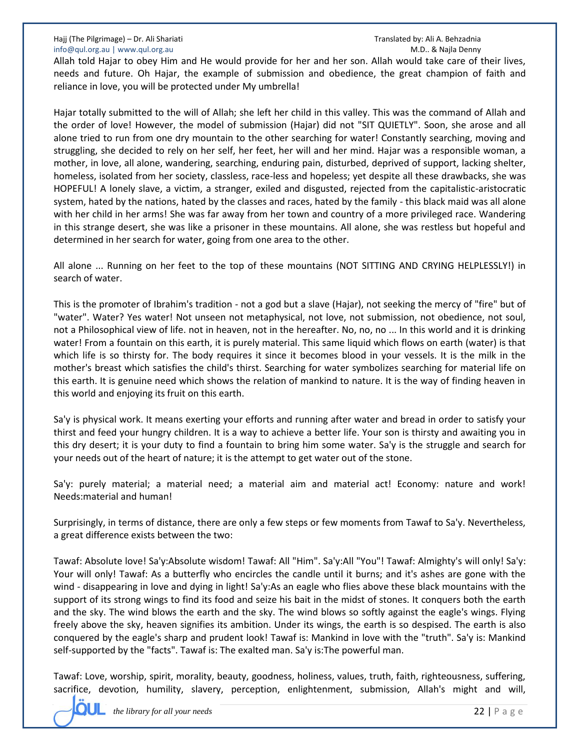Allah told Hajar to obey Him and He would provide for her and her son. Allah would take care of their lives, needs and future. Oh Hajar, the example of submission and obedience, the great champion of faith and reliance in love, you will be protected under My umbrella!

Hajar totally submitted to the will of Allah; she left her child in this valley. This was the command of Allah and the order of love! However, the model of submission (Hajar) did not "SIT QUIETLY". Soon, she arose and all alone tried to run from one dry mountain to the other searching for water! Constantly searching, moving and struggling, she decided to rely on her self, her feet, her will and her mind. Hajar was a responsible woman, a mother, in love, all alone, wandering, searching, enduring pain, disturbed, deprived of support, lacking shelter, homeless, isolated from her society, classless, race-less and hopeless; yet despite all these drawbacks, she was HOPEFUL! A lonely slave, a victim, a stranger, exiled and disgusted, rejected from the capitalistic-aristocratic system, hated by the nations, hated by the classes and races, hated by the family - this black maid was all alone with her child in her arms! She was far away from her town and country of a more privileged race. Wandering in this strange desert, she was like a prisoner in these mountains. All alone, she was restless but hopeful and determined in her search for water, going from one area to the other.

All alone ... Running on her feet to the top of these mountains (NOT SITTING AND CRYING HELPLESSLY!) in search of water.

This is the promoter of Ibrahim's tradition - not a god but a slave (Hajar), not seeking the mercy of "fire" but of "water". Water? Yes water! Not unseen not metaphysical, not love, not submission, not obedience, not soul, not a Philosophical view of life. not in heaven, not in the hereafter. No, no, no ... In this world and it is drinking water! From a fountain on this earth, it is purely material. This same liquid which flows on earth (water) is that which life is so thirsty for. The body requires it since it becomes blood in your vessels. It is the milk in the mother's breast which satisfies the child's thirst. Searching for water symbolizes searching for material life on this earth. It is genuine need which shows the relation of mankind to nature. It is the way of finding heaven in this world and enjoying its fruit on this earth.

Sa'y is physical work. It means exerting your efforts and running after water and bread in order to satisfy your thirst and feed your hungry children. It is a way to achieve a better life. Your son is thirsty and awaiting you in this dry desert; it is your duty to find a fountain to bring him some water. Sa'y is the struggle and search for your needs out of the heart of nature; it is the attempt to get water out of the stone.

Sa'y: purely material; a material need; a material aim and material act! Economy: nature and work! Needs:material and human!

Surprisingly, in terms of distance, there are only a few steps or few moments from Tawaf to Sa'y. Nevertheless, a great difference exists between the two:

Tawaf: Absolute love! Sa'y:Absolute wisdom! Tawaf: All "Him". Sa'y:All "You"! Tawaf: Almighty's will only! Sa'y: Your will only! Tawaf: As a butterfly who encircles the candle until it burns; and it's ashes are gone with the wind - disappearing in love and dying in light! Sa'y:As an eagle who flies above these black mountains with the support of its strong wings to find its food and seize his bait in the midst of stones. It conquers both the earth and the sky. The wind blows the earth and the sky. The wind blows so softly against the eagle's wings. Flying freely above the sky, heaven signifies its ambition. Under its wings, the earth is so despised. The earth is also conquered by the eagle's sharp and prudent look! Tawaf is: Mankind in love with the "truth". Sa'y is: Mankind self-supported by the "facts". Tawaf is: The exalted man. Sa'y is:The powerful man.

Tawaf: Love, worship, spirit, morality, beauty, goodness, holiness, values, truth, faith, righteousness, suffering, sacrifice, devotion, humility, slavery, perception, enlightenment, submission, Allah's might and will,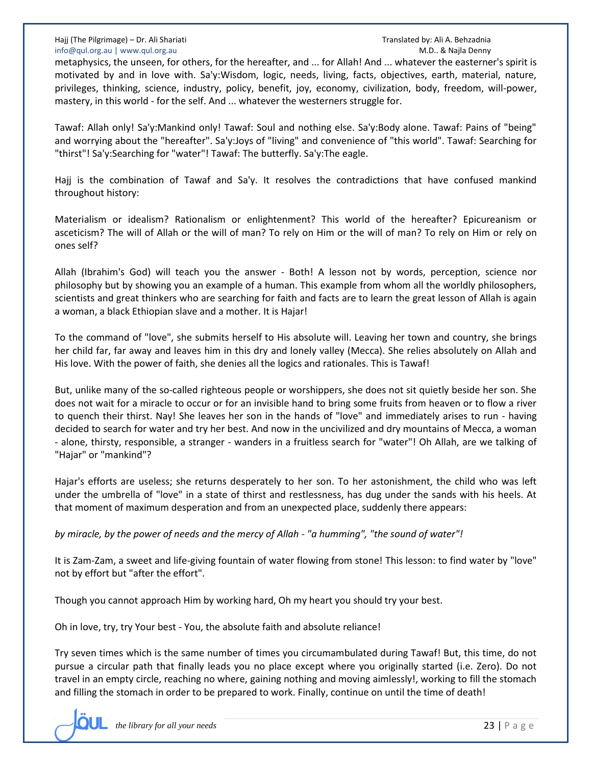metaphysics, the unseen, for others, for the hereafter, and ... for Allah! And ... whatever the easterner's spirit is motivated by and in love with. Sa'y:Wisdom, logic, needs, living, facts, objectives, earth, material, nature, privileges, thinking, science, industry, policy, benefit, joy, economy, civilization, body, freedom, will-power, mastery, in this world - for the self. And ... whatever the westerners struggle for.

Tawaf: Allah only! Sa'y:Mankind only! Tawaf: Soul and nothing else. Sa'y:Body alone. Tawaf: Pains of "being" and worrying about the "hereafter". Sa'y:Joys of "living" and convenience of "this world". Tawaf: Searching for "thirst"! Sa'y:Searching for "water"! Tawaf: The butterfly. Sa'y:The eagle.

Hajj is the combination of Tawaf and Sa'y. It resolves the contradictions that have confused mankind throughout history:

Materialism or idealism? Rationalism or enlightenment? This world of the hereafter? Epicureanism or asceticism? The will of Allah or the will of man? To rely on Him or the will of man? To rely on Him or rely on ones self?

Allah (Ibrahim's God) will teach you the answer - Both! A lesson not by words, perception, science nor philosophy but by showing you an example of a human. This example from whom all the worldly philosophers, scientists and great thinkers who are searching for faith and facts are to learn the great lesson of Allah is again a woman, a black Ethiopian slave and a mother. It is Hajar!

To the command of "love", she submits herself to His absolute will. Leaving her town and country, she brings her child far, far away and leaves him in this dry and lonely valley (Mecca). She relies absolutely on Allah and His love. With the power of faith, she denies all the logics and rationales. This is Tawaf!

But, unlike many of the so-called righteous people or worshippers, she does not sit quietly beside her son. She does not wait for a miracle to occur or for an invisible hand to bring some fruits from heaven or to flow a river to quench their thirst. Nay! She leaves her son in the hands of "love" and immediately arises to run - having decided to search for water and try her best. And now in the uncivilized and dry mountains of Mecca, a woman - alone, thirsty, responsible, a stranger - wanders in a fruitless search for "water"! Oh Allah, are we talking of "Hajar" or "mankind"?

Hajar's efforts are useless; she returns desperately to her son. To her astonishment, the child who was left under the umbrella of "love" in a state of thirst and restlessness, has dug under the sands with his heels. At that moment of maximum desperation and from an unexpected place, suddenly there appears:

*by miracle, by the power of needs and the mercy of Allah - "a humming", "the sound of water"!*

It is Zam-Zam, a sweet and life-giving fountain of water flowing from stone! This lesson: to find water by "love" not by effort but "after the effort".

Though you cannot approach Him by working hard, Oh my heart you should try your best.

Oh in love, try, try Your best - You, the absolute faith and absolute reliance!

Try seven times which is the same number of times you circumambulated during Tawaf! But, this time, do not pursue a circular path that finally leads you no place except where you originally started (i.e. Zero). Do not travel in an empty circle, reaching no where, gaining nothing and moving aimlessly!, working to fill the stomach and filling the stomach in order to be prepared to work. Finally, continue on until the time of death!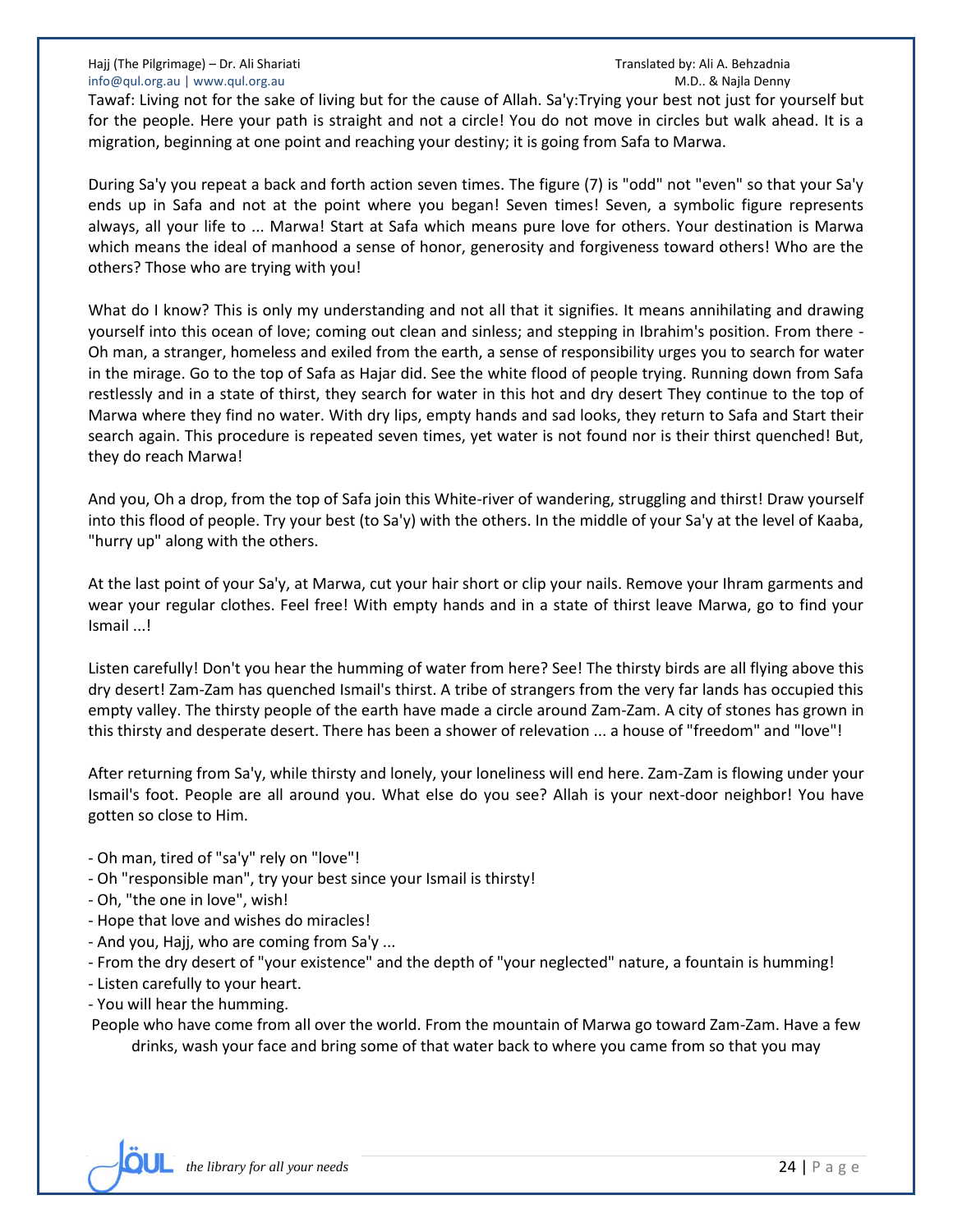Tawaf: Living not for the sake of living but for the cause of Allah. Sa'y:Trying your best not just for yourself but for the people. Here your path is straight and not a circle! You do not move in circles but walk ahead. It is a migration, beginning at one point and reaching your destiny; it is going from Safa to Marwa.

During Sa'y you repeat a back and forth action seven times. The figure (7) is "odd" not "even" so that your Sa'y ends up in Safa and not at the point where you began! Seven times! Seven, a symbolic figure represents always, all your life to ... Marwa! Start at Safa which means pure love for others. Your destination is Marwa which means the ideal of manhood a sense of honor, generosity and forgiveness toward others! Who are the others? Those who are trying with you!

What do I know? This is only my understanding and not all that it signifies. It means annihilating and drawing yourself into this ocean of love; coming out clean and sinless; and stepping in Ibrahim's position. From there - Oh man, a stranger, homeless and exiled from the earth, a sense of responsibility urges you to search for water in the mirage. Go to the top of Safa as Hajar did. See the white flood of people trying. Running down from Safa restlessly and in a state of thirst, they search for water in this hot and dry desert They continue to the top of Marwa where they find no water. With dry lips, empty hands and sad looks, they return to Safa and Start their search again. This procedure is repeated seven times, yet water is not found nor is their thirst quenched! But, they do reach Marwa!

And you, Oh a drop, from the top of Safa join this White-river of wandering, struggling and thirst! Draw yourself into this flood of people. Try your best (to Sa'y) with the others. In the middle of your Sa'y at the level of Kaaba, "hurry up" along with the others.

At the last point of your Sa'y, at Marwa, cut your hair short or clip your nails. Remove your Ihram garments and wear your regular clothes. Feel free! With empty hands and in a state of thirst leave Marwa, go to find your Ismail ...!

Listen carefully! Don't you hear the humming of water from here? See! The thirsty birds are all flying above this dry desert! Zam-Zam has quenched Ismail's thirst. A tribe of strangers from the very far lands has occupied this empty valley. The thirsty people of the earth have made a circle around Zam-Zam. A city of stones has grown in this thirsty and desperate desert. There has been a shower of relevation ... a house of "freedom" and "love"!

After returning from Sa'y, while thirsty and lonely, your loneliness will end here. Zam-Zam is flowing under your Ismail's foot. People are all around you. What else do you see? Allah is your next-door neighbor! You have gotten so close to Him.

- Oh man, tired of "sa'y" rely on "love"!
- Oh "responsible man", try your best since your Ismail is thirsty!
- Oh, "the one in love", wish!
- Hope that love and wishes do miracles!
- And you, Hajj, who are coming from Sa'y ...
- From the dry desert of "your existence" and the depth of "your neglected" nature, a fountain is humming!
- Listen carefully to your heart.
- You will hear the humming.

People who have come from all over the world. From the mountain of Marwa go toward Zam-Zam. Have a few drinks, wash your face and bring some of that water back to where you came from so that you may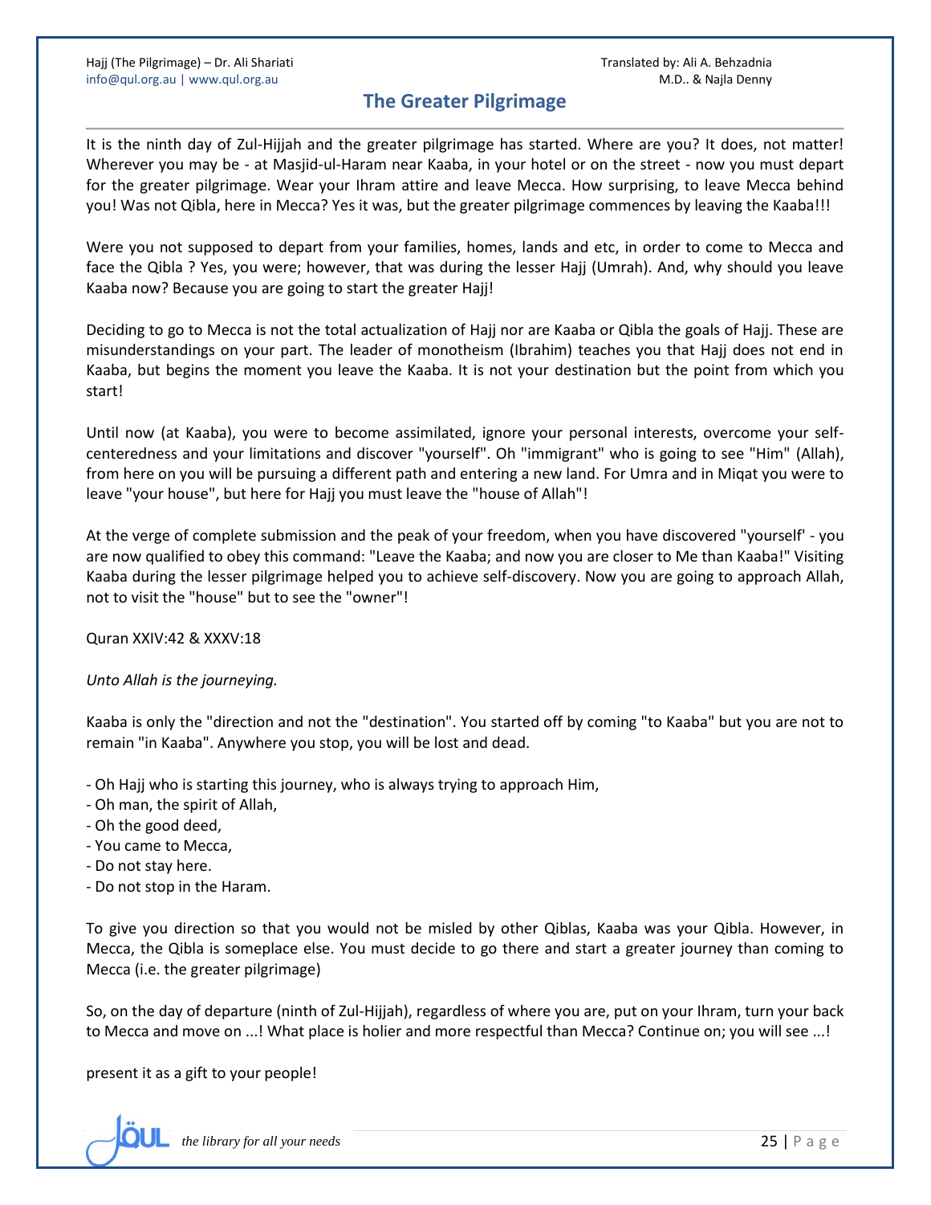## The Greater Pilgrimage

It is the ninth day of Zul-Hijjah and the greater pilgrimage has started. Where are you? It does, not matter! Wherever you may be - at Masjid-ul-Haram near Kaaba, in your hotel or on the street - now you must depart for the greater pilgrimage. Wear your Ihram attire and leave Mecca. How surprising, to leave Mecca behind you! Was not Qibla, here in Mecca? Yes it was, but the greater pilgrimage commences by leaving the Kaaba!!!

Were you not supposed to depart from your families, homes, lands and etc, in order to come to Mecca and face the Qibla ? Yes, you were; however, that was during the lesser Hajj (Umrah). And, why should you leave Kaaba now? Because you are going to start the greater Hajj!

Deciding to go to Mecca is not the total actualization of Hajj nor are Kaaba or Qibla the goals of Hajj. These are misunderstandings on your part. The leader of monotheism (Ibrahim) teaches you that Hajj does not end in Kaaba, but begins the moment you leave the Kaaba. It is not your destination but the point from which you start!

Until now (at Kaaba), you were to become assimilated, ignore your personal interests, overcome your self-centeredness and your limitations and discover "yourself". Oh "immigrant" who is going to see "Him" (Allah), from here on you will be pursuing a different path and entering a new land. For Umra and in Miqat you were to leave "your house", but here for Hajj you must leave the "house of Allah"!

At the verge of complete submission and the peak of your freedom, when you have discovered "yourself' - you are now qualified to obey this command: "Leave the Kaaba; and now you are closer to Me than Kaaba!" Visiting Kaaba during the lesser pilgrimage helped you to achieve self-discovery. Now you are going to approach Allah, not to visit the "house" but to see the "owner"!

Quran XXIV:42 & XXXV:18

*Unto Allah is the journeying.*

Kaaba is only the "direction and not the "destination". You started off by coming "to Kaaba" but you are not to remain "in Kaaba". Anywhere you stop, you will be lost and dead.

- Oh Hajj who is starting this journey, who is always trying to approach Him,
- Oh man, the spirit of Allah,
- Oh the good deed,
- You came to Mecca,
- Do not stay here.
- Do not stop in the Haram.

To give you direction so that you would not be misled by other Qiblas, Kaaba was your Qibla. However, in Mecca, the Qibla is someplace else. You must decide to go there and start a greater journey than coming to Mecca (i.e. the greater pilgrimage)

So, on the day of departure (ninth of Zul-Hijjah), regardless of where you are, put on your Ihram, turn your back to Mecca and move on ...! What place is holier and more respectful than Mecca? Continue on; you will see ...!

present it as a gift to your people!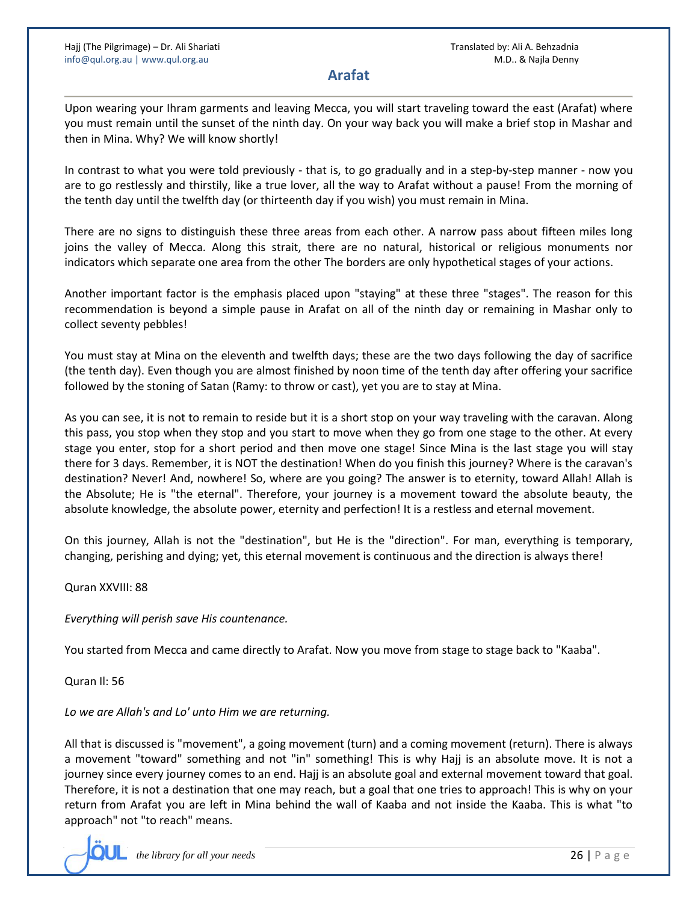## Arafat

Upon wearing your Ihram garments and leaving Mecca, you will start traveling toward the east (Arafat) where you must remain until the sunset of the ninth day. On your way back you will make a brief stop in Mashar and then in Mina. Why? We will know shortly!

In contrast to what you were told previously - that is, to go gradually and in a step-by-step manner - now you are to go restlessly and thirstily, like a true lover, all the way to Arafat without a pause! From the morning of the tenth day until the twelfth day (or thirteenth day if you wish) you must remain in Mina.

There are no signs to distinguish these three areas from each other. A narrow pass about fifteen miles long joins the valley of Mecca. Along this strait, there are no natural, historical or religious monuments nor indicators which separate one area from the other The borders are only hypothetical stages of your actions.

Another important factor is the emphasis placed upon "staying" at these three "stages". The reason for this recommendation is beyond a simple pause in Arafat on all of the ninth day or remaining in Mashar only to collect seventy pebbles!

You must stay at Mina on the eleventh and twelfth days; these are the two days following the day of sacrifice (the tenth day). Even though you are almost finished by noon time of the tenth day after offering your sacrifice followed by the stoning of Satan (Ramy: to throw or cast), yet you are to stay at Mina.

As you can see, it is not to remain to reside but it is a short stop on your way traveling with the caravan. Along this pass, you stop when they stop and you start to move when they go from one stage to the other. At every stage you enter, stop for a short period and then move one stage! Since Mina is the last stage you will stay there for 3 days. Remember, it is NOT the destination! When do you finish this journey? Where is the caravan's destination? Never! And, nowhere! So, where are you going? The answer is to eternity, toward Allah! Allah is the Absolute; He is "the eternal". Therefore, your journey is a movement toward the absolute beauty, the absolute knowledge, the absolute power, eternity and perfection! It is a restless and eternal movement.

On this journey, Allah is not the "destination", but He is the "direction". For man, everything is temporary, changing, perishing and dying; yet, this eternal movement is continuous and the direction is always there!

Quran XXVIII: 88

*Everything will perish save His countenance.*

You started from Mecca and came directly to Arafat. Now you move from stage to stage back to "Kaaba".

Quran Il: 56

*Lo we are Allah's and Lo' unto Him we are returning.*

All that is discussed is "movement", a going movement (turn) and a coming movement (return). There is always a movement "toward" something and not "in" something! This is why Hajj is an absolute move. It is not a journey since every journey comes to an end. Hajj is an absolute goal and external movement toward that goal. Therefore, it is not a destination that one may reach, but a goal that one tries to approach! This is why on your return from Arafat you are left in Mina behind the wall of Kaaba and not inside the Kaaba. This is what "to approach" not "to reach" means.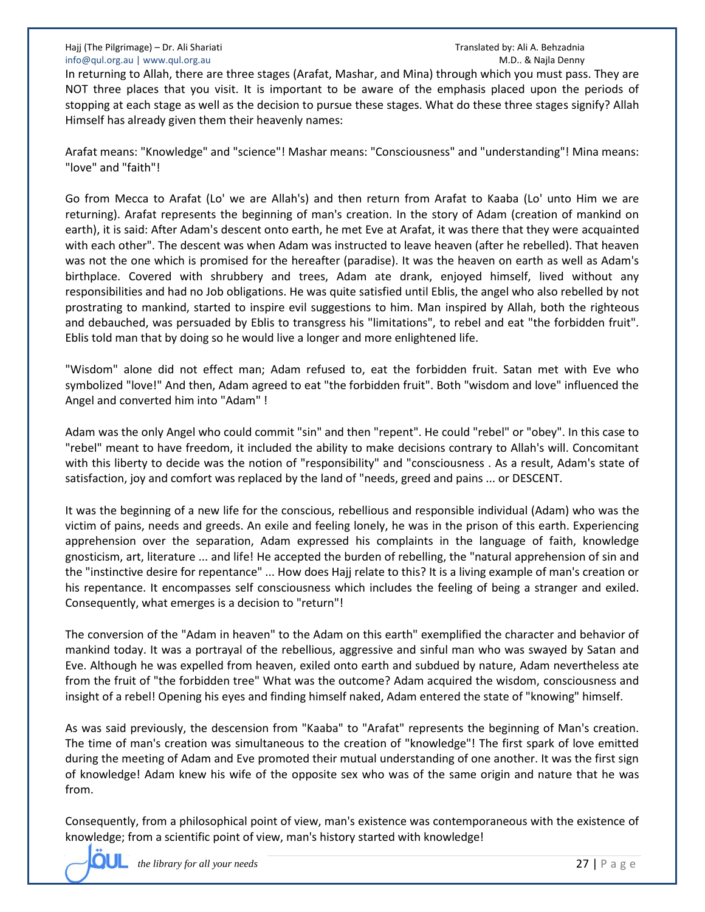In returning to Allah, there are three stages (Arafat, Mashar, and Mina) through which you must pass. They are NOT three places that you visit. It is important to be aware of the emphasis placed upon the periods of stopping at each stage as well as the decision to pursue these stages. What do these three stages signify? Allah Himself has already given them their heavenly names:

Arafat means: "Knowledge" and "science"! Mashar means: "Consciousness" and "understanding"! Mina means: "love" and "faith"!

Go from Mecca to Arafat (Lo' we are Allah's) and then return from Arafat to Kaaba (Lo' unto Him we are returning). Arafat represents the beginning of man's creation. In the story of Adam (creation of mankind on earth), it is said: After Adam's descent onto earth, he met Eve at Arafat, it was there that they were acquainted with each other". The descent was when Adam was instructed to leave heaven (after he rebelled). That heaven was not the one which is promised for the hereafter (paradise). It was the heaven on earth as well as Adam's birthplace. Covered with shrubbery and trees, Adam ate drank, enjoyed himself, lived without any responsibilities and had no Job obligations. He was quite satisfied until Eblis, the angel who also rebelled by not prostrating to mankind, started to inspire evil suggestions to him. Man inspired by Allah, both the righteous and debauched, was persuaded by Eblis to transgress his "limitations", to rebel and eat "the forbidden fruit". Eblis told man that by doing so he would live a longer and more enlightened life.

"Wisdom" alone did not effect man; Adam refused to, eat the forbidden fruit. Satan met with Eve who symbolized "love!" And then, Adam agreed to eat "the forbidden fruit". Both "wisdom and love" influenced the Angel and converted him into "Adam" !

Adam was the only Angel who could commit "sin" and then "repent". He could "rebel" or "obey". In this case to "rebel" meant to have freedom, it included the ability to make decisions contrary to Allah's will. Concomitant with this liberty to decide was the notion of "responsibility" and "consciousness . As a result, Adam's state of satisfaction, joy and comfort was replaced by the land of "needs, greed and pains ... or DESCENT.

It was the beginning of a new life for the conscious, rebellious and responsible individual (Adam) who was the victim of pains, needs and greeds. An exile and feeling lonely, he was in the prison of this earth. Experiencing apprehension over the separation, Adam expressed his complaints in the language of faith, knowledge gnosticism, art, literature ... and life! He accepted the burden of rebelling, the "natural apprehension of sin and the "instinctive desire for repentance" ... How does Hajj relate to this? It is a living example of man's creation or his repentance. It encompasses self consciousness which includes the feeling of being a stranger and exiled. Consequently, what emerges is a decision to "return"!

The conversion of the "Adam in heaven" to the Adam on this earth" exemplified the character and behavior of mankind today. It was a portrayal of the rebellious, aggressive and sinful man who was swayed by Satan and Eve. Although he was expelled from heaven, exiled onto earth and subdued by nature, Adam nevertheless ate from the fruit of "the forbidden tree" What was the outcome? Adam acquired the wisdom, consciousness and insight of a rebel! Opening his eyes and finding himself naked, Adam entered the state of "knowing" himself.

As was said previously, the descension from "Kaaba" to "Arafat" represents the beginning of Man's creation. The time of man's creation was simultaneous to the creation of "knowledge"! The first spark of love emitted during the meeting of Adam and Eve promoted their mutual understanding of one another. It was the first sign of knowledge! Adam knew his wife of the opposite sex who was of the same origin and nature that he was from.

Consequently, from a philosophical point of view, man's existence was contemporaneous with the existence of knowledge; from a scientific point of view, man's history started with knowledge!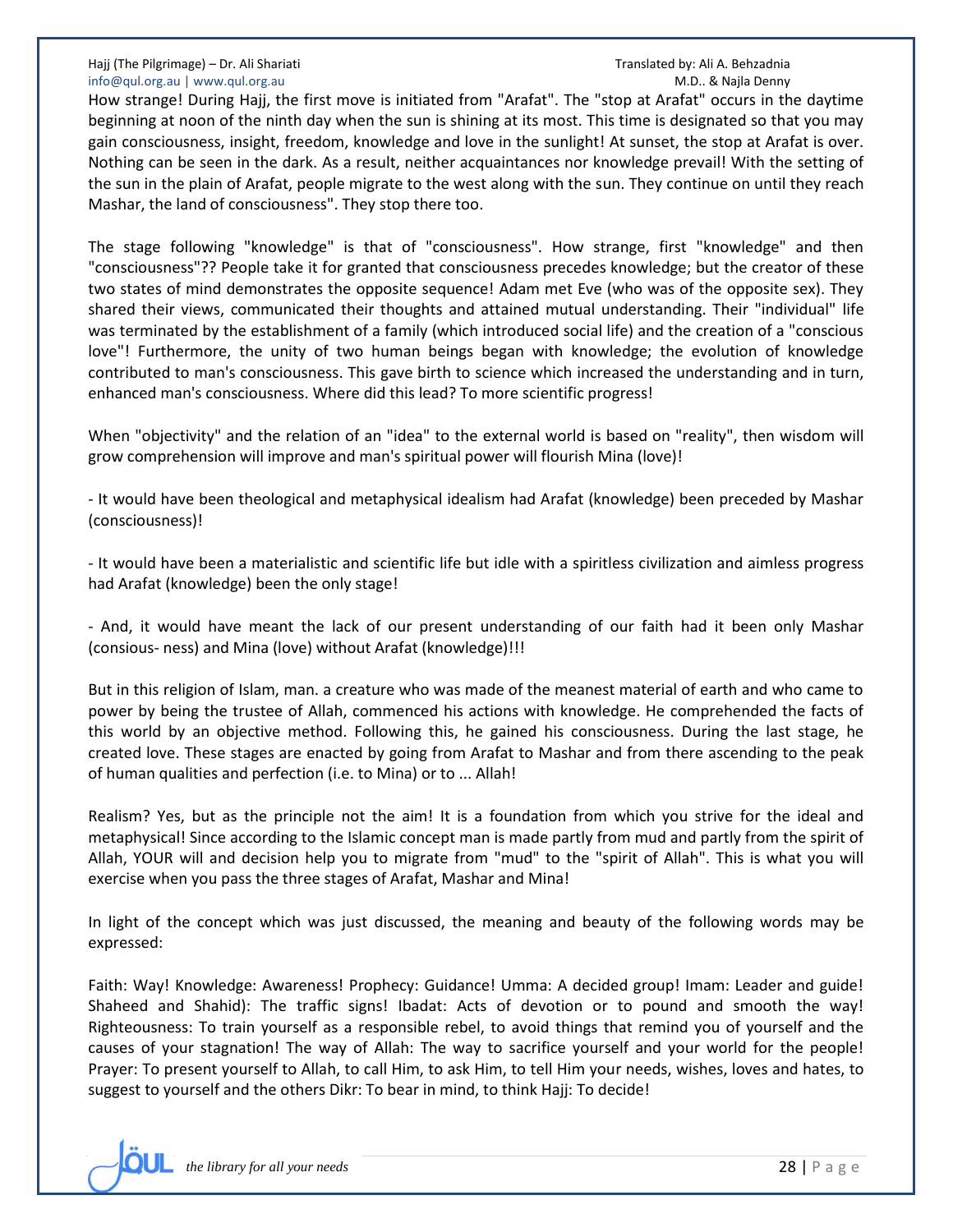How strange! During Hajj, the first move is initiated from "Arafat". The "stop at Arafat" occurs in the daytime beginning at noon of the ninth day when the sun is shining at its most. This time is designated so that you may gain consciousness, insight, freedom, knowledge and love in the sunlight! At sunset, the stop at Arafat is over. Nothing can be seen in the dark. As a result, neither acquaintances nor knowledge prevail! With the setting of the sun in the plain of Arafat, people migrate to the west along with the sun. They continue on until they reach Mashar, the land of consciousness". They stop there too.

The stage following "knowledge" is that of "consciousness". How strange, first "knowledge" and then "consciousness"?? People take it for granted that consciousness precedes knowledge; but the creator of these two states of mind demonstrates the opposite sequence! Adam met Eve (who was of the opposite sex). They shared their views, communicated their thoughts and attained mutual understanding. Their "individual" life was terminated by the establishment of a family (which introduced social life) and the creation of a "conscious love"! Furthermore, the unity of two human beings began with knowledge; the evolution of knowledge contributed to man's consciousness. This gave birth to science which increased the understanding and in turn, enhanced man's consciousness. Where did this lead? To more scientific progress!

When "objectivity" and the relation of an "idea" to the external world is based on "reality", then wisdom will grow comprehension will improve and man's spiritual power will flourish Mina (love)!

- It would have been theological and metaphysical idealism had Arafat (knowledge) been preceded by Mashar (consciousness)!

- It would have been a materialistic and scientific life but idle with a spiritless civilization and aimless progress had Arafat (knowledge) been the only stage!

- And, it would have meant the lack of our present understanding of our faith had it been only Mashar (consious- ness) and Mina (love) without Arafat (knowledge)!!!

But in this religion of Islam, man. a creature who was made of the meanest material of earth and who came to power by being the trustee of Allah, commenced his actions with knowledge. He comprehended the facts of this world by an objective method. Following this, he gained his consciousness. During the last stage, he created love. These stages are enacted by going from Arafat to Mashar and from there ascending to the peak of human qualities and perfection (i.e. to Mina) or to ... Allah!

Realism? Yes, but as the principle not the aim! It is a foundation from which you strive for the ideal and metaphysical! Since according to the Islamic concept man is made partly from mud and partly from the spirit of Allah, YOUR will and decision help you to migrate from "mud" to the "spirit of Allah". This is what you will exercise when you pass the three stages of Arafat, Mashar and Mina!

In light of the concept which was just discussed, the meaning and beauty of the following words may be expressed:

Faith: Way! Knowledge: Awareness! Prophecy: Guidance! Umma: A decided group! Imam: Leader and guide! Shaheed and Shahid): The traffic signs! Ibadat: Acts of devotion or to pound and smooth the way! Righteousness: To train yourself as a responsible rebel, to avoid things that remind you of yourself and the causes of your stagnation! The way of Allah: The way to sacrifice yourself and your world for the people! Prayer: To present yourself to Allah, to call Him, to ask Him, to tell Him your needs, wishes, loves and hates, to suggest to yourself and the others Dikr: To bear in mind, to think Hajj: To decide!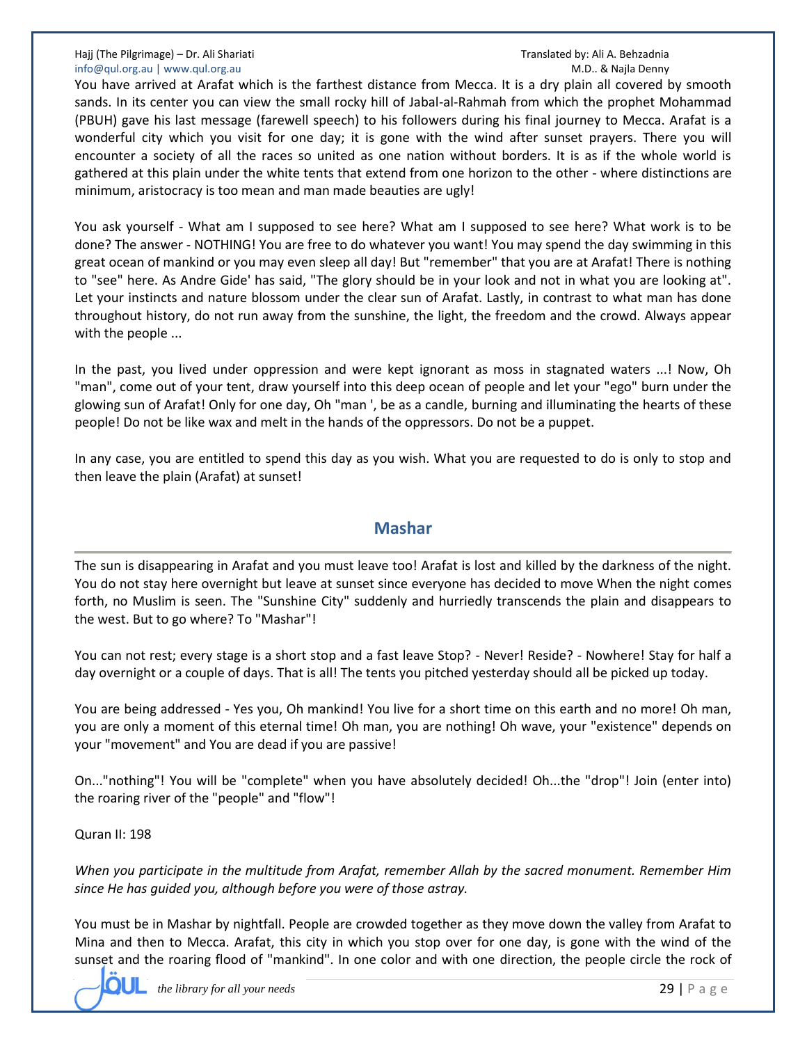You have arrived at Arafat which is the farthest distance from Mecca. It is a dry plain all covered by smooth sands. In its center you can view the small rocky hill of Jabal-al-Rahmah from which the prophet Mohammad (PBUH) gave his last message (farewell speech) to his followers during his final journey to Mecca. Arafat is a wonderful city which you visit for one day; it is gone with the wind after sunset prayers. There you will encounter a society of all the races so united as one nation without borders. It is as if the whole world is gathered at this plain under the white tents that extend from one horizon to the other - where distinctions are minimum, aristocracy is too mean and man made beauties are ugly!

You ask yourself - What am I supposed to see here? What am I supposed to see here? What work is to be done? The answer - NOTHING! You are free to do whatever you want! You may spend the day swimming in this great ocean of mankind or you may even sleep all day! But "remember" that you are at Arafat! There is nothing to "see" here. As Andre Gide' has said, "The glory should be in your look and not in what you are looking at". Let your instincts and nature blossom under the clear sun of Arafat. Lastly, in contrast to what man has done throughout history, do not run away from the sunshine, the light, the freedom and the crowd. Always appear with the people ...

In the past, you lived under oppression and were kept ignorant as moss in stagnated waters ...! Now, Oh "man", come out of your tent, draw yourself into this deep ocean of people and let your "ego" burn under the glowing sun of Arafat! Only for one day, Oh "man ', be as a candle, burning and illuminating the hearts of these people! Do not be like wax and melt in the hands of the oppressors. Do not be a puppet.

In any case, you are entitled to spend this day as you wish. What you are requested to do is only to stop and then leave the plain (Arafat) at sunset!

## Mashar

The sun is disappearing in Arafat and you must leave too! Arafat is lost and killed by the darkness of the night. You do not stay here overnight but leave at sunset since everyone has decided to move When the night comes forth, no Muslim is seen. The "Sunshine City" suddenly and hurriedly transcends the plain and disappears to the west. But to go where? To "Mashar"!

You can not rest; every stage is a short stop and a fast leave Stop? - Never! Reside? - Nowhere! Stay for half a day overnight or a couple of days. That is all! The tents you pitched yesterday should all be picked up today.

You are being addressed - Yes you, Oh mankind! You live for a short time on this earth and no more! Oh man, you are only a moment of this eternal time! Oh man, you are nothing! Oh wave, your "existence" depends on your "movement" and You are dead if you are passive!

On..."nothing"! You will be "complete" when you have absolutely decided! Oh...the "drop"! Join (enter into) the roaring river of the "people" and "flow"!

Quran II: 198

*When you participate in the multitude from Arafat, remember Allah by the sacred monument. Remember Him since He has guided you, although before you were of those astray.*

You must be in Mashar by nightfall. People are crowded together as they move down the valley from Arafat to Mina and then to Mecca. Arafat, this city in which you stop over for one day, is gone with the wind of the sunset and the roaring flood of "mankind". In one color and with one direction, the people circle the rock of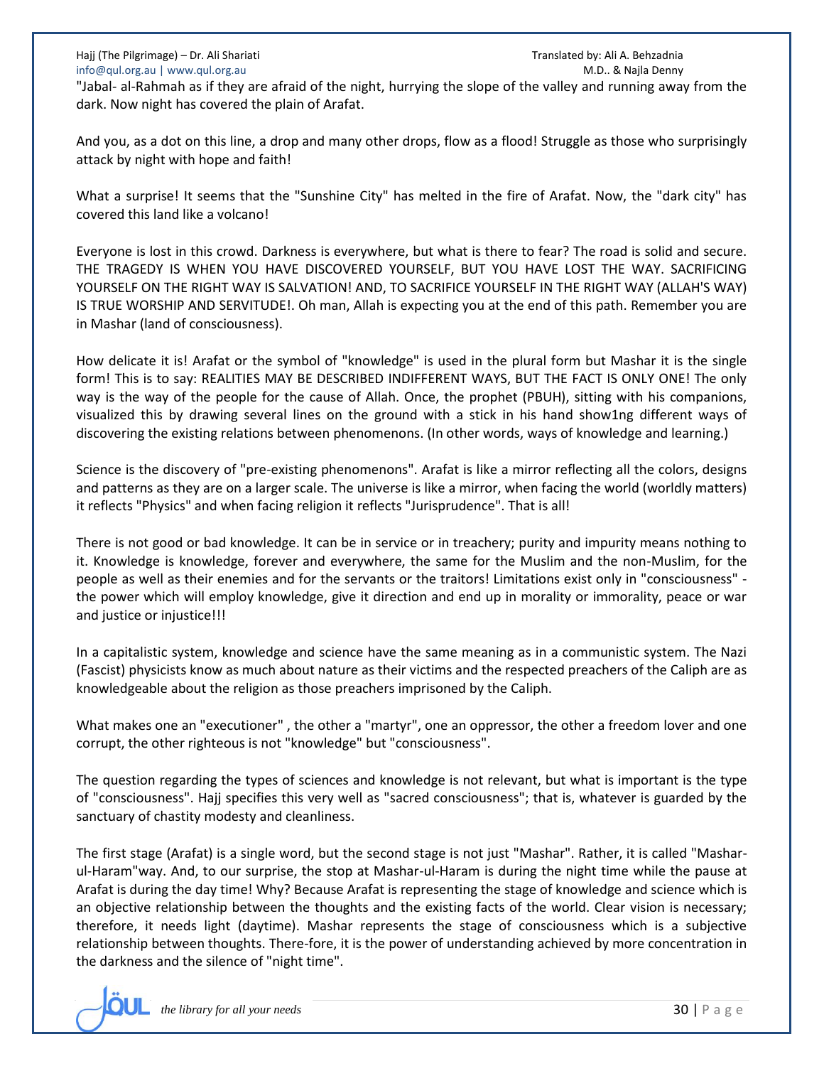"Jabal- al-Rahmah as if they are afraid of the night, hurrying the slope of the valley and running away from the dark. Now night has covered the plain of Arafat.

And you, as a dot on this line, a drop and many other drops, flow as a flood! Struggle as those who surprisingly attack by night with hope and faith!

What a surprise! It seems that the "Sunshine City" has melted in the fire of Arafat. Now, the "dark city" has covered this land like a volcano!

Everyone is lost in this crowd. Darkness is everywhere, but what is there to fear? The road is solid and secure. THE TRAGEDY IS WHEN YOU HAVE DISCOVERED YOURSELF, BUT YOU HAVE LOST THE WAY. SACRIFICING YOURSELF ON THE RIGHT WAY IS SALVATION! AND, TO SACRIFICE YOURSELF IN THE RIGHT WAY (ALLAH'S WAY) IS TRUE WORSHIP AND SERVITUDE!. Oh man, Allah is expecting you at the end of this path. Remember you are in Mashar (land of consciousness).

How delicate it is! Arafat or the symbol of "knowledge" is used in the plural form but Mashar it is the single form! This is to say: REALITIES MAY BE DESCRIBED INDIFFERENT WAYS, BUT THE FACT IS ONLY ONE! The only way is the way of the people for the cause of Allah. Once, the prophet (PBUH), sitting with his companions, visualized this by drawing several lines on the ground with a stick in his hand show1ng different ways of discovering the existing relations between phenomenons. (In other words, ways of knowledge and learning.)

Science is the discovery of "pre-existing phenomenons". Arafat is like a mirror reflecting all the colors, designs and patterns as they are on a larger scale. The universe is like a mirror, when facing the world (worldly matters) it reflects "Physics" and when facing religion it reflects "Jurisprudence". That is all!

There is not good or bad knowledge. It can be in service or in treachery; purity and impurity means nothing to it. Knowledge is knowledge, forever and everywhere, the same for the Muslim and the non-Muslim, for the people as well as their enemies and for the servants or the traitors! Limitations exist only in "consciousness" - the power which will employ knowledge, give it direction and end up in morality or immorality, peace or war and justice or injustice!!!

In a capitalistic system, knowledge and science have the same meaning as in a communistic system. The Nazi (Fascist) physicists know as much about nature as their victims and the respected preachers of the Caliph are as knowledgeable about the religion as those preachers imprisoned by the Caliph.

What makes one an "executioner" , the other a "martyr", one an oppressor, the other a freedom lover and one corrupt, the other righteous is not "knowledge" but "consciousness".

The question regarding the types of sciences and knowledge is not relevant, but what is important is the type of "consciousness". Hajj specifies this very well as "sacred consciousness"; that is, whatever is guarded by the sanctuary of chastity modesty and cleanliness.

The first stage (Arafat) is a single word, but the second stage is not just "Mashar". Rather, it is called "Mashar-ul-Haram"way. And, to our surprise, the stop at Mashar-ul-Haram is during the night time while the pause at Arafat is during the day time! Why? Because Arafat is representing the stage of knowledge and science which is an objective relationship between the thoughts and the existing facts of the world. Clear vision is necessary; therefore, it needs light (daytime). Mashar represents the stage of consciousness which is a subjective relationship between thoughts. There-fore, it is the power of understanding achieved by more concentration in the darkness and the silence of "night time".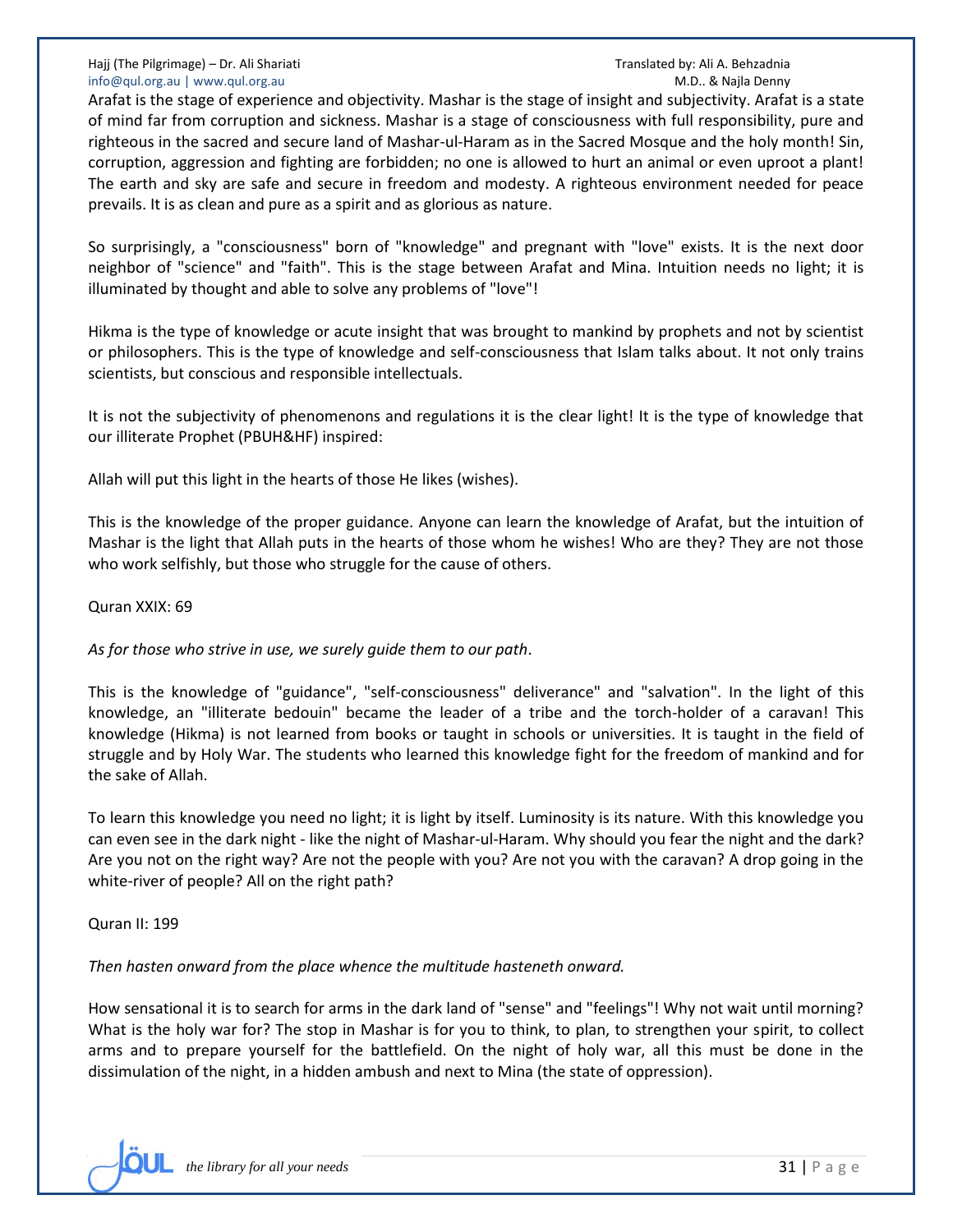Arafat is the stage of experience and objectivity. Mashar is the stage of insight and subjectivity. Arafat is a state of mind far from corruption and sickness. Mashar is a stage of consciousness with full responsibility, pure and righteous in the sacred and secure land of Mashar-ul-Haram as in the Sacred Mosque and the holy month! Sin, corruption, aggression and fighting are forbidden; no one is allowed to hurt an animal or even uproot a plant! The earth and sky are safe and secure in freedom and modesty. A righteous environment needed for peace prevails. It is as clean and pure as a spirit and as glorious as nature.

So surprisingly, a "consciousness" born of "knowledge" and pregnant with "love" exists. It is the next door neighbor of "science" and "faith". This is the stage between Arafat and Mina. Intuition needs no light; it is illuminated by thought and able to solve any problems of "love"!

Hikma is the type of knowledge or acute insight that was brought to mankind by prophets and not by scientist or philosophers. This is the type of knowledge and self-consciousness that Islam talks about. It not only trains scientists, but conscious and responsible intellectuals.

It is not the subjectivity of phenomenons and regulations it is the clear light! It is the type of knowledge that our illiterate Prophet (PBUH&HF) inspired:

Allah will put this light in the hearts of those He likes (wishes).

This is the knowledge of the proper guidance. Anyone can learn the knowledge of Arafat, but the intuition of Mashar is the light that Allah puts in the hearts of those whom he wishes! Who are they? They are not those who work selfishly, but those who struggle for the cause of others.

Quran XXIX: 69

*As for those who strive in use, we surely guide them to our path*.

This is the knowledge of "guidance", "self-consciousness" deliverance" and "salvation". In the light of this knowledge, an "illiterate bedouin" became the leader of a tribe and the torch-holder of a caravan! This knowledge (Hikma) is not learned from books or taught in schools or universities. It is taught in the field of struggle and by Holy War. The students who learned this knowledge fight for the freedom of mankind and for the sake of Allah.

To learn this knowledge you need no light; it is light by itself. Luminosity is its nature. With this knowledge you can even see in the dark night - like the night of Mashar-ul-Haram. Why should you fear the night and the dark? Are you not on the right way? Are not the people with you? Are not you with the caravan? A drop going in the white-river of people? All on the right path?

Quran II: 199

*Then hasten onward from the place whence the multitude hasteneth onward.*

How sensational it is to search for arms in the dark land of "sense" and "feelings"! Why not wait until morning? What is the holy war for? The stop in Mashar is for you to think, to plan, to strengthen your spirit, to collect arms and to prepare yourself for the battlefield. On the night of holy war, all this must be done in the dissimulation of the night, in a hidden ambush and next to Mina (the state of oppression).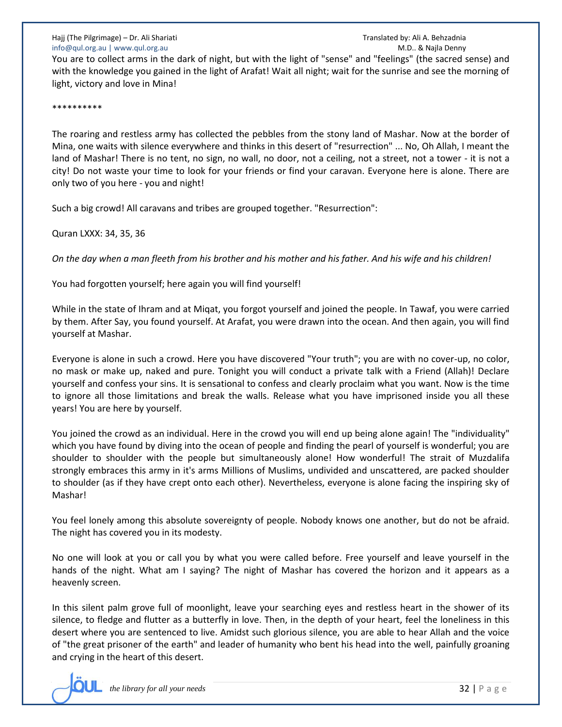You are to collect arms in the dark of night, but with the light of "sense" and "feelings" (the sacred sense) and with the knowledge you gained in the light of Arafat! Wait all night; wait for the sunrise and see the morning of light, victory and love in Mina!

**********

The roaring and restless army has collected the pebbles from the stony land of Mashar. Now at the border of Mina, one waits with silence everywhere and thinks in this desert of "resurrection" ... No, Oh Allah, I meant the land of Mashar! There is no tent, no sign, no wall, no door, not a ceiling, not a street, not a tower - it is not a city! Do not waste your time to look for your friends or find your caravan. Everyone here is alone. There are only two of you here - you and night!

Such a big crowd! All caravans and tribes are grouped together. "Resurrection":

Quran LXXX: 34, 35, 36

*On the day when a man fleeth from his brother and his mother and his father. And his wife and his children!*

You had forgotten yourself; here again you will find yourself!

While in the state of Ihram and at Miqat, you forgot yourself and joined the people. In Tawaf, you were carried by them. After Say, you found yourself. At Arafat, you were drawn into the ocean. And then again, you will find yourself at Mashar.

Everyone is alone in such a crowd. Here you have discovered "Your truth"; you are with no cover-up, no color, no mask or make up, naked and pure. Tonight you will conduct a private talk with a Friend (Allah)! Declare yourself and confess your sins. It is sensational to confess and clearly proclaim what you want. Now is the time to ignore all those limitations and break the walls. Release what you have imprisoned inside you all these years! You are here by yourself.

You joined the crowd as an individual. Here in the crowd you will end up being alone again! The "individuality" which you have found by diving into the ocean of people and finding the pearl of yourself is wonderful; you are shoulder to shoulder with the people but simultaneously alone! How wonderful! The strait of Muzdalifa strongly embraces this army in it's arms Millions of Muslims, undivided and unscattered, are packed shoulder to shoulder (as if they have crept onto each other). Nevertheless, everyone is alone facing the inspiring sky of Mashar!

You feel lonely among this absolute sovereignty of people. Nobody knows one another, but do not be afraid. The night has covered you in its modesty.

No one will look at you or call you by what you were called before. Free yourself and leave yourself in the hands of the night. What am I saying? The night of Mashar has covered the horizon and it appears as a heavenly screen.

In this silent palm grove full of moonlight, leave your searching eyes and restless heart in the shower of its silence, to fledge and flutter as a butterfly in love. Then, in the depth of your heart, feel the loneliness in this desert where you are sentenced to live. Amidst such glorious silence, you are able to hear Allah and the voice of "the great prisoner of the earth" and leader of humanity who bent his head into the well, painfully groaning and crying in the heart of this desert.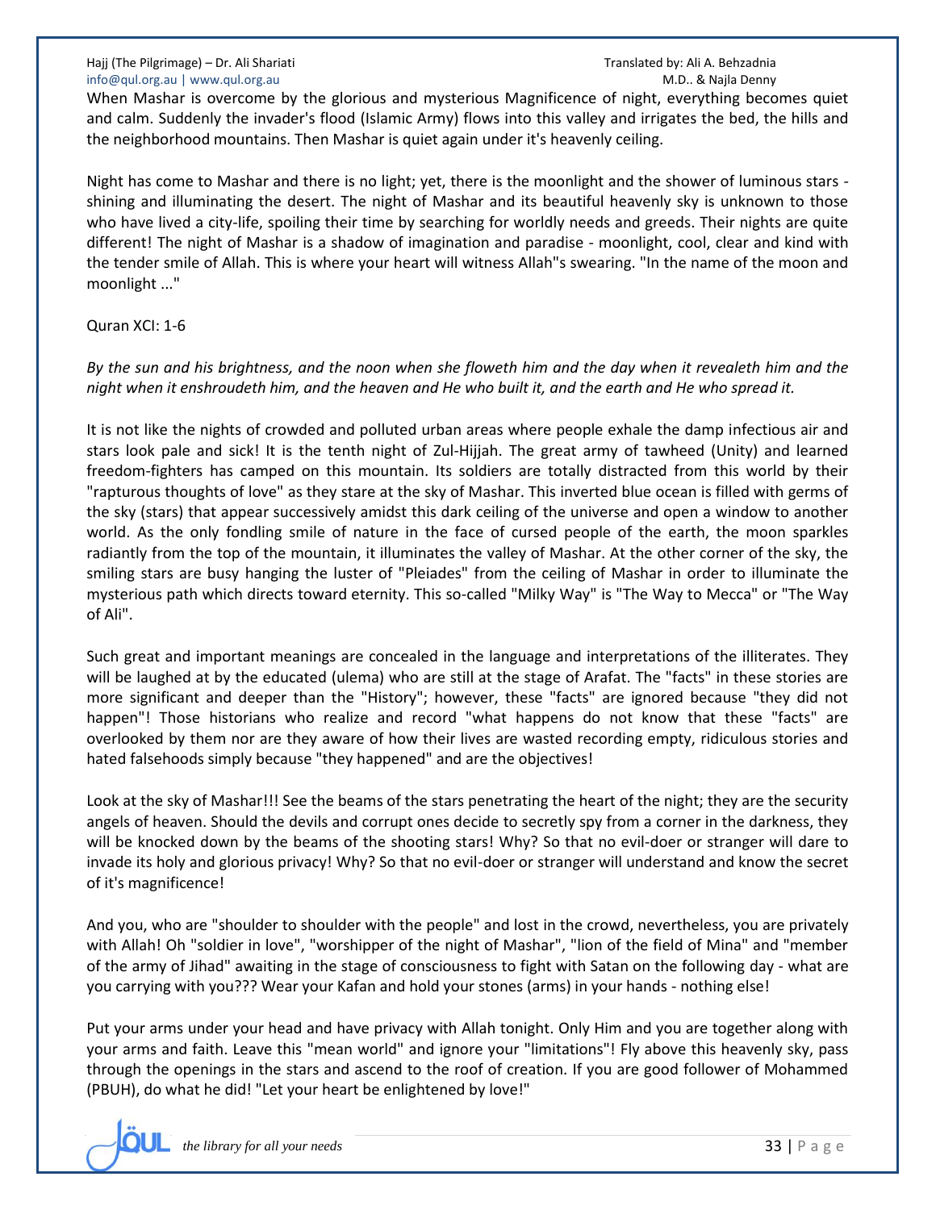When Mashar is overcome by the glorious and mysterious Magnificence of night, everything becomes quiet and calm. Suddenly the invader's flood (Islamic Army) flows into this valley and irrigates the bed, the hills and the neighborhood mountains. Then Mashar is quiet again under it's heavenly ceiling.

Night has come to Mashar and there is no light; yet, there is the moonlight and the shower of luminous stars - shining and illuminating the desert. The night of Mashar and its beautiful heavenly sky is unknown to those who have lived a city-life, spoiling their time by searching for worldly needs and greeds. Their nights are quite different! The night of Mashar is a shadow of imagination and paradise - moonlight, cool, clear and kind with the tender smile of Allah. This is where your heart will witness Allah"s swearing. "In the name of the moon and moonlight ..."

Quran XCI: 1-6

*By the sun and his brightness, and the noon when she floweth him and the day when it revealeth him and the night when it enshroudeth him, and the heaven and He who built it, and the earth and He who spread it.*

It is not like the nights of crowded and polluted urban areas where people exhale the damp infectious air and stars look pale and sick! It is the tenth night of Zul-Hijjah. The great army of tawheed (Unity) and learned freedom-fighters has camped on this mountain. Its soldiers are totally distracted from this world by their "rapturous thoughts of love" as they stare at the sky of Mashar. This inverted blue ocean is filled with germs of the sky (stars) that appear successively amidst this dark ceiling of the universe and open a window to another world. As the only fondling smile of nature in the face of cursed people of the earth, the moon sparkles radiantly from the top of the mountain, it illuminates the valley of Mashar. At the other corner of the sky, the smiling stars are busy hanging the luster of "Pleiades" from the ceiling of Mashar in order to illuminate the mysterious path which directs toward eternity. This so-called "Milky Way" is "The Way to Mecca" or "The Way of Ali".

Such great and important meanings are concealed in the language and interpretations of the illiterates. They will be laughed at by the educated (ulema) who are still at the stage of Arafat. The "facts" in these stories are more significant and deeper than the "History"; however, these "facts" are ignored because "they did not happen"! Those historians who realize and record "what happens do not know that these "facts" are overlooked by them nor are they aware of how their lives are wasted recording empty, ridiculous stories and hated falsehoods simply because "they happened" and are the objectives!

Look at the sky of Mashar!!! See the beams of the stars penetrating the heart of the night; they are the security angels of heaven. Should the devils and corrupt ones decide to secretly spy from a corner in the darkness, they will be knocked down by the beams of the shooting stars! Why? So that no evil-doer or stranger will dare to invade its holy and glorious privacy! Why? So that no evil-doer or stranger will understand and know the secret of it's magnificence!

And you, who are "shoulder to shoulder with the people" and lost in the crowd, nevertheless, you are privately with Allah! Oh "soldier in love", "worshipper of the night of Mashar", "lion of the field of Mina" and "member of the army of Jihad" awaiting in the stage of consciousness to fight with Satan on the following day - what are you carrying with you??? Wear your Kafan and hold your stones (arms) in your hands - nothing else!

Put your arms under your head and have privacy with Allah tonight. Only Him and you are together along with your arms and faith. Leave this "mean world" and ignore your "limitations"! Fly above this heavenly sky, pass through the openings in the stars and ascend to the roof of creation. If you are good follower of Mohammed (PBUH), do what he did! "Let your heart be enlightened by love!"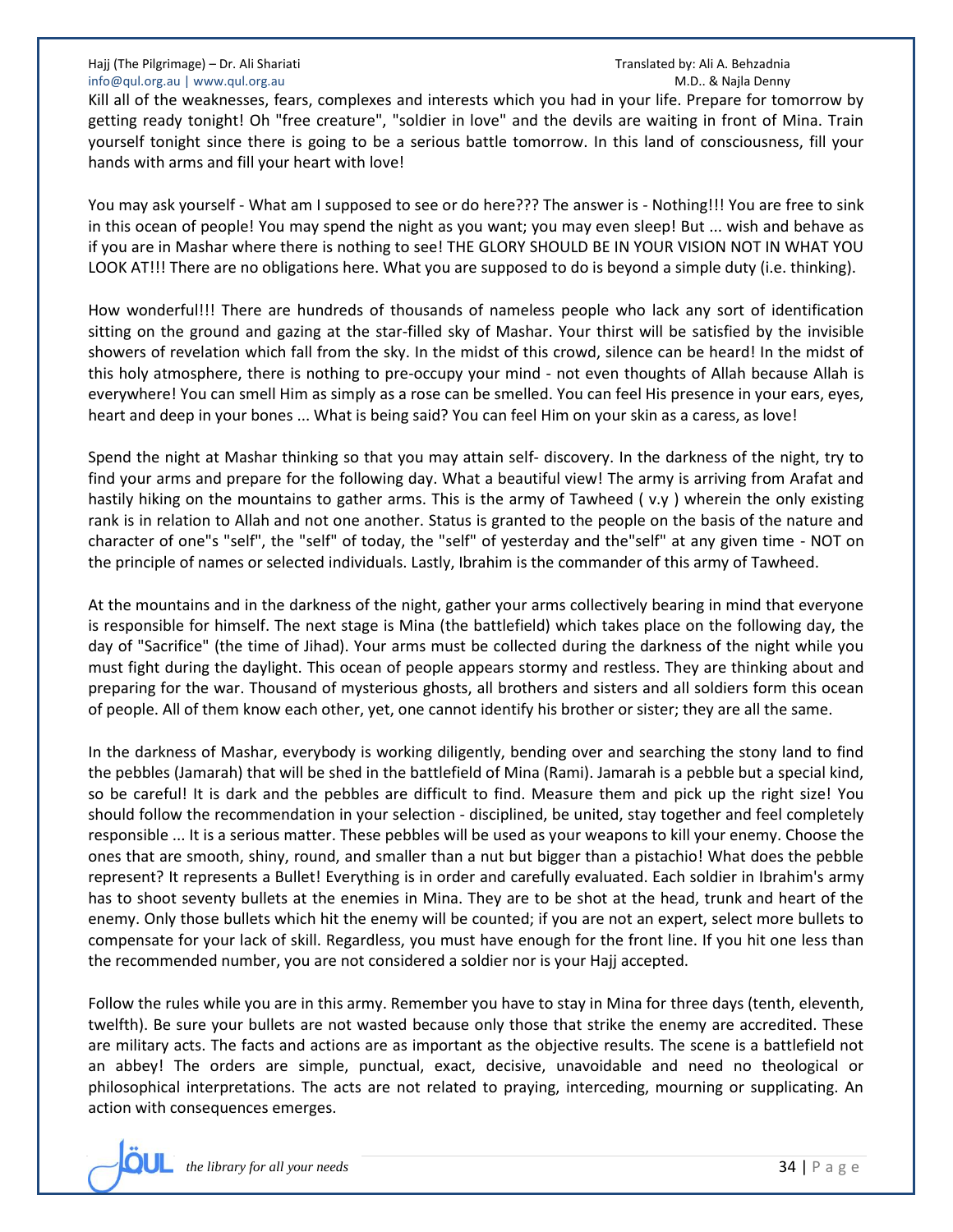Kill all of the weaknesses, fears, complexes and interests which you had in your life. Prepare for tomorrow by getting ready tonight! Oh "free creature", "soldier in love" and the devils are waiting in front of Mina. Train yourself tonight since there is going to be a serious battle tomorrow. In this land of consciousness, fill your hands with arms and fill your heart with love!

You may ask yourself - What am I supposed to see or do here??? The answer is - Nothing!!! You are free to sink in this ocean of people! You may spend the night as you want; you may even sleep! But ... wish and behave as if you are in Mashar where there is nothing to see! THE GLORY SHOULD BE IN YOUR VISION NOT IN WHAT YOU LOOK AT!!! There are no obligations here. What you are supposed to do is beyond a simple duty (i.e. thinking).

How wonderful!!! There are hundreds of thousands of nameless people who lack any sort of identification sitting on the ground and gazing at the star-filled sky of Mashar. Your thirst will be satisfied by the invisible showers of revelation which fall from the sky. In the midst of this crowd, silence can be heard! In the midst of this holy atmosphere, there is nothing to pre-occupy your mind - not even thoughts of Allah because Allah is everywhere! You can smell Him as simply as a rose can be smelled. You can feel His presence in your ears, eyes, heart and deep in your bones ... What is being said? You can feel Him on your skin as a caress, as love!

Spend the night at Mashar thinking so that you may attain self- discovery. In the darkness of the night, try to find your arms and prepare for the following day. What a beautiful view! The army is arriving from Arafat and hastily hiking on the mountains to gather arms. This is the army of Tawheed ( v.y ) wherein the only existing rank is in relation to Allah and not one another. Status is granted to the people on the basis of the nature and character of one"s "self", the "self" of today, the "self" of yesterday and the"self" at any given time - NOT on the principle of names or selected individuals. Lastly, Ibrahim is the commander of this army of Tawheed.

At the mountains and in the darkness of the night, gather your arms collectively bearing in mind that everyone is responsible for himself. The next stage is Mina (the battlefield) which takes place on the following day, the day of "Sacrifice" (the time of Jihad). Your arms must be collected during the darkness of the night while you must fight during the daylight. This ocean of people appears stormy and restless. They are thinking about and preparing for the war. Thousand of mysterious ghosts, all brothers and sisters and all soldiers form this ocean of people. All of them know each other, yet, one cannot identify his brother or sister; they are all the same.

In the darkness of Mashar, everybody is working diligently, bending over and searching the stony land to find the pebbles (Jamarah) that will be shed in the battlefield of Mina (Rami). Jamarah is a pebble but a special kind, so be careful! It is dark and the pebbles are difficult to find. Measure them and pick up the right size! You should follow the recommendation in your selection - disciplined, be united, stay together and feel completely responsible ... It is a serious matter. These pebbles will be used as your weapons to kill your enemy. Choose the ones that are smooth, shiny, round, and smaller than a nut but bigger than a pistachio! What does the pebble represent? It represents a Bullet! Everything is in order and carefully evaluated. Each soldier in Ibrahim's army has to shoot seventy bullets at the enemies in Mina. They are to be shot at the head, trunk and heart of the enemy. Only those bullets which hit the enemy will be counted; if you are not an expert, select more bullets to compensate for your lack of skill. Regardless, you must have enough for the front line. If you hit one less than the recommended number, you are not considered a soldier nor is your Hajj accepted.

Follow the rules while you are in this army. Remember you have to stay in Mina for three days (tenth, eleventh, twelfth). Be sure your bullets are not wasted because only those that strike the enemy are accredited. These are military acts. The facts and actions are as important as the objective results. The scene is a battlefield not an abbey! The orders are simple, punctual, exact, decisive, unavoidable and need no theological or philosophical interpretations. The acts are not related to praying, interceding, mourning or supplicating. An action with consequences emerges.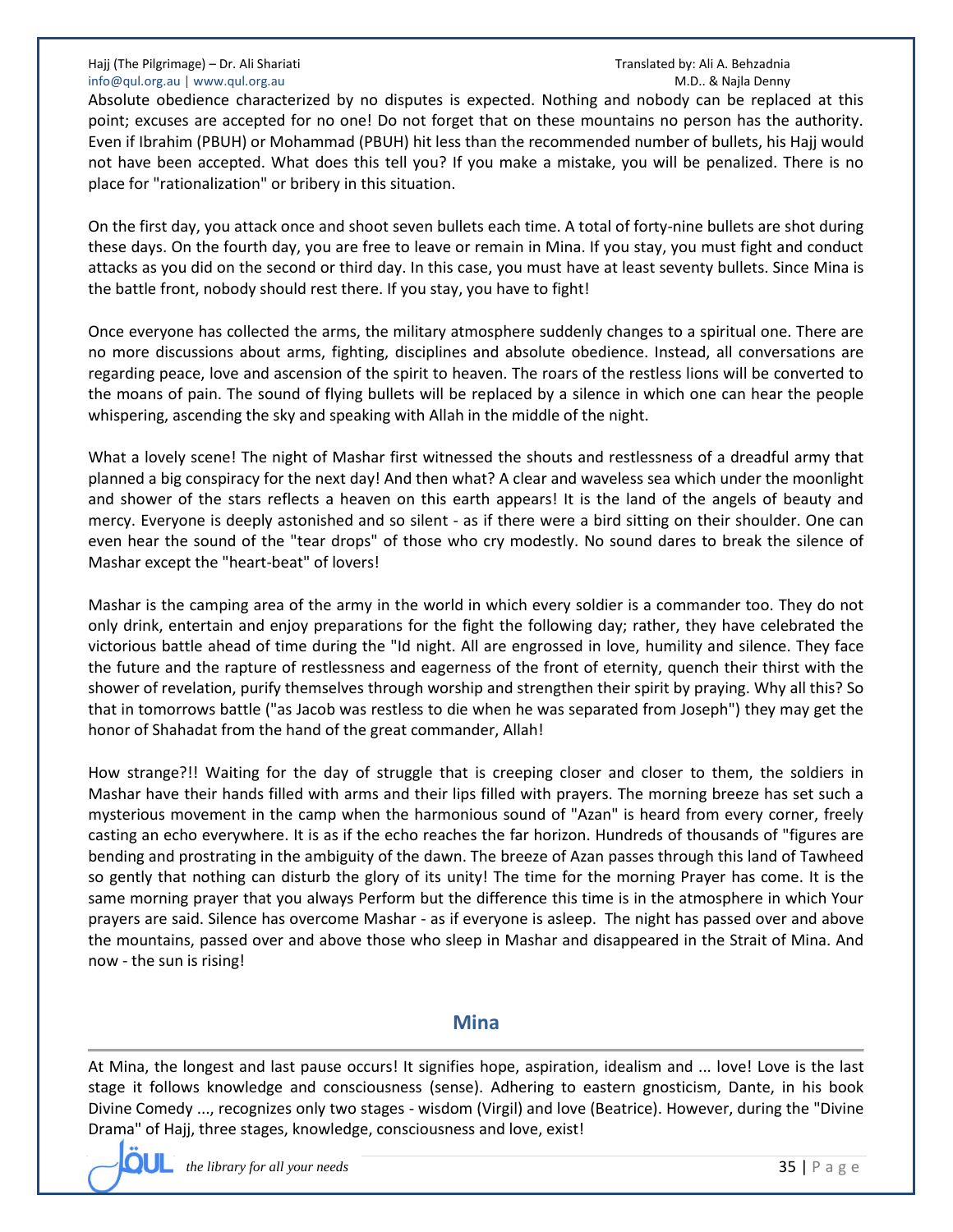Absolute obedience characterized by no disputes is expected. Nothing and nobody can be replaced at this point; excuses are accepted for no one! Do not forget that on these mountains no person has the authority. Even if Ibrahim (PBUH) or Mohammad (PBUH) hit less than the recommended number of bullets, his Hajj would not have been accepted. What does this tell you? If you make a mistake, you will be penalized. There is no place for "rationalization" or bribery in this situation.

On the first day, you attack once and shoot seven bullets each time. A total of forty-nine bullets are shot during these days. On the fourth day, you are free to leave or remain in Mina. If you stay, you must fight and conduct attacks as you did on the second or third day. In this case, you must have at least seventy bullets. Since Mina is the battle front, nobody should rest there. If you stay, you have to fight!

Once everyone has collected the arms, the military atmosphere suddenly changes to a spiritual one. There are no more discussions about arms, fighting, disciplines and absolute obedience. Instead, all conversations are regarding peace, love and ascension of the spirit to heaven. The roars of the restless lions will be converted to the moans of pain. The sound of flying bullets will be replaced by a silence in which one can hear the people whispering, ascending the sky and speaking with Allah in the middle of the night.

What a lovely scene! The night of Mashar first witnessed the shouts and restlessness of a dreadful army that planned a big conspiracy for the next day! And then what? A clear and waveless sea which under the moonlight and shower of the stars reflects a heaven on this earth appears! It is the land of the angels of beauty and mercy. Everyone is deeply astonished and so silent - as if there were a bird sitting on their shoulder. One can even hear the sound of the "tear drops" of those who cry modestly. No sound dares to break the silence of Mashar except the "heart-beat" of lovers!

Mashar is the camping area of the army in the world in which every soldier is a commander too. They do not only drink, entertain and enjoy preparations for the fight the following day; rather, they have celebrated the victorious battle ahead of time during the "Id night. All are engrossed in love, humility and silence. They face the future and the rapture of restlessness and eagerness of the front of eternity, quench their thirst with the shower of revelation, purify themselves through worship and strengthen their spirit by praying. Why all this? So that in tomorrows battle ("as Jacob was restless to die when he was separated from Joseph") they may get the honor of Shahadat from the hand of the great commander, Allah!

How strange?!! Waiting for the day of struggle that is creeping closer and closer to them, the soldiers in Mashar have their hands filled with arms and their lips filled with prayers. The morning breeze has set such a mysterious movement in the camp when the harmonious sound of "Azan" is heard from every corner, freely casting an echo everywhere. It is as if the echo reaches the far horizon. Hundreds of thousands of "figures are bending and prostrating in the ambiguity of the dawn. The breeze of Azan passes through this land of Tawheed so gently that nothing can disturb the glory of its unity! The time for the morning Prayer has come. It is the same morning prayer that you always Perform but the difference this time is in the atmosphere in which Your prayers are said. Silence has overcome Mashar - as if everyone is asleep. The night has passed over and above the mountains, passed over and above those who sleep in Mashar and disappeared in the Strait of Mina. And now - the sun is rising!

## Mina

At Mina, the longest and last pause occurs! It signifies hope, aspiration, idealism and ... love! Love is the last stage it follows knowledge and consciousness (sense). Adhering to eastern gnosticism, Dante, in his book Divine Comedy ..., recognizes only two stages - wisdom (Virgil) and love (Beatrice). However, during the "Divine Drama" of Hajj, three stages, knowledge, consciousness and love, exist!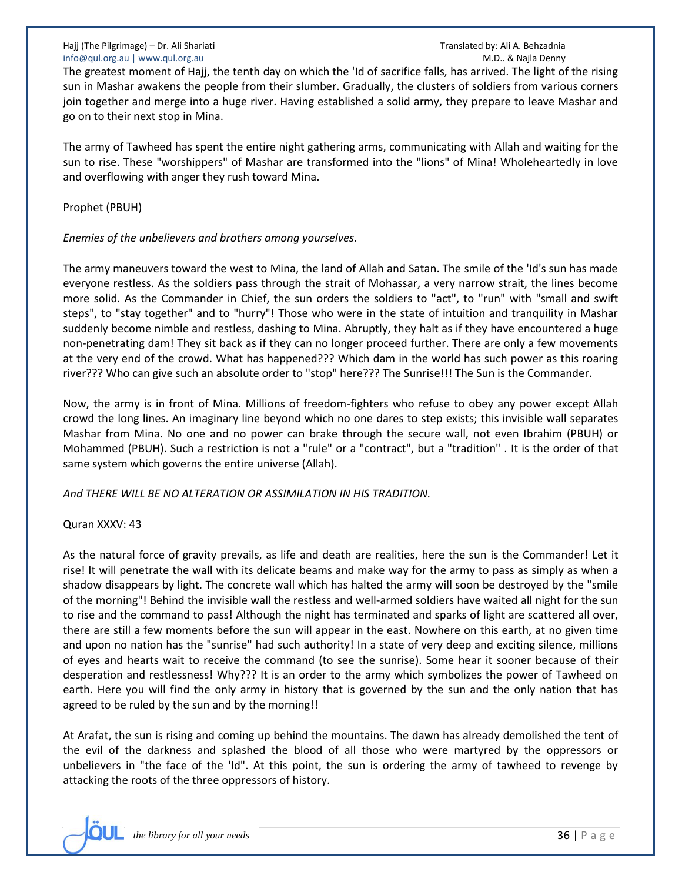The greatest moment of Hajj, the tenth day on which the 'Id of sacrifice falls, has arrived. The light of the rising sun in Mashar awakens the people from their slumber. Gradually, the clusters of soldiers from various corners join together and merge into a huge river. Having established a solid army, they prepare to leave Mashar and go on to their next stop in Mina.

The army of Tawheed has spent the entire night gathering arms, communicating with Allah and waiting for the sun to rise. These "worshippers" of Mashar are transformed into the "lions" of Mina! Wholeheartedly in love and overflowing with anger they rush toward Mina.

Prophet (PBUH)

*Enemies of the unbelievers and brothers among yourselves.*

The army maneuvers toward the west to Mina, the land of Allah and Satan. The smile of the 'Id's sun has made everyone restless. As the soldiers pass through the strait of Mohassar, a very narrow strait, the lines become more solid. As the Commander in Chief, the sun orders the soldiers to "act", to "run" with "small and swift steps", to "stay together" and to "hurry"! Those who were in the state of intuition and tranquility in Mashar suddenly become nimble and restless, dashing to Mina. Abruptly, they halt as if they have encountered a huge non-penetrating dam! They sit back as if they can no longer proceed further. There are only a few movements at the very end of the crowd. What has happened??? Which dam in the world has such power as this roaring river??? Who can give such an absolute order to "stop" here??? The Sunrise!!! The Sun is the Commander.

Now, the army is in front of Mina. Millions of freedom-fighters who refuse to obey any power except Allah crowd the long lines. An imaginary line beyond which no one dares to step exists; this invisible wall separates Mashar from Mina. No one and no power can brake through the secure wall, not even Ibrahim (PBUH) or Mohammed (PBUH). Such a restriction is not a "rule" or a "contract", but a "tradition" . It is the order of that same system which governs the entire universe (Allah).

*And THERE WILL BE NO ALTERATION OR ASSIMILATION IN HIS TRADITION.*

Quran XXXV: 43

As the natural force of gravity prevails, as life and death are realities, here the sun is the Commander! Let it rise! It will penetrate the wall with its delicate beams and make way for the army to pass as simply as when a shadow disappears by light. The concrete wall which has halted the army will soon be destroyed by the "smile of the morning"! Behind the invisible wall the restless and well-armed soldiers have waited all night for the sun to rise and the command to pass! Although the night has terminated and sparks of light are scattered all over, there are still a few moments before the sun will appear in the east. Nowhere on this earth, at no given time and upon no nation has the "sunrise" had such authority! In a state of very deep and exciting silence, millions of eyes and hearts wait to receive the command (to see the sunrise). Some hear it sooner because of their desperation and restlessness! Why??? It is an order to the army which symbolizes the power of Tawheed on earth. Here you will find the only army in history that is governed by the sun and the only nation that has agreed to be ruled by the sun and by the morning!!

At Arafat, the sun is rising and coming up behind the mountains. The dawn has already demolished the tent of the evil of the darkness and splashed the blood of all those who were martyred by the oppressors or unbelievers in "the face of the 'Id". At this point, the sun is ordering the army of tawheed to revenge by attacking the roots of the three oppressors of history.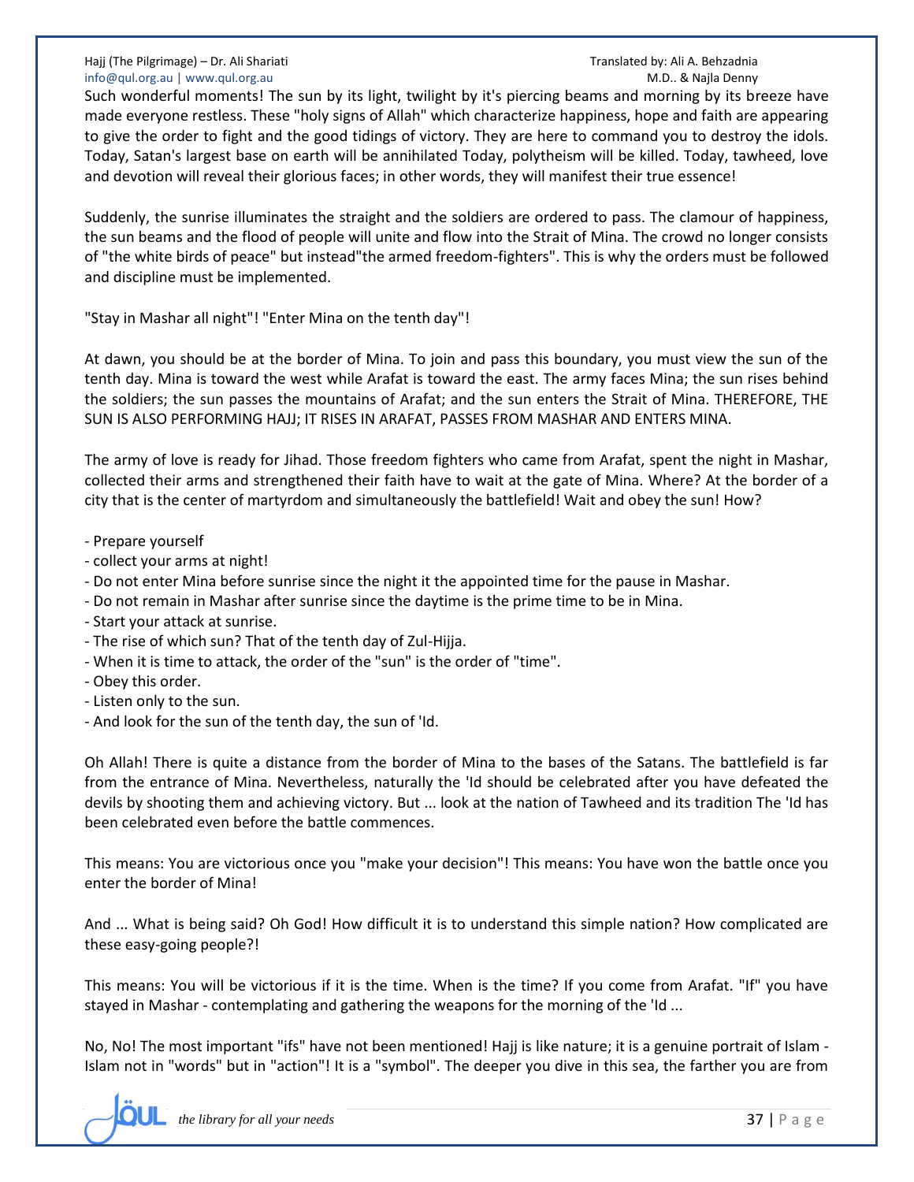Such wonderful moments! The sun by its light, twilight by it's piercing beams and morning by its breeze have made everyone restless. These "holy signs of Allah" which characterize happiness, hope and faith are appearing to give the order to fight and the good tidings of victory. They are here to command you to destroy the idols. Today, Satan's largest base on earth will be annihilated Today, polytheism will be killed. Today, tawheed, love and devotion will reveal their glorious faces; in other words, they will manifest their true essence!

Suddenly, the sunrise illuminates the straight and the soldiers are ordered to pass. The clamour of happiness, the sun beams and the flood of people will unite and flow into the Strait of Mina. The crowd no longer consists of "the white birds of peace" but instead"the armed freedom-fighters". This is why the orders must be followed and discipline must be implemented.

"Stay in Mashar all night"! "Enter Mina on the tenth day"!

At dawn, you should be at the border of Mina. To join and pass this boundary, you must view the sun of the tenth day. Mina is toward the west while Arafat is toward the east. The army faces Mina; the sun rises behind the soldiers; the sun passes the mountains of Arafat; and the sun enters the Strait of Mina. THEREFORE, THE SUN IS ALSO PERFORMING HAJJ; IT RISES IN ARAFAT, PASSES FROM MASHAR AND ENTERS MINA.

The army of love is ready for Jihad. Those freedom fighters who came from Arafat, spent the night in Mashar, collected their arms and strengthened their faith have to wait at the gate of Mina. Where? At the border of a city that is the center of martyrdom and simultaneously the battlefield! Wait and obey the sun! How?

- Prepare yourself
- collect your arms at night!
- Do not enter Mina before sunrise since the night it the appointed time for the pause in Mashar.
- Do not remain in Mashar after sunrise since the daytime is the prime time to be in Mina.
- Start your attack at sunrise.
- The rise of which sun? That of the tenth day of Zul-Hijja.
- When it is time to attack, the order of the "sun" is the order of "time".
- Obey this order.
- Listen only to the sun.
- And look for the sun of the tenth day, the sun of 'Id.

Oh Allah! There is quite a distance from the border of Mina to the bases of the Satans. The battlefield is far from the entrance of Mina. Nevertheless, naturally the 'Id should be celebrated after you have defeated the devils by shooting them and achieving victory. But ... look at the nation of Tawheed and its tradition The 'Id has been celebrated even before the battle commences.

This means: You are victorious once you "make your decision"! This means: You have won the battle once you enter the border of Mina!

And ... What is being said? Oh God! How difficult it is to understand this simple nation? How complicated are these easy-going people?!

This means: You will be victorious if it is the time. When is the time? If you come from Arafat. "If" you have stayed in Mashar - contemplating and gathering the weapons for the morning of the 'Id ...

No, No! The most important "ifs" have not been mentioned! Hajj is like nature; it is a genuine portrait of Islam - Islam not in "words" but in "action"! It is a "symbol". The deeper you dive in this sea, the farther you are from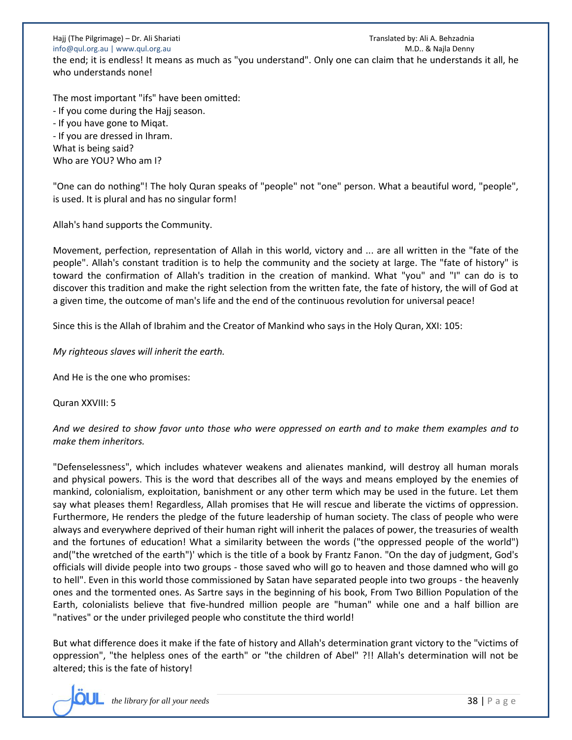the end; it is endless! It means as much as "you understand". Only one can claim that he understands it all, he who understands none!

The most important "ifs" have been omitted:
- If you come during the Hajj season.
- If you have gone to Miqat.
- If you are dressed in Ihram.

What is being said?
Who are YOU? Who am I?

"One can do nothing"! The holy Quran speaks of "people" not "one" person. What a beautiful word, "people", is used. It is plural and has no singular form!

Allah's hand supports the Community.

Movement, perfection, representation of Allah in this world, victory and ... are all written in the "fate of the people". Allah's constant tradition is to help the community and the society at large. The "fate of history" is toward the confirmation of Allah's tradition in the creation of mankind. What "you" and "I" can do is to discover this tradition and make the right selection from the written fate, the fate of history, the will of God at a given time, the outcome of man's life and the end of the continuous revolution for universal peace!

Since this is the Allah of Ibrahim and the Creator of Mankind who says in the Holy Quran, XXI: 105:

*My righteous slaves will inherit the earth.*

And He is the one who promises:

Quran XXVIII: 5

*And we desired to show favor unto those who were oppressed on earth and to make them examples and to make them inheritors.*

"Defenselessness", which includes whatever weakens and alienates mankind, will destroy all human morals and physical powers. This is the word that describes all of the ways and means employed by the enemies of mankind, colonialism, exploitation, banishment or any other term which may be used in the future. Let them say what pleases them! Regardless, Allah promises that He will rescue and liberate the victims of oppression. Furthermore, He renders the pledge of the future leadership of human society. The class of people who were always and everywhere deprived of their human right will inherit the palaces of power, the treasuries of wealth and the fortunes of education! What a similarity between the words ("the oppressed people of the world") and("the wretched of the earth")' which is the title of a book by Frantz Fanon. "On the day of judgment, God's officials will divide people into two groups - those saved who will go to heaven and those damned who will go to hell". Even in this world those commissioned by Satan have separated people into two groups - the heavenly ones and the tormented ones. As Sartre says in the beginning of his book, From Two Billion Population of the Earth, colonialists believe that five-hundred million people are "human" while one and a half billion are "natives" or the under privileged people who constitute the third world!

But what difference does it make if the fate of history and Allah's determination grant victory to the "victims of oppression", "the helpless ones of the earth" or "the children of Abel" ?!! Allah's determination will not be altered; this is the fate of history!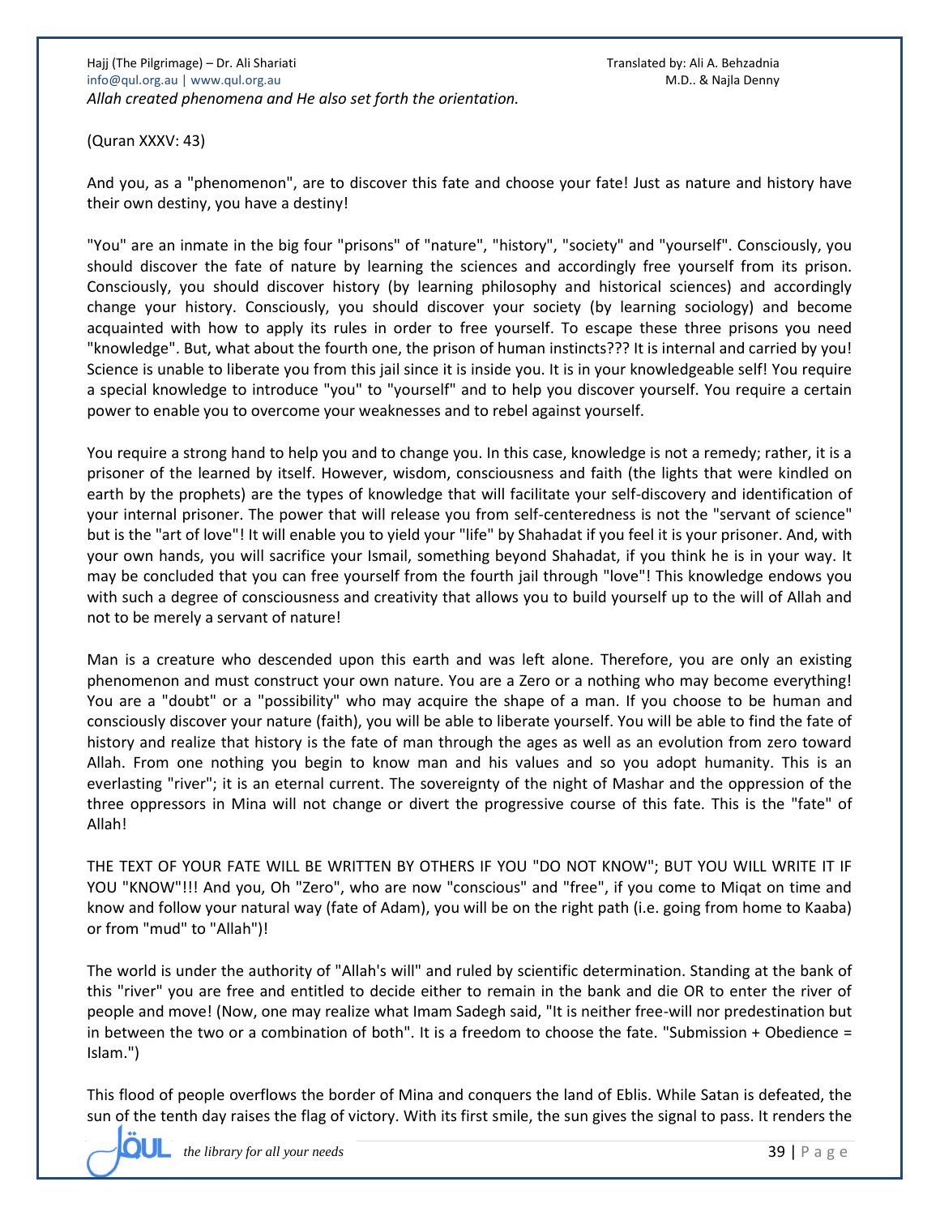*Allah created phenomena and He also set forth the orientation.*

(Quran XXXV: 43)

And you, as a "phenomenon", are to discover this fate and choose your fate! Just as nature and history have their own destiny, you have a destiny!

"You" are an inmate in the big four "prisons" of "nature", "history", "society" and "yourself". Consciously, you should discover the fate of nature by learning the sciences and accordingly free yourself from its prison. Consciously, you should discover history (by learning philosophy and historical sciences) and accordingly change your history. Consciously, you should discover your society (by learning sociology) and become acquainted with how to apply its rules in order to free yourself. To escape these three prisons you need "knowledge". But, what about the fourth one, the prison of human instincts??? It is internal and carried by you! Science is unable to liberate you from this jail since it is inside you. It is in your knowledgeable self! You require a special knowledge to introduce "you" to "yourself" and to help you discover yourself. You require a certain power to enable you to overcome your weaknesses and to rebel against yourself.

You require a strong hand to help you and to change you. In this case, knowledge is not a remedy; rather, it is a prisoner of the learned by itself. However, wisdom, consciousness and faith (the lights that were kindled on earth by the prophets) are the types of knowledge that will facilitate your self-discovery and identification of your internal prisoner. The power that will release you from self-centeredness is not the "servant of science" but is the "art of love"! It will enable you to yield your "life" by Shahadat if you feel it is your prisoner. And, with your own hands, you will sacrifice your Ismail, something beyond Shahadat, if you think he is in your way. It may be concluded that you can free yourself from the fourth jail through "love"! This knowledge endows you with such a degree of consciousness and creativity that allows you to build yourself up to the will of Allah and not to be merely a servant of nature!

Man is a creature who descended upon this earth and was left alone. Therefore, you are only an existing phenomenon and must construct your own nature. You are a Zero or a nothing who may become everything! You are a "doubt" or a "possibility" who may acquire the shape of a man. If you choose to be human and consciously discover your nature (faith), you will be able to liberate yourself. You will be able to find the fate of history and realize that history is the fate of man through the ages as well as an evolution from zero toward Allah. From one nothing you begin to know man and his values and so you adopt humanity. This is an everlasting "river"; it is an eternal current. The sovereignty of the night of Mashar and the oppression of the three oppressors in Mina will not change or divert the progressive course of this fate. This is the "fate" of Allah!

THE TEXT OF YOUR FATE WILL BE WRITTEN BY OTHERS IF YOU "DO NOT KNOW"; BUT YOU WILL WRITE IT IF YOU "KNOW"!!! And you, Oh "Zero", who are now "conscious" and "free", if you come to Miqat on time and know and follow your natural way (fate of Adam), you will be on the right path (i.e. going from home to Kaaba) or from "mud" to "Allah")!

The world is under the authority of "Allah's will" and ruled by scientific determination. Standing at the bank of this "river" you are free and entitled to decide either to remain in the bank and die OR to enter the river of people and move! (Now, one may realize what Imam Sadegh said, "It is neither free-will nor predestination but in between the two or a combination of both". It is a freedom to choose the fate. "Submission + Obedience = Islam.")

This flood of people overflows the border of Mina and conquers the land of Eblis. While Satan is defeated, the sun of the tenth day raises the flag of victory. With its first smile, the sun gives the signal to pass. It renders the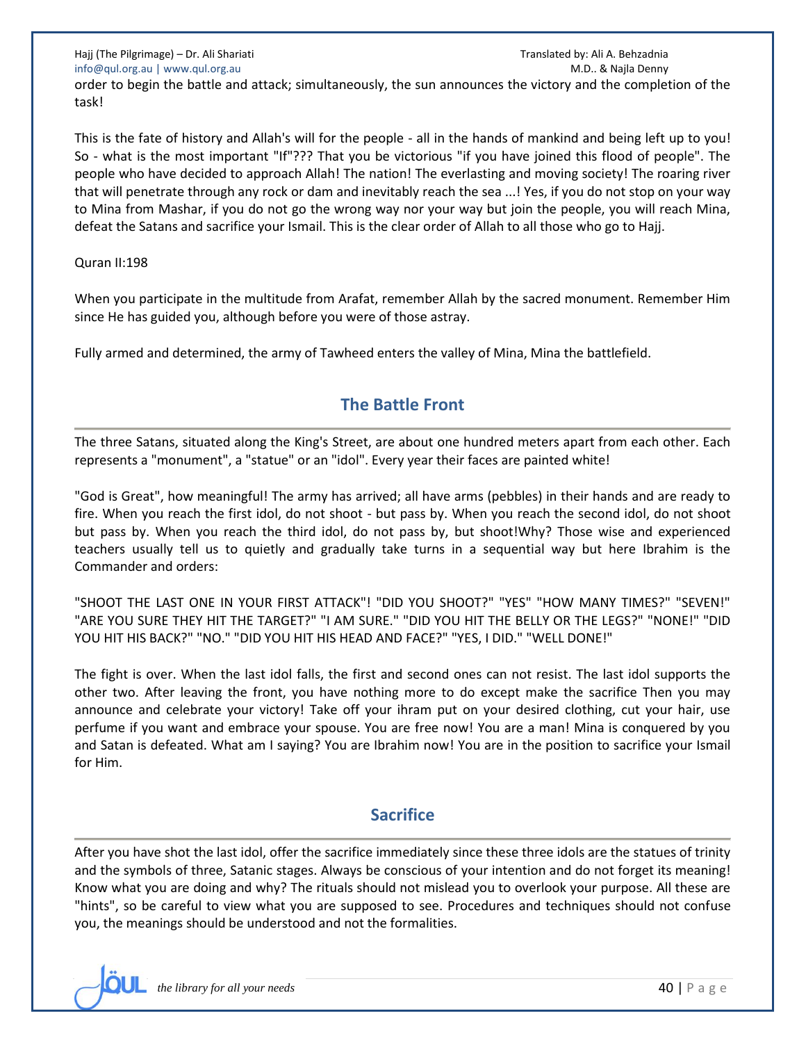order to begin the battle and attack; simultaneously, the sun announces the victory and the completion of the task!

This is the fate of history and Allah's will for the people - all in the hands of mankind and being left up to you! So - what is the most important "If"??? That you be victorious "if you have joined this flood of people". The people who have decided to approach Allah! The nation! The everlasting and moving society! The roaring river that will penetrate through any rock or dam and inevitably reach the sea ...! Yes, if you do not stop on your way to Mina from Mashar, if you do not go the wrong way nor your way but join the people, you will reach Mina, defeat the Satans and sacrifice your Ismail. This is the clear order of Allah to all those who go to Hajj.

Quran II:198

When you participate in the multitude from Arafat, remember Allah by the sacred monument. Remember Him since He has guided you, although before you were of those astray.

Fully armed and determined, the army of Tawheed enters the valley of Mina, Mina the battlefield.

## The Battle Front

The three Satans, situated along the King's Street, are about one hundred meters apart from each other. Each represents a "monument", a "statue" or an "idol". Every year their faces are painted white!

"God is Great", how meaningful! The army has arrived; all have arms (pebbles) in their hands and are ready to fire. When you reach the first idol, do not shoot - but pass by. When you reach the second idol, do not shoot but pass by. When you reach the third idol, do not pass by, but shoot!Why? Those wise and experienced teachers usually tell us to quietly and gradually take turns in a sequential way but here Ibrahim is the Commander and orders:

"SHOOT THE LAST ONE IN YOUR FIRST ATTACK"! "DID YOU SHOOT?" "YES" "HOW MANY TIMES?" "SEVEN!" "ARE YOU SURE THEY HIT THE TARGET?" "I AM SURE." "DID YOU HIT THE BELLY OR THE LEGS?" "NONE!" "DID YOU HIT HIS BACK?" "NO." "DID YOU HIT HIS HEAD AND FACE?" "YES, I DID." "WELL DONE!"

The fight is over. When the last idol falls, the first and second ones can not resist. The last idol supports the other two. After leaving the front, you have nothing more to do except make the sacrifice Then you may announce and celebrate your victory! Take off your ihram put on your desired clothing, cut your hair, use perfume if you want and embrace your spouse. You are free now! You are a man! Mina is conquered by you and Satan is defeated. What am I saying? You are Ibrahim now! You are in the position to sacrifice your Ismail for Him.

## Sacrifice

After you have shot the last idol, offer the sacrifice immediately since these three idols are the statues of trinity and the symbols of three, Satanic stages. Always be conscious of your intention and do not forget its meaning! Know what you are doing and why? The rituals should not mislead you to overlook your purpose. All these are "hints", so be careful to view what you are supposed to see. Procedures and techniques should not confuse you, the meanings should be understood and not the formalities.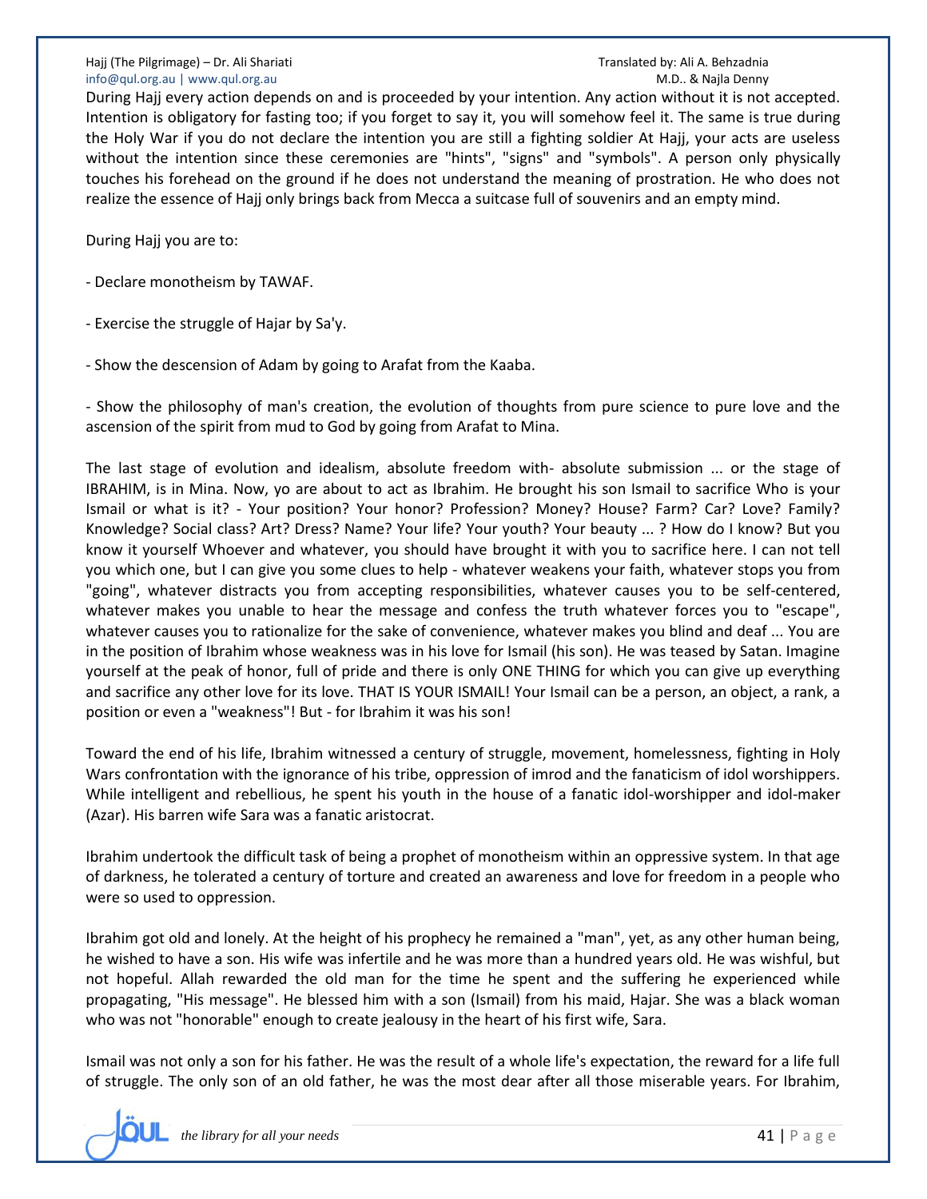During Hajj every action depends on and is proceeded by your intention. Any action without it is not accepted. Intention is obligatory for fasting too; if you forget to say it, you will somehow feel it. The same is true during the Holy War if you do not declare the intention you are still a fighting soldier At Hajj, your acts are useless without the intention since these ceremonies are "hints", "signs" and "symbols". A person only physically touches his forehead on the ground if he does not understand the meaning of prostration. He who does not realize the essence of Hajj only brings back from Mecca a suitcase full of souvenirs and an empty mind.

During Hajj you are to:

- Declare monotheism by TAWAF.

- Exercise the struggle of Hajar by Sa'y.

- Show the descension of Adam by going to Arafat from the Kaaba.

- Show the philosophy of man's creation, the evolution of thoughts from pure science to pure love and the ascension of the spirit from mud to God by going from Arafat to Mina.

The last stage of evolution and idealism, absolute freedom with- absolute submission ... or the stage of IBRAHIM, is in Mina. Now, yo are about to act as Ibrahim. He brought his son Ismail to sacrifice Who is your Ismail or what is it? - Your position? Your honor? Profession? Money? House? Farm? Car? Love? Family? Knowledge? Social class? Art? Dress? Name? Your life? Your youth? Your beauty ... ? How do I know? But you know it yourself Whoever and whatever, you should have brought it with you to sacrifice here. I can not tell you which one, but I can give you some clues to help - whatever weakens your faith, whatever stops you from "going", whatever distracts you from accepting responsibilities, whatever causes you to be self-centered, whatever makes you unable to hear the message and confess the truth whatever forces you to "escape", whatever causes you to rationalize for the sake of convenience, whatever makes you blind and deaf ... You are in the position of Ibrahim whose weakness was in his love for Ismail (his son). He was teased by Satan. Imagine yourself at the peak of honor, full of pride and there is only ONE THING for which you can give up everything and sacrifice any other love for its love. THAT IS YOUR ISMAIL! Your Ismail can be a person, an object, a rank, a position or even a "weakness"! But - for Ibrahim it was his son!

Toward the end of his life, Ibrahim witnessed a century of struggle, movement, homelessness, fighting in Holy Wars confrontation with the ignorance of his tribe, oppression of imrod and the fanaticism of idol worshippers. While intelligent and rebellious, he spent his youth in the house of a fanatic idol-worshipper and idol-maker (Azar). His barren wife Sara was a fanatic aristocrat.

Ibrahim undertook the difficult task of being a prophet of monotheism within an oppressive system. In that age of darkness, he tolerated a century of torture and created an awareness and love for freedom in a people who were so used to oppression.

Ibrahim got old and lonely. At the height of his prophecy he remained a "man", yet, as any other human being, he wished to have a son. His wife was infertile and he was more than a hundred years old. He was wishful, but not hopeful. Allah rewarded the old man for the time he spent and the suffering he experienced while propagating, "His message". He blessed him with a son (Ismail) from his maid, Hajar. She was a black woman who was not "honorable" enough to create jealousy in the heart of his first wife, Sara.

Ismail was not only a son for his father. He was the result of a whole life's expectation, the reward for a life full of struggle. The only son of an old father, he was the most dear after all those miserable years. For Ibrahim,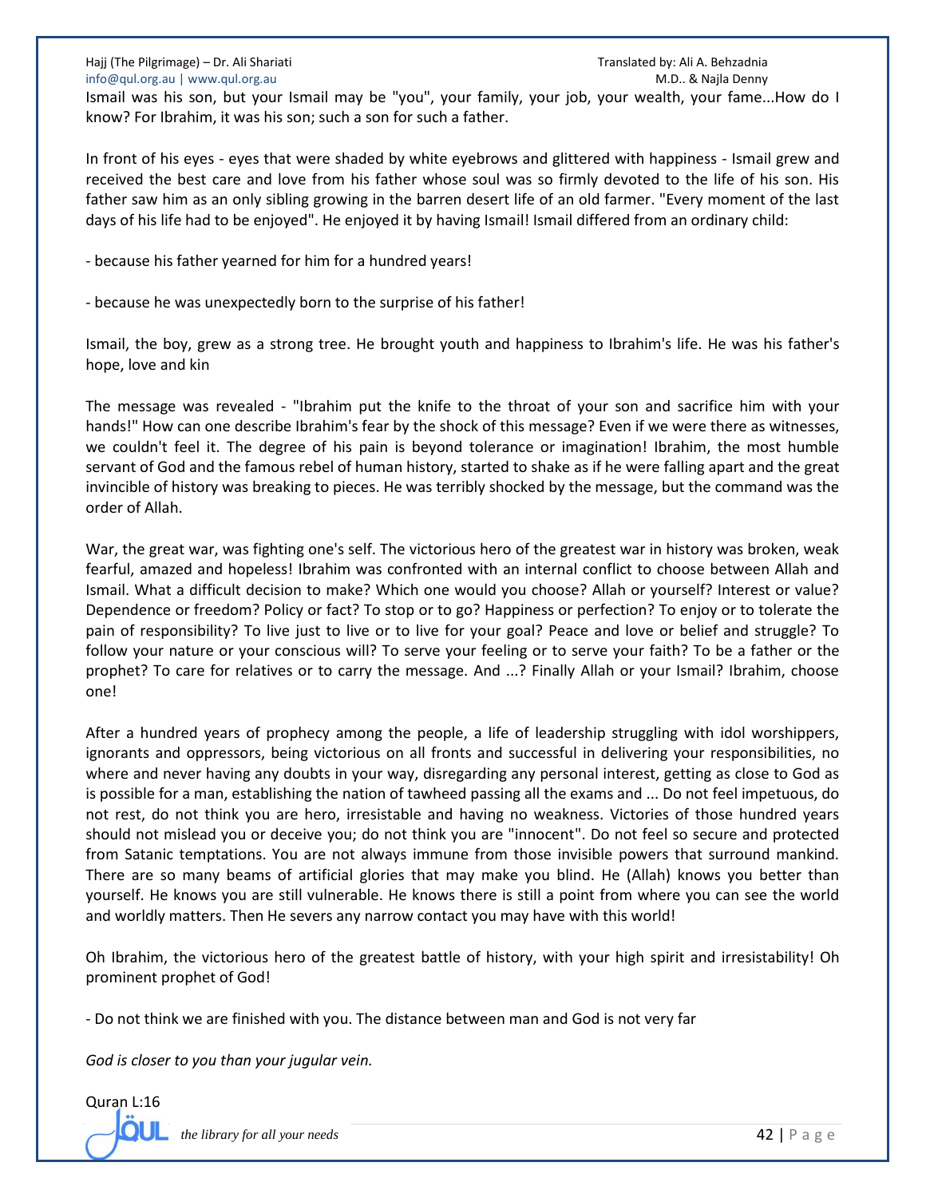Ismail was his son, but your Ismail may be "you", your family, your job, your wealth, your fame...How do I know? For Ibrahim, it was his son; such a son for such a father.

In front of his eyes - eyes that were shaded by white eyebrows and glittered with happiness - Ismail grew and received the best care and love from his father whose soul was so firmly devoted to the life of his son. His father saw him as an only sibling growing in the barren desert life of an old farmer. "Every moment of the last days of his life had to be enjoyed". He enjoyed it by having Ismail! Ismail differed from an ordinary child:

- because his father yearned for him for a hundred years!

- because he was unexpectedly born to the surprise of his father!

Ismail, the boy, grew as a strong tree. He brought youth and happiness to Ibrahim's life. He was his father's hope, love and kin

The message was revealed - "Ibrahim put the knife to the throat of your son and sacrifice him with your hands!" How can one describe Ibrahim's fear by the shock of this message? Even if we were there as witnesses, we couldn't feel it. The degree of his pain is beyond tolerance or imagination! Ibrahim, the most humble servant of God and the famous rebel of human history, started to shake as if he were falling apart and the great invincible of history was breaking to pieces. He was terribly shocked by the message, but the command was the order of Allah.

War, the great war, was fighting one's self. The victorious hero of the greatest war in history was broken, weak fearful, amazed and hopeless! Ibrahim was confronted with an internal conflict to choose between Allah and Ismail. What a difficult decision to make? Which one would you choose? Allah or yourself? Interest or value? Dependence or freedom? Policy or fact? To stop or to go? Happiness or perfection? To enjoy or to tolerate the pain of responsibility? To live just to live or to live for your goal? Peace and love or belief and struggle? To follow your nature or your conscious will? To serve your feeling or to serve your faith? To be a father or the prophet? To care for relatives or to carry the message. And ...? Finally Allah or your Ismail? Ibrahim, choose one!

After a hundred years of prophecy among the people, a life of leadership struggling with idol worshippers, ignorants and oppressors, being victorious on all fronts and successful in delivering your responsibilities, no where and never having any doubts in your way, disregarding any personal interest, getting as close to God as is possible for a man, establishing the nation of tawheed passing all the exams and ... Do not feel impetuous, do not rest, do not think you are hero, irresistable and having no weakness. Victories of those hundred years should not mislead you or deceive you; do not think you are "innocent". Do not feel so secure and protected from Satanic temptations. You are not always immune from those invisible powers that surround mankind. There are so many beams of artificial glories that may make you blind. He (Allah) knows you better than yourself. He knows you are still vulnerable. He knows there is still a point from where you can see the world and worldly matters. Then He severs any narrow contact you may have with this world!

Oh Ibrahim, the victorious hero of the greatest battle of history, with your high spirit and irresistability! Oh prominent prophet of God!

- Do not think we are finished with you. The distance between man and God is not very far

*God is closer to you than your jugular vein.*

Quran L:16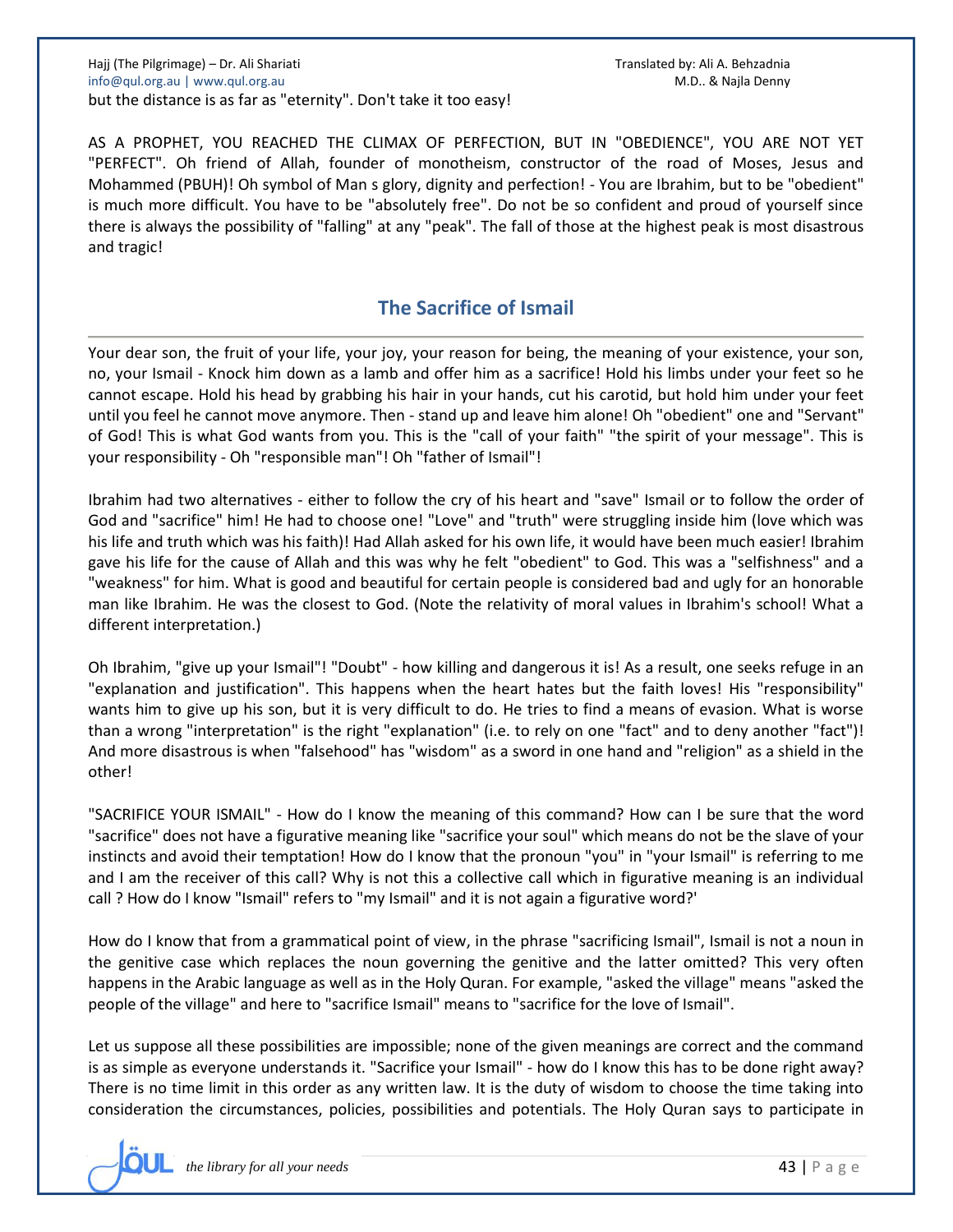but the distance is as far as "eternity". Don't take it too easy!

AS A PROPHET, YOU REACHED THE CLIMAX OF PERFECTION, BUT IN "OBEDIENCE", YOU ARE NOT YET "PERFECT". Oh friend of Allah, founder of monotheism, constructor of the road of Moses, Jesus and Mohammed (PBUH)! Oh symbol of Man s glory, dignity and perfection! - You are Ibrahim, but to be "obedient" is much more difficult. You have to be "absolutely free". Do not be so confident and proud of yourself since there is always the possibility of "falling" at any "peak". The fall of those at the highest peak is most disastrous and tragic!

## The Sacrifice of Ismail

Your dear son, the fruit of your life, your joy, your reason for being, the meaning of your existence, your son, no, your Ismail - Knock him down as a lamb and offer him as a sacrifice! Hold his limbs under your feet so he cannot escape. Hold his head by grabbing his hair in your hands, cut his carotid, but hold him under your feet until you feel he cannot move anymore. Then - stand up and leave him alone! Oh "obedient" one and "Servant" of God! This is what God wants from you. This is the "call of your faith" "the spirit of your message". This is your responsibility - Oh "responsible man"! Oh "father of Ismail"!

Ibrahim had two alternatives - either to follow the cry of his heart and "save" Ismail or to follow the order of God and "sacrifice" him! He had to choose one! "Love" and "truth" were struggling inside him (love which was his life and truth which was his faith)! Had Allah asked for his own life, it would have been much easier! Ibrahim gave his life for the cause of Allah and this was why he felt "obedient" to God. This was a "selfishness" and a "weakness" for him. What is good and beautiful for certain people is considered bad and ugly for an honorable man like Ibrahim. He was the closest to God. (Note the relativity of moral values in Ibrahim's school! What a different interpretation.)

Oh Ibrahim, "give up your Ismail"! "Doubt" - how killing and dangerous it is! As a result, one seeks refuge in an "explanation and justification". This happens when the heart hates but the faith loves! His "responsibility" wants him to give up his son, but it is very difficult to do. He tries to find a means of evasion. What is worse than a wrong "interpretation" is the right "explanation" (i.e. to rely on one "fact" and to deny another "fact")! And more disastrous is when "falsehood" has "wisdom" as a sword in one hand and "religion" as a shield in the other!

"SACRIFICE YOUR ISMAIL" - How do I know the meaning of this command? How can I be sure that the word "sacrifice" does not have a figurative meaning like "sacrifice your soul" which means do not be the slave of your instincts and avoid their temptation! How do I know that the pronoun "you" in "your Ismail" is referring to me and I am the receiver of this call? Why is not this a collective call which in figurative meaning is an individual call ? How do I know "Ismail" refers to "my Ismail" and it is not again a figurative word?'

How do I know that from a grammatical point of view, in the phrase "sacrificing Ismail", Ismail is not a noun in the genitive case which replaces the noun governing the genitive and the latter omitted? This very often happens in the Arabic language as well as in the Holy Quran. For example, "asked the village" means "asked the people of the village" and here to "sacrifice Ismail" means to "sacrifice for the love of Ismail".

Let us suppose all these possibilities are impossible; none of the given meanings are correct and the command is as simple as everyone understands it. "Sacrifice your Ismail" - how do I know this has to be done right away? There is no time limit in this order as any written law. It is the duty of wisdom to choose the time taking into consideration the circumstances, policies, possibilities and potentials. The Holy Quran says to participate in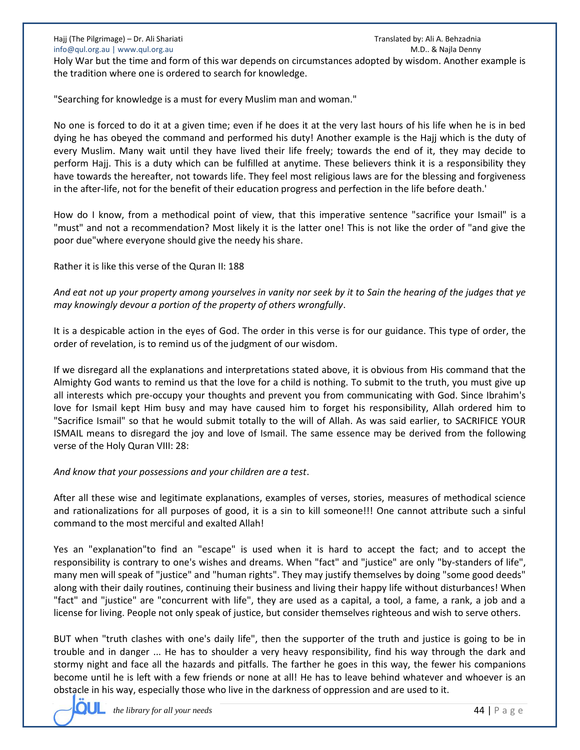Holy War but the time and form of this war depends on circumstances adopted by wisdom. Another example is the tradition where one is ordered to search for knowledge.

"Searching for knowledge is a must for every Muslim man and woman."

No one is forced to do it at a given time; even if he does it at the very last hours of his life when he is in bed dying he has obeyed the command and performed his duty! Another example is the Hajj which is the duty of every Muslim. Many wait until they have lived their life freely; towards the end of it, they may decide to perform Hajj. This is a duty which can be fulfilled at anytime. These believers think it is a responsibility they have towards the hereafter, not towards life. They feel most religious laws are for the blessing and forgiveness in the after-life, not for the benefit of their education progress and perfection in the life before death.'

How do I know, from a methodical point of view, that this imperative sentence "sacrifice your Ismail" is a "must" and not a recommendation? Most likely it is the latter one! This is not like the order of "and give the poor due"where everyone should give the needy his share.

Rather it is like this verse of the Quran II: 188

*And eat not up your property among yourselves in vanity nor seek by it to Sain the hearing of the judges that ye may knowingly devour a portion of the property of others wrongfully*.

It is a despicable action in the eyes of God. The order in this verse is for our guidance. This type of order, the order of revelation, is to remind us of the judgment of our wisdom.

If we disregard all the explanations and interpretations stated above, it is obvious from His command that the Almighty God wants to remind us that the love for a child is nothing. To submit to the truth, you must give up all interests which pre-occupy your thoughts and prevent you from communicating with God. Since Ibrahim's love for Ismail kept Him busy and may have caused him to forget his responsibility, Allah ordered him to "Sacrifice Ismail" so that he would submit totally to the will of Allah. As was said earlier, to SACRIFICE YOUR ISMAIL means to disregard the joy and love of Ismail. The same essence may be derived from the following verse of the Holy Quran VIII: 28:

*And know that your possessions and your children are a test*.

After all these wise and legitimate explanations, examples of verses, stories, measures of methodical science and rationalizations for all purposes of good, it is a sin to kill someone!!! One cannot attribute such a sinful command to the most merciful and exalted Allah!

Yes an "explanation"to find an "escape" is used when it is hard to accept the fact; and to accept the responsibility is contrary to one's wishes and dreams. When "fact" and "justice" are only "by-standers of life", many men will speak of "justice" and "human rights". They may justify themselves by doing "some good deeds" along with their daily routines, continuing their business and living their happy life without disturbances! When "fact" and "justice" are "concurrent with life", they are used as a capital, a tool, a fame, a rank, a job and a license for living. People not only speak of justice, but consider themselves righteous and wish to serve others.

BUT when "truth clashes with one's daily life", then the supporter of the truth and justice is going to be in trouble and in danger ... He has to shoulder a very heavy responsibility, find his way through the dark and stormy night and face all the hazards and pitfalls. The farther he goes in this way, the fewer his companions become until he is left with a few friends or none at all! He has to leave behind whatever and whoever is an obstacle in his way, especially those who live in the darkness of oppression and are used to it.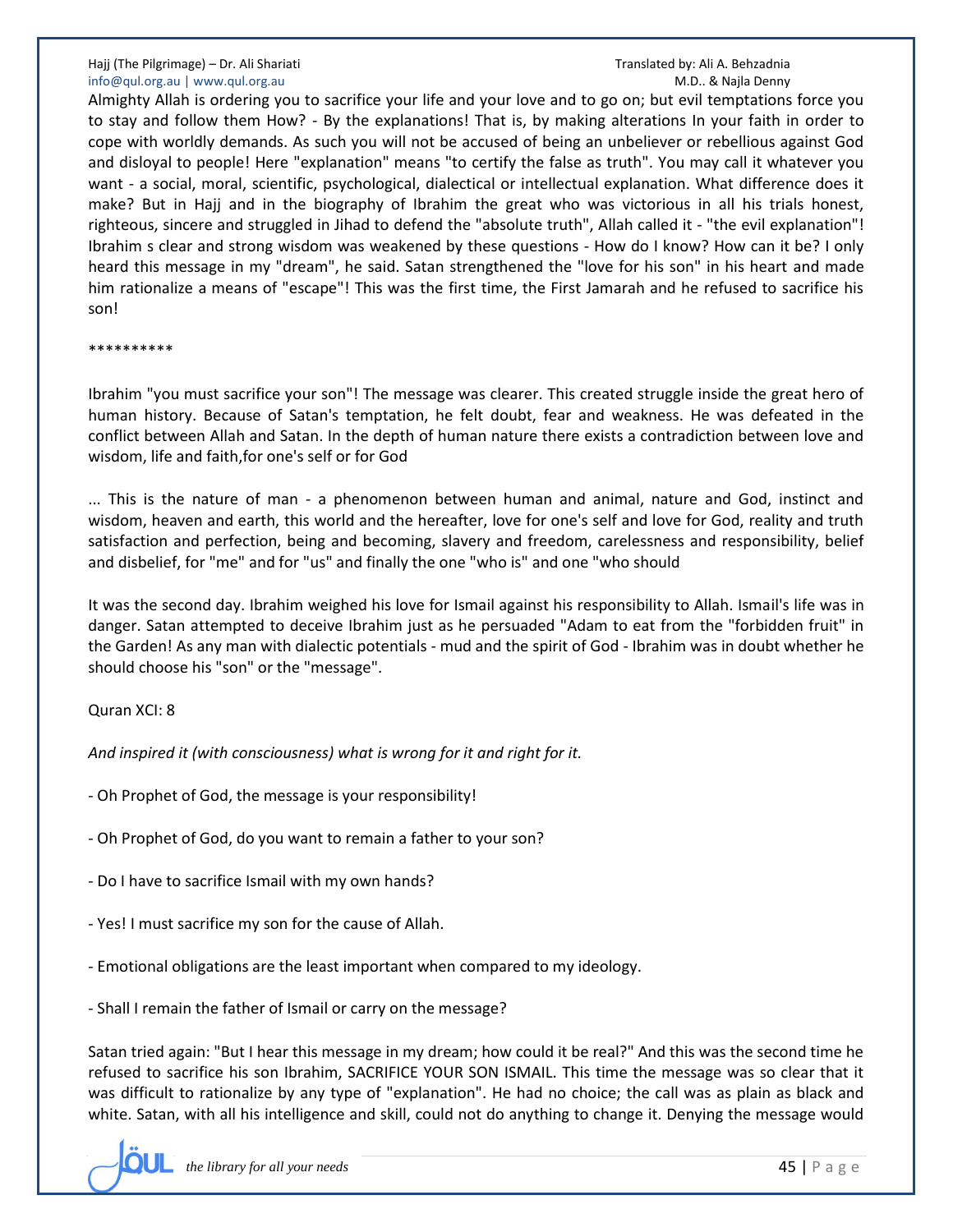Almighty Allah is ordering you to sacrifice your life and your love and to go on; but evil temptations force you to stay and follow them How? - By the explanations! That is, by making alterations In your faith in order to cope with worldly demands. As such you will not be accused of being an unbeliever or rebellious against God and disloyal to people! Here "explanation" means "to certify the false as truth". You may call it whatever you want - a social, moral, scientific, psychological, dialectical or intellectual explanation. What difference does it make? But in Hajj and in the biography of Ibrahim the great who was victorious in all his trials honest, righteous, sincere and struggled in Jihad to defend the "absolute truth", Allah called it - "the evil explanation"! Ibrahim s clear and strong wisdom was weakened by these questions - How do I know? How can it be? I only heard this message in my "dream", he said. Satan strengthened the "love for his son" in his heart and made him rationalize a means of "escape"! This was the first time, the First Jamarah and he refused to sacrifice his son!

**********

Ibrahim "you must sacrifice your son"! The message was clearer. This created struggle inside the great hero of human history. Because of Satan's temptation, he felt doubt, fear and weakness. He was defeated in the conflict between Allah and Satan. In the depth of human nature there exists a contradiction between love and wisdom, life and faith,for one's self or for God

... This is the nature of man - a phenomenon between human and animal, nature and God, instinct and wisdom, heaven and earth, this world and the hereafter, love for one's self and love for God, reality and truth satisfaction and perfection, being and becoming, slavery and freedom, carelessness and responsibility, belief and disbelief, for "me" and for "us" and finally the one "who is" and one "who should

It was the second day. Ibrahim weighed his love for Ismail against his responsibility to Allah. Ismail's life was in danger. Satan attempted to deceive Ibrahim just as he persuaded "Adam to eat from the "forbidden fruit" in the Garden! As any man with dialectic potentials - mud and the spirit of God - Ibrahim was in doubt whether he should choose his "son" or the "message".

Quran XCI: 8

*And inspired it (with consciousness) what is wrong for it and right for it.*

- Oh Prophet of God, the message is your responsibility!

- Oh Prophet of God, do you want to remain a father to your son?

- Do I have to sacrifice Ismail with my own hands?

- Yes! I must sacrifice my son for the cause of Allah.

- Emotional obligations are the least important when compared to my ideology.

- Shall I remain the father of Ismail or carry on the message?

Satan tried again: "But I hear this message in my dream; how could it be real?" And this was the second time he refused to sacrifice his son Ibrahim, SACRIFICE YOUR SON ISMAIL. This time the message was so clear that it was difficult to rationalize by any type of "explanation". He had no choice; the call was as plain as black and white. Satan, with all his intelligence and skill, could not do anything to change it. Denying the message would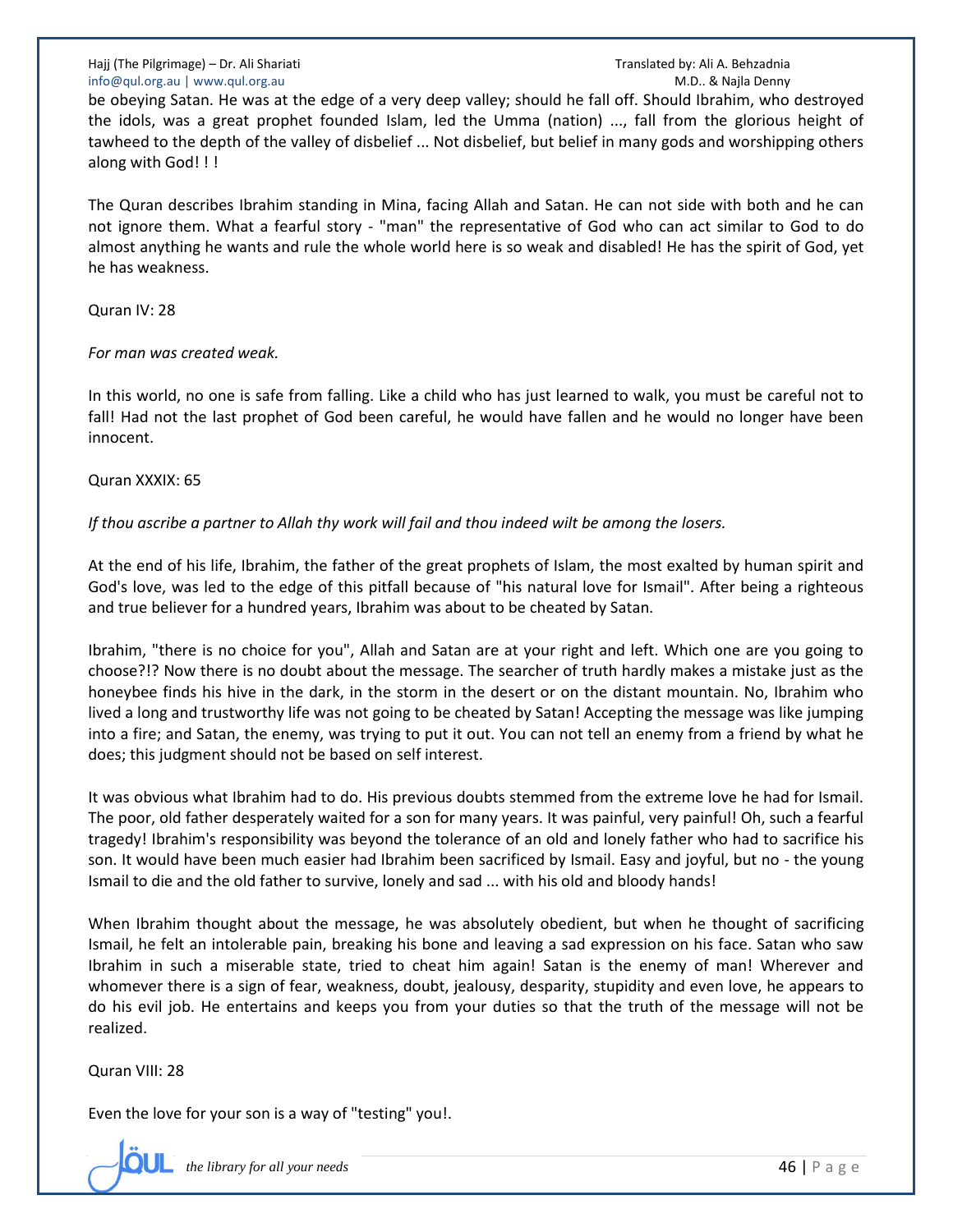be obeying Satan. He was at the edge of a very deep valley; should he fall off. Should Ibrahim, who destroyed the idols, was a great prophet founded Islam, led the Umma (nation) ..., fall from the glorious height of tawheed to the depth of the valley of disbelief ... Not disbelief, but belief in many gods and worshipping others along with God! ! !

The Quran describes Ibrahim standing in Mina, facing Allah and Satan. He can not side with both and he can not ignore them. What a fearful story - "man" the representative of God who can act similar to God to do almost anything he wants and rule the whole world here is so weak and disabled! He has the spirit of God, yet he has weakness.

Quran IV: 28

*For man was created weak.*

In this world, no one is safe from falling. Like a child who has just learned to walk, you must be careful not to fall! Had not the last prophet of God been careful, he would have fallen and he would no longer have been innocent.

Quran XXXIX: 65

*If thou ascribe a partner to Allah thy work will fail and thou indeed wilt be among the losers.*

At the end of his life, Ibrahim, the father of the great prophets of Islam, the most exalted by human spirit and God's love, was led to the edge of this pitfall because of "his natural love for Ismail". After being a righteous and true believer for a hundred years, Ibrahim was about to be cheated by Satan.

Ibrahim, "there is no choice for you", Allah and Satan are at your right and left. Which one are you going to choose?!? Now there is no doubt about the message. The searcher of truth hardly makes a mistake just as the honeybee finds his hive in the dark, in the storm in the desert or on the distant mountain. No, Ibrahim who lived a long and trustworthy life was not going to be cheated by Satan! Accepting the message was like jumping into a fire; and Satan, the enemy, was trying to put it out. You can not tell an enemy from a friend by what he does; this judgment should not be based on self interest.

It was obvious what Ibrahim had to do. His previous doubts stemmed from the extreme love he had for Ismail. The poor, old father desperately waited for a son for many years. It was painful, very painful! Oh, such a fearful tragedy! Ibrahim's responsibility was beyond the tolerance of an old and lonely father who had to sacrifice his son. It would have been much easier had Ibrahim been sacrificed by Ismail. Easy and joyful, but no - the young Ismail to die and the old father to survive, lonely and sad ... with his old and bloody hands!

When Ibrahim thought about the message, he was absolutely obedient, but when he thought of sacrificing Ismail, he felt an intolerable pain, breaking his bone and leaving a sad expression on his face. Satan who saw Ibrahim in such a miserable state, tried to cheat him again! Satan is the enemy of man! Wherever and whomever there is a sign of fear, weakness, doubt, jealousy, desparity, stupidity and even love, he appears to do his evil job. He entertains and keeps you from your duties so that the truth of the message will not be realized.

Quran VIII: 28

Even the love for your son is a way of "testing" you!.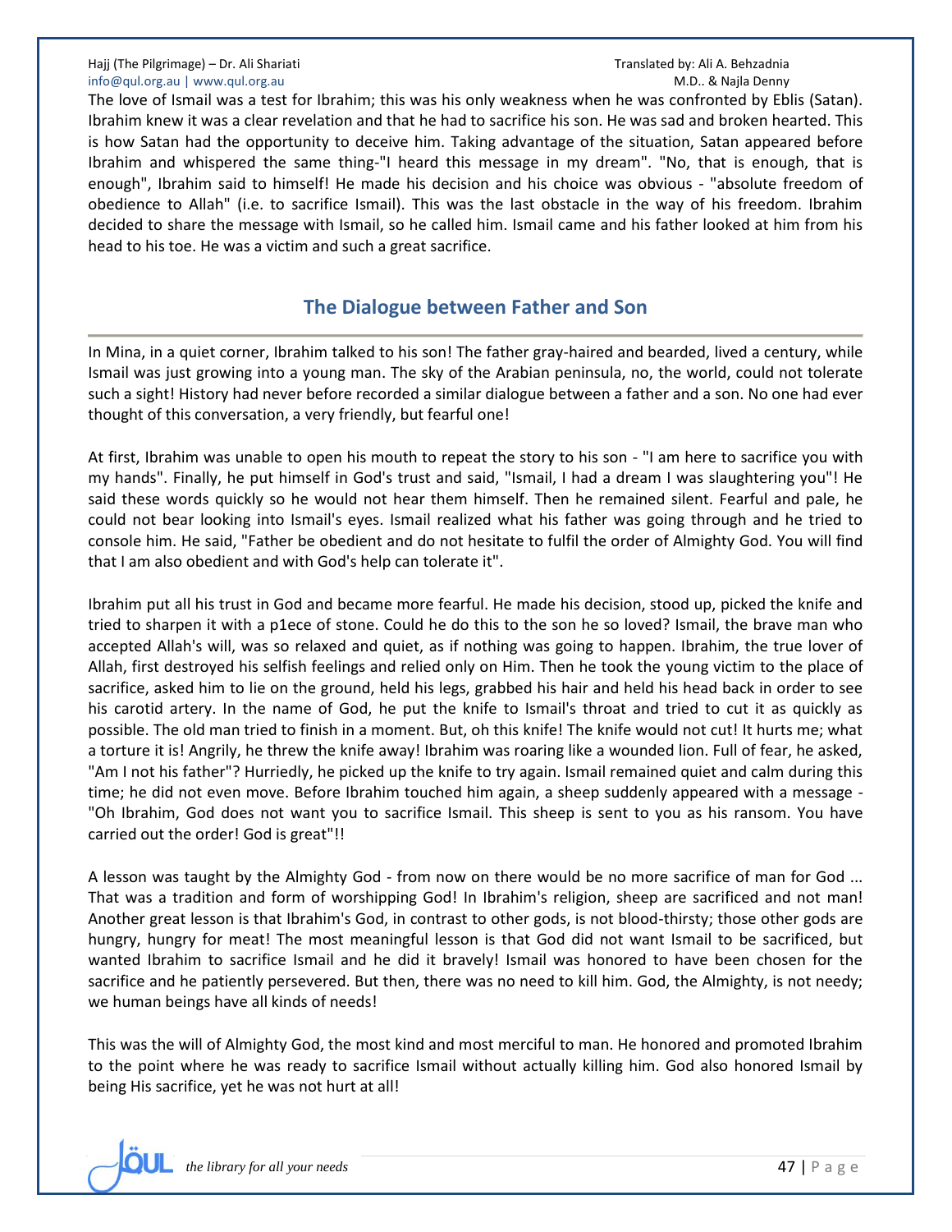The love of Ismail was a test for Ibrahim; this was his only weakness when he was confronted by Eblis (Satan). Ibrahim knew it was a clear revelation and that he had to sacrifice his son. He was sad and broken hearted. This is how Satan had the opportunity to deceive him. Taking advantage of the situation, Satan appeared before Ibrahim and whispered the same thing-"I heard this message in my dream". "No, that is enough, that is enough", Ibrahim said to himself! He made his decision and his choice was obvious - "absolute freedom of obedience to Allah" (i.e. to sacrifice Ismail). This was the last obstacle in the way of his freedom. Ibrahim decided to share the message with Ismail, so he called him. Ismail came and his father looked at him from his head to his toe. He was a victim and such a great sacrifice.

## The Dialogue between Father and Son

In Mina, in a quiet corner, Ibrahim talked to his son! The father gray-haired and bearded, lived a century, while Ismail was just growing into a young man. The sky of the Arabian peninsula, no, the world, could not tolerate such a sight! History had never before recorded a similar dialogue between a father and a son. No one had ever thought of this conversation, a very friendly, but fearful one!

At first, Ibrahim was unable to open his mouth to repeat the story to his son - "I am here to sacrifice you with my hands". Finally, he put himself in God's trust and said, "Ismail, I had a dream I was slaughtering you"! He said these words quickly so he would not hear them himself. Then he remained silent. Fearful and pale, he could not bear looking into Ismail's eyes. Ismail realized what his father was going through and he tried to console him. He said, "Father be obedient and do not hesitate to fulfil the order of Almighty God. You will find that I am also obedient and with God's help can tolerate it".

Ibrahim put all his trust in God and became more fearful. He made his decision, stood up, picked the knife and tried to sharpen it with a p1ece of stone. Could he do this to the son he so loved? Ismail, the brave man who accepted Allah's will, was so relaxed and quiet, as if nothing was going to happen. Ibrahim, the true lover of Allah, first destroyed his selfish feelings and relied only on Him. Then he took the young victim to the place of sacrifice, asked him to lie on the ground, held his legs, grabbed his hair and held his head back in order to see his carotid artery. In the name of God, he put the knife to Ismail's throat and tried to cut it as quickly as possible. The old man tried to finish in a moment. But, oh this knife! The knife would not cut! It hurts me; what a torture it is! Angrily, he threw the knife away! Ibrahim was roaring like a wounded lion. Full of fear, he asked, "Am I not his father"? Hurriedly, he picked up the knife to try again. Ismail remained quiet and calm during this time; he did not even move. Before Ibrahim touched him again, a sheep suddenly appeared with a message - "Oh Ibrahim, God does not want you to sacrifice Ismail. This sheep is sent to you as his ransom. You have carried out the order! God is great"!!

A lesson was taught by the Almighty God - from now on there would be no more sacrifice of man for God ... That was a tradition and form of worshipping God! In Ibrahim's religion, sheep are sacrificed and not man! Another great lesson is that Ibrahim's God, in contrast to other gods, is not blood-thirsty; those other gods are hungry, hungry for meat! The most meaningful lesson is that God did not want Ismail to be sacrificed, but wanted Ibrahim to sacrifice Ismail and he did it bravely! Ismail was honored to have been chosen for the sacrifice and he patiently persevered. But then, there was no need to kill him. God, the Almighty, is not needy; we human beings have all kinds of needs!

This was the will of Almighty God, the most kind and most merciful to man. He honored and promoted Ibrahim to the point where he was ready to sacrifice Ismail without actually killing him. God also honored Ismail by being His sacrifice, yet he was not hurt at all!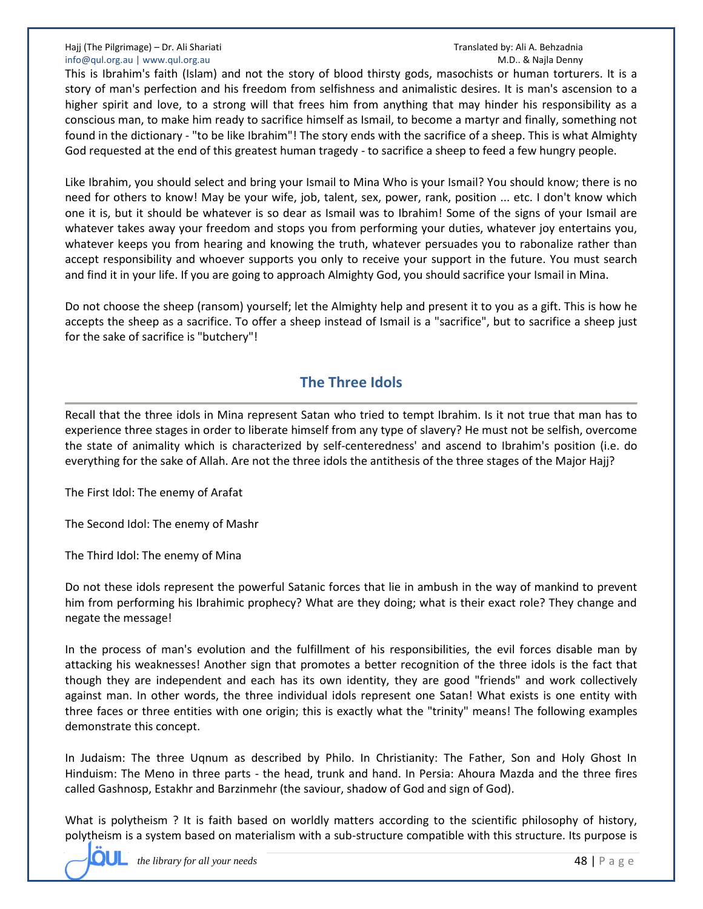This is Ibrahim's faith (Islam) and not the story of blood thirsty gods, masochists or human torturers. It is a story of man's perfection and his freedom from selfishness and animalistic desires. It is man's ascension to a higher spirit and love, to a strong will that frees him from anything that may hinder his responsibility as a conscious man, to make him ready to sacrifice himself as Ismail, to become a martyr and finally, something not found in the dictionary - "to be like Ibrahim"! The story ends with the sacrifice of a sheep. This is what Almighty God requested at the end of this greatest human tragedy - to sacrifice a sheep to feed a few hungry people.

Like Ibrahim, you should select and bring your Ismail to Mina Who is your Ismail? You should know; there is no need for others to know! May be your wife, job, talent, sex, power, rank, position ... etc. I don't know which one it is, but it should be whatever is so dear as Ismail was to Ibrahim! Some of the signs of your Ismail are whatever takes away your freedom and stops you from performing your duties, whatever joy entertains you, whatever keeps you from hearing and knowing the truth, whatever persuades you to rabonalize rather than accept responsibility and whoever supports you only to receive your support in the future. You must search and find it in your life. If you are going to approach Almighty God, you should sacrifice your Ismail in Mina.

Do not choose the sheep (ransom) yourself; let the Almighty help and present it to you as a gift. This is how he accepts the sheep as a sacrifice. To offer a sheep instead of Ismail is a "sacrifice", but to sacrifice a sheep just for the sake of sacrifice is "butchery"!

## The Three Idols

Recall that the three idols in Mina represent Satan who tried to tempt Ibrahim. Is it not true that man has to experience three stages in order to liberate himself from any type of slavery? He must not be selfish, overcome the state of animality which is characterized by self-centeredness' and ascend to Ibrahim's position (i.e. do everything for the sake of Allah. Are not the three idols the antithesis of the three stages of the Major Hajj?

The First Idol: The enemy of Arafat

The Second Idol: The enemy of Mashr

The Third Idol: The enemy of Mina

Do not these idols represent the powerful Satanic forces that lie in ambush in the way of mankind to prevent him from performing his Ibrahimic prophecy? What are they doing; what is their exact role? They change and negate the message!

In the process of man's evolution and the fulfillment of his responsibilities, the evil forces disable man by attacking his weaknesses! Another sign that promotes a better recognition of the three idols is the fact that though they are independent and each has its own identity, they are good "friends" and work collectively against man. In other words, the three individual idols represent one Satan! What exists is one entity with three faces or three entities with one origin; this is exactly what the "trinity" means! The following examples demonstrate this concept.

In Judaism: The three Uqnum as described by Philo. In Christianity: The Father, Son and Holy Ghost In Hinduism: The Meno in three parts - the head, trunk and hand. In Persia: Ahoura Mazda and the three fires called Gashnosp, Estakhr and Barzinmehr (the saviour, shadow of God and sign of God).

What is polytheism ? It is faith based on worldly matters according to the scientific philosophy of history, polytheism is a system based on materialism with a sub-structure compatible with this structure. Its purpose is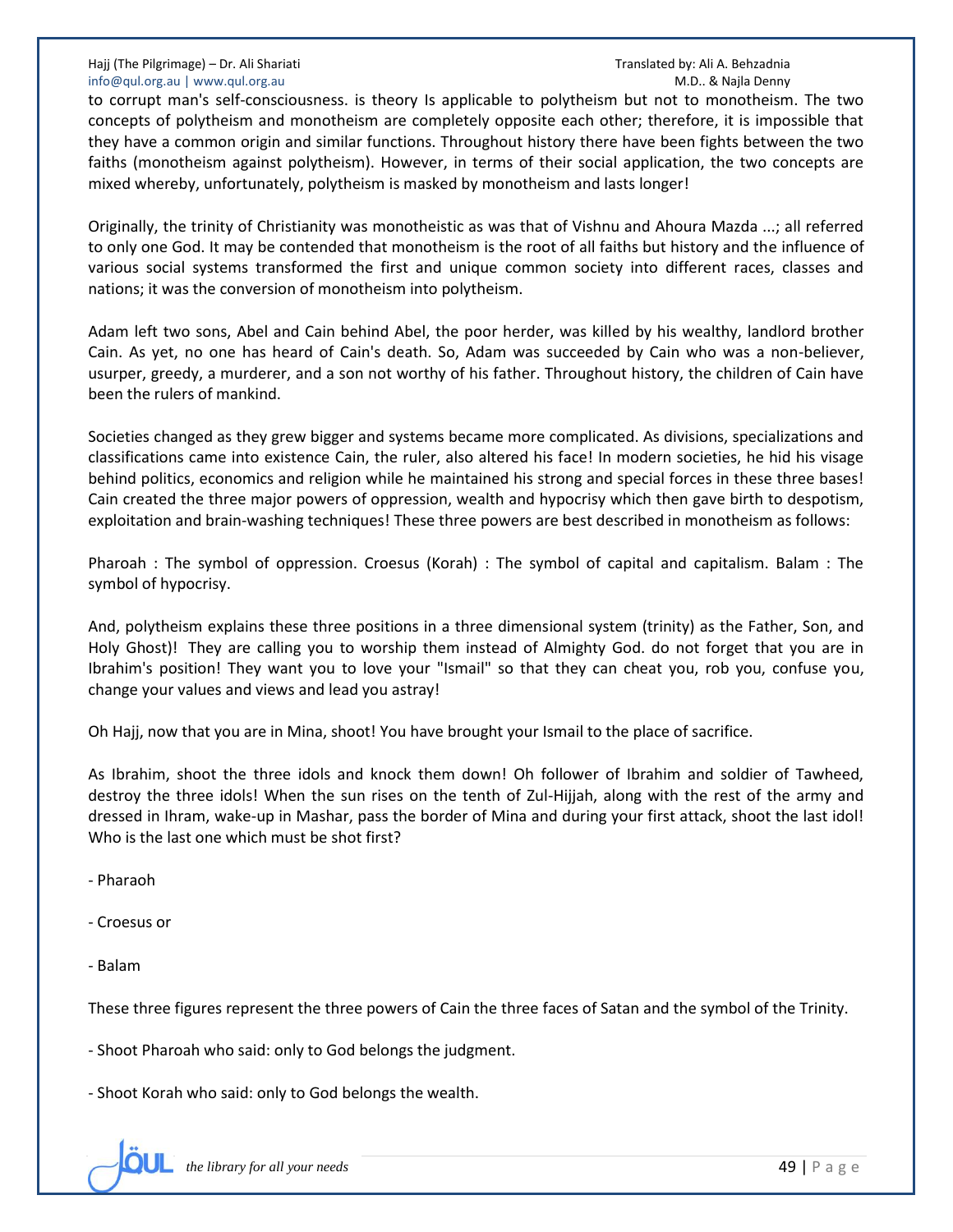to corrupt man's self-consciousness. is theory Is applicable to polytheism but not to monotheism. The two concepts of polytheism and monotheism are completely opposite each other; therefore, it is impossible that they have a common origin and similar functions. Throughout history there have been fights between the two faiths (monotheism against polytheism). However, in terms of their social application, the two concepts are mixed whereby, unfortunately, polytheism is masked by monotheism and lasts longer!

Originally, the trinity of Christianity was monotheistic as was that of Vishnu and Ahoura Mazda ...; all referred to only one God. It may be contended that monotheism is the root of all faiths but history and the influence of various social systems transformed the first and unique common society into different races, classes and nations; it was the conversion of monotheism into polytheism.

Adam left two sons, Abel and Cain behind Abel, the poor herder, was killed by his wealthy, landlord brother Cain. As yet, no one has heard of Cain's death. So, Adam was succeeded by Cain who was a non-believer, usurper, greedy, a murderer, and a son not worthy of his father. Throughout history, the children of Cain have been the rulers of mankind.

Societies changed as they grew bigger and systems became more complicated. As divisions, specializations and classifications came into existence Cain, the ruler, also altered his face! In modern societies, he hid his visage behind politics, economics and religion while he maintained his strong and special forces in these three bases! Cain created the three major powers of oppression, wealth and hypocrisy which then gave birth to despotism, exploitation and brain-washing techniques! These three powers are best described in monotheism as follows:

Pharoah : The symbol of oppression. Croesus (Korah) : The symbol of capital and capitalism. Balam : The symbol of hypocrisy.

And, polytheism explains these three positions in a three dimensional system (trinity) as the Father, Son, and Holy Ghost)! They are calling you to worship them instead of Almighty God. do not forget that you are in Ibrahim's position! They want you to love your "Ismail" so that they can cheat you, rob you, confuse you, change your values and views and lead you astray!

Oh Hajj, now that you are in Mina, shoot! You have brought your Ismail to the place of sacrifice.

As Ibrahim, shoot the three idols and knock them down! Oh follower of Ibrahim and soldier of Tawheed, destroy the three idols! When the sun rises on the tenth of Zul-Hijjah, along with the rest of the army and dressed in Ihram, wake-up in Mashar, pass the border of Mina and during your first attack, shoot the last idol! Who is the last one which must be shot first?

- Pharaoh

- Croesus or

- Balam

These three figures represent the three powers of Cain the three faces of Satan and the symbol of the Trinity.

- Shoot Pharoah who said: only to God belongs the judgment.

- Shoot Korah who said: only to God belongs the wealth.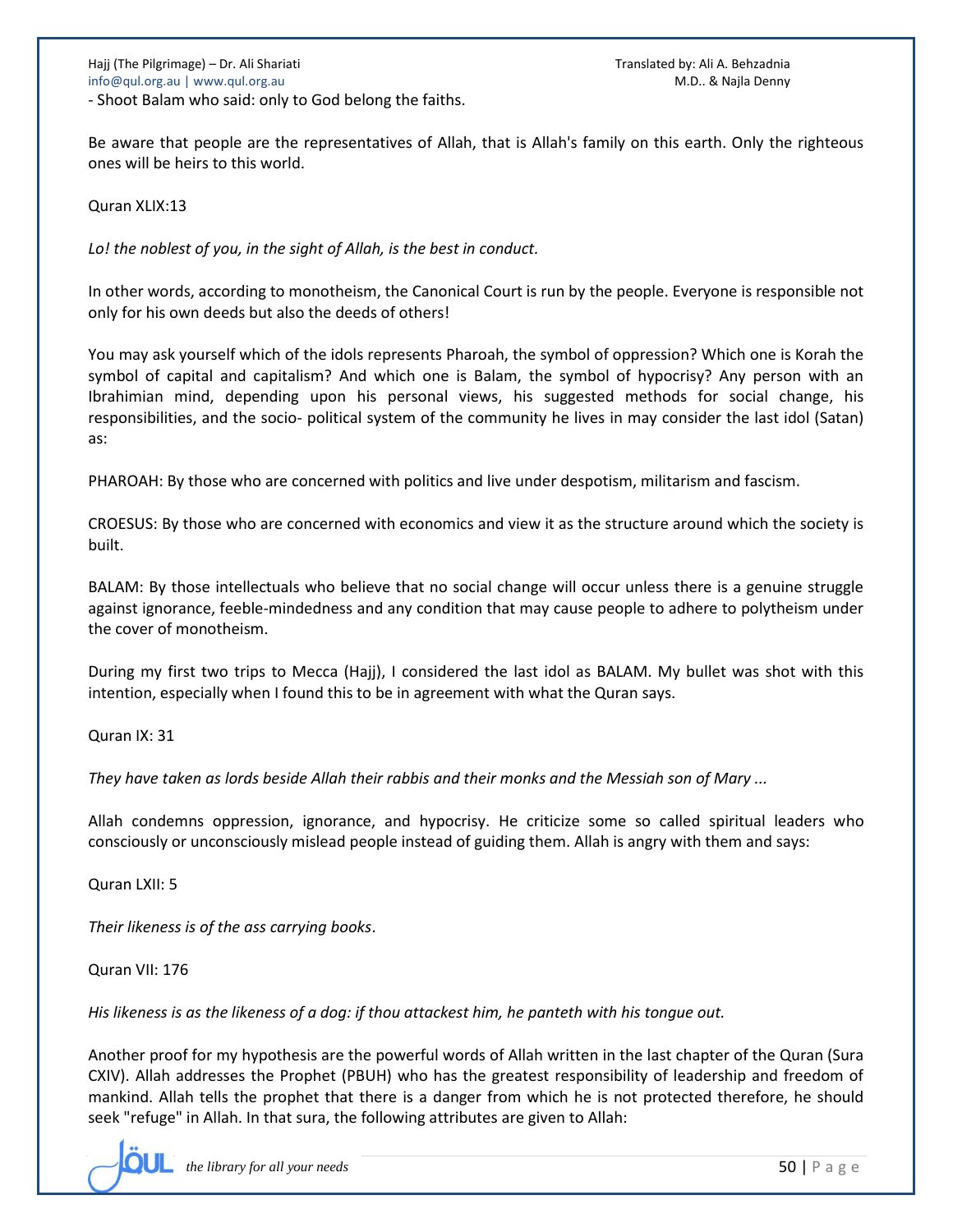- Shoot Balam who said: only to God belong the faiths.

Be aware that people are the representatives of Allah, that is Allah's family on this earth. Only the righteous ones will be heirs to this world.

Quran XLIX:13

*Lo! the noblest of you, in the sight of Allah, is the best in conduct.*

In other words, according to monotheism, the Canonical Court is run by the people. Everyone is responsible not only for his own deeds but also the deeds of others!

You may ask yourself which of the idols represents Pharoah, the symbol of oppression? Which one is Korah the symbol of capital and capitalism? And which one is Balam, the symbol of hypocrisy? Any person with an Ibrahimian mind, depending upon his personal views, his suggested methods for social change, his responsibilities, and the socio- political system of the community he lives in may consider the last idol (Satan) as:

PHAROAH: By those who are concerned with politics and live under despotism, militarism and fascism.

CROESUS: By those who are concerned with economics and view it as the structure around which the society is built.

BALAM: By those intellectuals who believe that no social change will occur unless there is a genuine struggle against ignorance, feeble-mindedness and any condition that may cause people to adhere to polytheism under the cover of monotheism.

During my first two trips to Mecca (Hajj), I considered the last idol as BALAM. My bullet was shot with this intention, especially when I found this to be in agreement with what the Quran says.

Quran IX: 31

*They have taken as lords beside Allah their rabbis and their monks and the Messiah son of Mary ...*

Allah condemns oppression, ignorance, and hypocrisy. He criticize some so called spiritual leaders who consciously or unconsciously mislead people instead of guiding them. Allah is angry with them and says:

Quran LXII: 5

*Their likeness is of the ass carrying books*.

Quran VII: 176

*His likeness is as the likeness of a dog: if thou attackest him, he panteth with his tongue out.*

Another proof for my hypothesis are the powerful words of Allah written in the last chapter of the Quran (Sura CXIV). Allah addresses the Prophet (PBUH) who has the greatest responsibility of leadership and freedom of mankind. Allah tells the prophet that there is a danger from which he is not protected therefore, he should seek "refuge" in Allah. In that sura, the following attributes are given to Allah: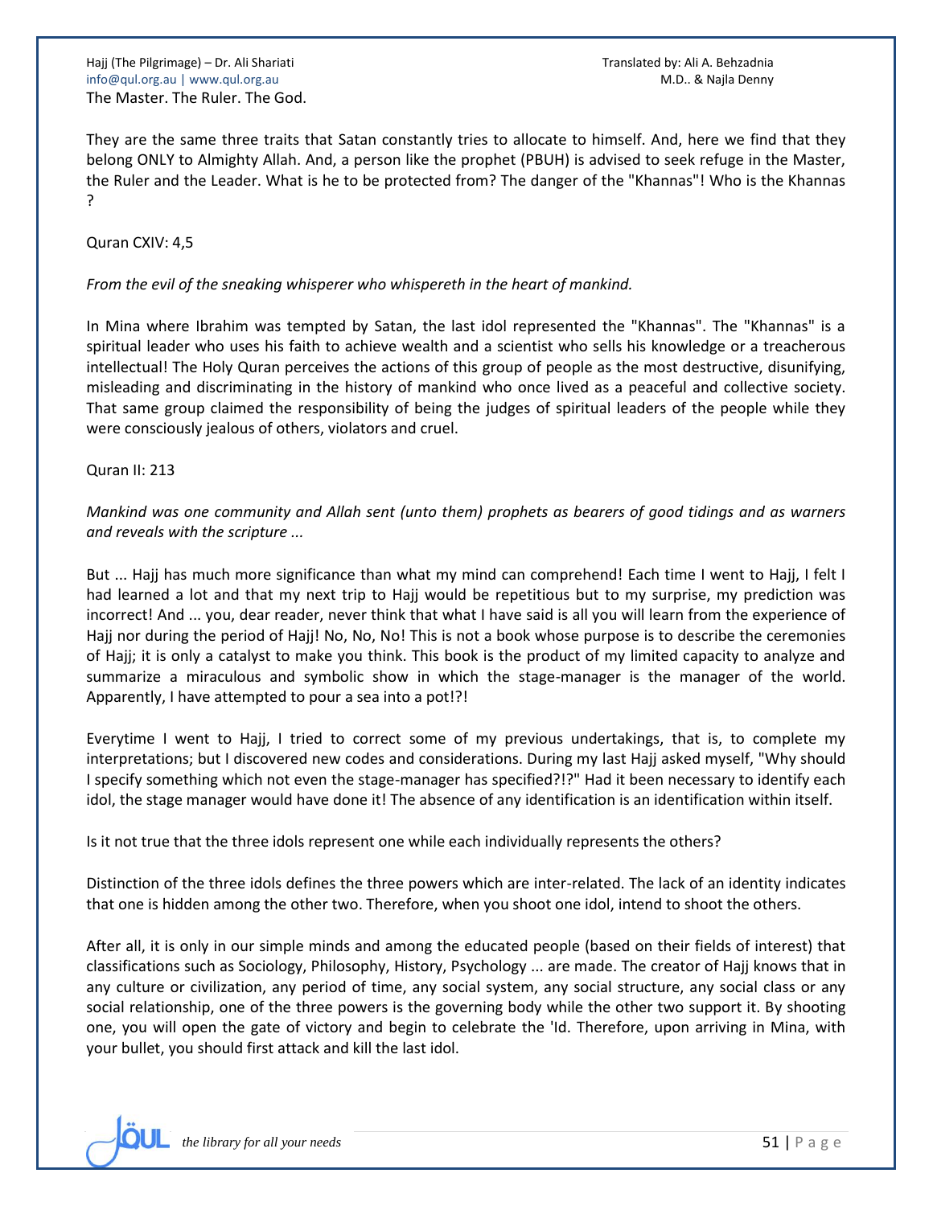The Master. The Ruler. The God.

They are the same three traits that Satan constantly tries to allocate to himself. And, here we find that they belong ONLY to Almighty Allah. And, a person like the prophet (PBUH) is advised to seek refuge in the Master, the Ruler and the Leader. What is he to be protected from? The danger of the "Khannas"! Who is the Khannas ?

Quran CXIV: 4,5

*From the evil of the sneaking whisperer who whispereth in the heart of mankind.*

In Mina where Ibrahim was tempted by Satan, the last idol represented the "Khannas". The "Khannas" is a spiritual leader who uses his faith to achieve wealth and a scientist who sells his knowledge or a treacherous intellectual! The Holy Quran perceives the actions of this group of people as the most destructive, disunifying, misleading and discriminating in the history of mankind who once lived as a peaceful and collective society. That same group claimed the responsibility of being the judges of spiritual leaders of the people while they were consciously jealous of others, violators and cruel.

Quran II: 213

*Mankind was one community and Allah sent (unto them) prophets as bearers of good tidings and as warners and reveals with the scripture ...*

But ... Hajj has much more significance than what my mind can comprehend! Each time I went to Hajj, I felt I had learned a lot and that my next trip to Hajj would be repetitious but to my surprise, my prediction was incorrect! And ... you, dear reader, never think that what I have said is all you will learn from the experience of Hajj nor during the period of Hajj! No, No, No! This is not a book whose purpose is to describe the ceremonies of Hajj; it is only a catalyst to make you think. This book is the product of my limited capacity to analyze and summarize a miraculous and symbolic show in which the stage-manager is the manager of the world. Apparently, I have attempted to pour a sea into a pot!?!

Everytime I went to Hajj, I tried to correct some of my previous undertakings, that is, to complete my interpretations; but I discovered new codes and considerations. During my last Hajj asked myself, "Why should I specify something which not even the stage-manager has specified?!?" Had it been necessary to identify each idol, the stage manager would have done it! The absence of any identification is an identification within itself.

Is it not true that the three idols represent one while each individually represents the others?

Distinction of the three idols defines the three powers which are inter-related. The lack of an identity indicates that one is hidden among the other two. Therefore, when you shoot one idol, intend to shoot the others.

After all, it is only in our simple minds and among the educated people (based on their fields of interest) that classifications such as Sociology, Philosophy, History, Psychology ... are made. The creator of Hajj knows that in any culture or civilization, any period of time, any social system, any social structure, any social class or any social relationship, one of the three powers is the governing body while the other two support it. By shooting one, you will open the gate of victory and begin to celebrate the 'Id. Therefore, upon arriving in Mina, with your bullet, you should first attack and kill the last idol.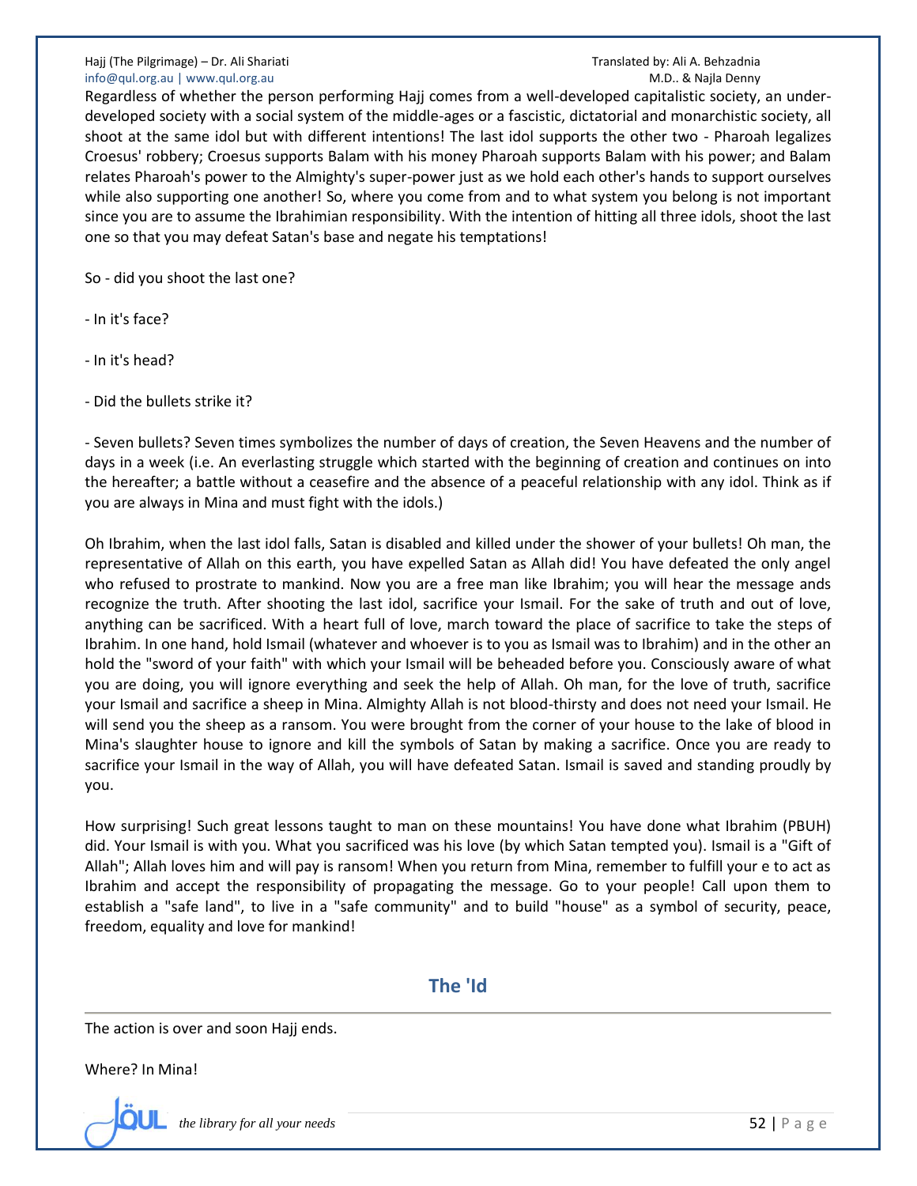Regardless of whether the person performing Hajj comes from a well-developed capitalistic society, an under-developed society with a social system of the middle-ages or a fascistic, dictatorial and monarchistic society, all shoot at the same idol but with different intentions! The last idol supports the other two - Pharoah legalizes Croesus' robbery; Croesus supports Balam with his money Pharoah supports Balam with his power; and Balam relates Pharoah's power to the Almighty's super-power just as we hold each other's hands to support ourselves while also supporting one another! So, where you come from and to what system you belong is not important since you are to assume the Ibrahimian responsibility. With the intention of hitting all three idols, shoot the last one so that you may defeat Satan's base and negate his temptations!

So - did you shoot the last one?

- In it's face?

- In it's head?

- Did the bullets strike it?

- Seven bullets? Seven times symbolizes the number of days of creation, the Seven Heavens and the number of days in a week (i.e. An everlasting struggle which started with the beginning of creation and continues on into the hereafter; a battle without a ceasefire and the absence of a peaceful relationship with any idol. Think as if you are always in Mina and must fight with the idols.)

Oh Ibrahim, when the last idol falls, Satan is disabled and killed under the shower of your bullets! Oh man, the representative of Allah on this earth, you have expelled Satan as Allah did! You have defeated the only angel who refused to prostrate to mankind. Now you are a free man like Ibrahim; you will hear the message ands recognize the truth. After shooting the last idol, sacrifice your Ismail. For the sake of truth and out of love, anything can be sacrificed. With a heart full of love, march toward the place of sacrifice to take the steps of Ibrahim. In one hand, hold Ismail (whatever and whoever is to you as Ismail was to Ibrahim) and in the other an hold the "sword of your faith" with which your Ismail will be beheaded before you. Consciously aware of what you are doing, you will ignore everything and seek the help of Allah. Oh man, for the love of truth, sacrifice your Ismail and sacrifice a sheep in Mina. Almighty Allah is not blood-thirsty and does not need your Ismail. He will send you the sheep as a ransom. You were brought from the corner of your house to the lake of blood in Mina's slaughter house to ignore and kill the symbols of Satan by making a sacrifice. Once you are ready to sacrifice your Ismail in the way of Allah, you will have defeated Satan. Ismail is saved and standing proudly by you.

How surprising! Such great lessons taught to man on these mountains! You have done what Ibrahim (PBUH) did. Your Ismail is with you. What you sacrificed was his love (by which Satan tempted you). Ismail is a "Gift of Allah"; Allah loves him and will pay is ransom! When you return from Mina, remember to fulfill your e to act as Ibrahim and accept the responsibility of propagating the message. Go to your people! Call upon them to establish a "safe land", to live in a "safe community" and to build "house" as a symbol of security, peace, freedom, equality and love for mankind!

## The 'Id

The action is over and soon Hajj ends.

Where? In Mina!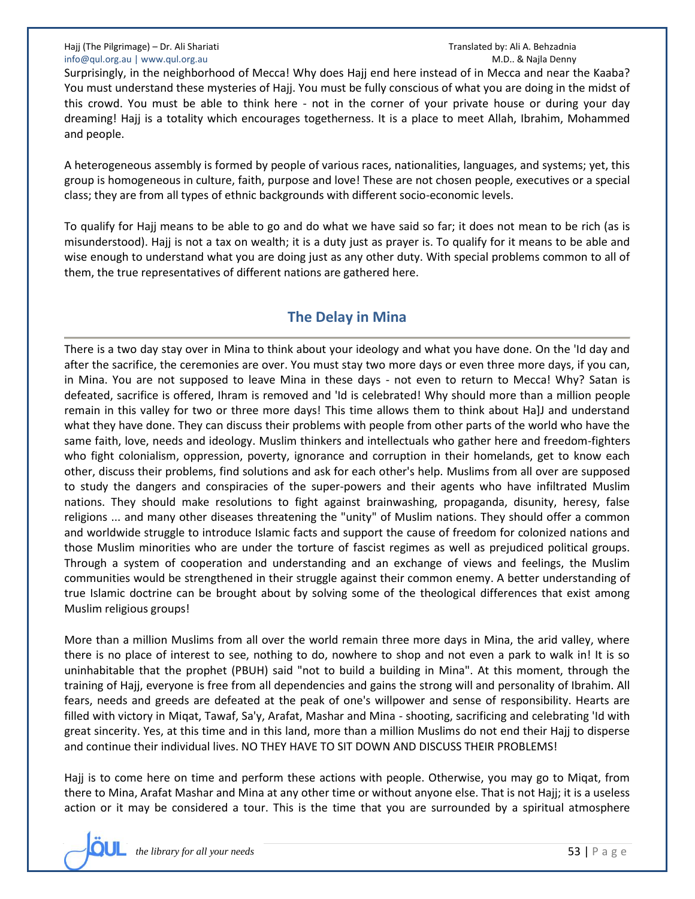Surprisingly, in the neighborhood of Mecca! Why does Hajj end here instead of in Mecca and near the Kaaba? You must understand these mysteries of Hajj. You must be fully conscious of what you are doing in the midst of this crowd. You must be able to think here - not in the corner of your private house or during your day dreaming! Hajj is a totality which encourages togetherness. It is a place to meet Allah, Ibrahim, Mohammed and people.

A heterogeneous assembly is formed by people of various races, nationalities, languages, and systems; yet, this group is homogeneous in culture, faith, purpose and love! These are not chosen people, executives or a special class; they are from all types of ethnic backgrounds with different socio-economic levels.

To qualify for Hajj means to be able to go and do what we have said so far; it does not mean to be rich (as is misunderstood). Hajj is not a tax on wealth; it is a duty just as prayer is. To qualify for it means to be able and wise enough to understand what you are doing just as any other duty. With special problems common to all of them, the true representatives of different nations are gathered here.

## The Delay in Mina

There is a two day stay over in Mina to think about your ideology and what you have done. On the 'Id day and after the sacrifice, the ceremonies are over. You must stay two more days or even three more days, if you can, in Mina. You are not supposed to leave Mina in these days - not even to return to Mecca! Why? Satan is defeated, sacrifice is offered, Ihram is removed and 'Id is celebrated! Why should more than a million people remain in this valley for two or three more days! This time allows them to think about Ha]J and understand what they have done. They can discuss their problems with people from other parts of the world who have the same faith, love, needs and ideology. Muslim thinkers and intellectuals who gather here and freedom-fighters who fight colonialism, oppression, poverty, ignorance and corruption in their homelands, get to know each other, discuss their problems, find solutions and ask for each other's help. Muslims from all over are supposed to study the dangers and conspiracies of the super-powers and their agents who have infiltrated Muslim nations. They should make resolutions to fight against brainwashing, propaganda, disunity, heresy, false religions ... and many other diseases threatening the "unity" of Muslim nations. They should offer a common and worldwide struggle to introduce Islamic facts and support the cause of freedom for colonized nations and those Muslim minorities who are under the torture of fascist regimes as well as prejudiced political groups. Through a system of cooperation and understanding and an exchange of views and feelings, the Muslim communities would be strengthened in their struggle against their common enemy. A better understanding of true Islamic doctrine can be brought about by solving some of the theological differences that exist among Muslim religious groups!

More than a million Muslims from all over the world remain three more days in Mina, the arid valley, where there is no place of interest to see, nothing to do, nowhere to shop and not even a park to walk in! It is so uninhabitable that the prophet (PBUH) said "not to build a building in Mina". At this moment, through the training of Hajj, everyone is free from all dependencies and gains the strong will and personality of Ibrahim. All fears, needs and greeds are defeated at the peak of one's willpower and sense of responsibility. Hearts are filled with victory in Miqat, Tawaf, Sa'y, Arafat, Mashar and Mina - shooting, sacrificing and celebrating 'Id with great sincerity. Yes, at this time and in this land, more than a million Muslims do not end their Hajj to disperse and continue their individual lives. NO THEY HAVE TO SIT DOWN AND DISCUSS THEIR PROBLEMS!

Hajj is to come here on time and perform these actions with people. Otherwise, you may go to Miqat, from there to Mina, Arafat Mashar and Mina at any other time or without anyone else. That is not Hajj; it is a useless action or it may be considered a tour. This is the time that you are surrounded by a spiritual atmosphere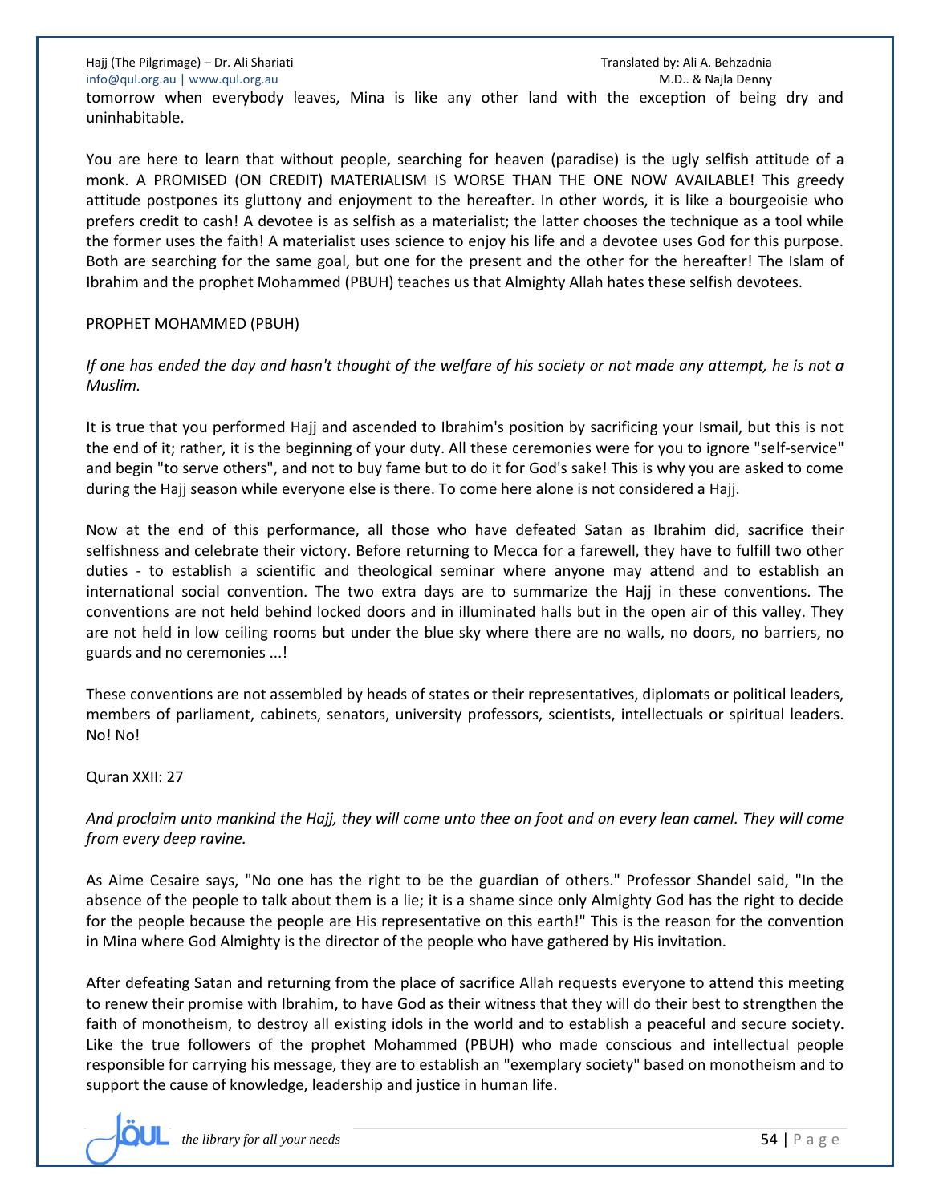tomorrow when everybody leaves, Mina is like any other land with the exception of being dry and uninhabitable.

You are here to learn that without people, searching for heaven (paradise) is the ugly selfish attitude of a monk. A PROMISED (ON CREDIT) MATERIALISM IS WORSE THAN THE ONE NOW AVAILABLE! This greedy attitude postpones its gluttony and enjoyment to the hereafter. In other words, it is like a bourgeoisie who prefers credit to cash! A devotee is as selfish as a materialist; the latter chooses the technique as a tool while the former uses the faith! A materialist uses science to enjoy his life and a devotee uses God for this purpose. Both are searching for the same goal, but one for the present and the other for the hereafter! The Islam of Ibrahim and the prophet Mohammed (PBUH) teaches us that Almighty Allah hates these selfish devotees.

PROPHET MOHAMMED (PBUH)

*If one has ended the day and hasn't thought of the welfare of his society or not made any attempt, he is not a Muslim.*

It is true that you performed Hajj and ascended to Ibrahim's position by sacrificing your Ismail, but this is not the end of it; rather, it is the beginning of your duty. All these ceremonies were for you to ignore "self-service" and begin "to serve others", and not to buy fame but to do it for God's sake! This is why you are asked to come during the Hajj season while everyone else is there. To come here alone is not considered a Hajj.

Now at the end of this performance, all those who have defeated Satan as Ibrahim did, sacrifice their selfishness and celebrate their victory. Before returning to Mecca for a farewell, they have to fulfill two other duties - to establish a scientific and theological seminar where anyone may attend and to establish an international social convention. The two extra days are to summarize the Hajj in these conventions. The conventions are not held behind locked doors and in illuminated halls but in the open air of this valley. They are not held in low ceiling rooms but under the blue sky where there are no walls, no doors, no barriers, no guards and no ceremonies ...!

These conventions are not assembled by heads of states or their representatives, diplomats or political leaders, members of parliament, cabinets, senators, university professors, scientists, intellectuals or spiritual leaders. No! No!

Quran XXII: 27

*And proclaim unto mankind the Hajj, they will come unto thee on foot and on every lean camel. They will come from every deep ravine.*

As Aime Cesaire says, "No one has the right to be the guardian of others." Professor Shandel said, "In the absence of the people to talk about them is a lie; it is a shame since only Almighty God has the right to decide for the people because the people are His representative on this earth!" This is the reason for the convention in Mina where God Almighty is the director of the people who have gathered by His invitation.

After defeating Satan and returning from the place of sacrifice Allah requests everyone to attend this meeting to renew their promise with Ibrahim, to have God as their witness that they will do their best to strengthen the faith of monotheism, to destroy all existing idols in the world and to establish a peaceful and secure society. Like the true followers of the prophet Mohammed (PBUH) who made conscious and intellectual people responsible for carrying his message, they are to establish an "exemplary society" based on monotheism and to support the cause of knowledge, leadership and justice in human life.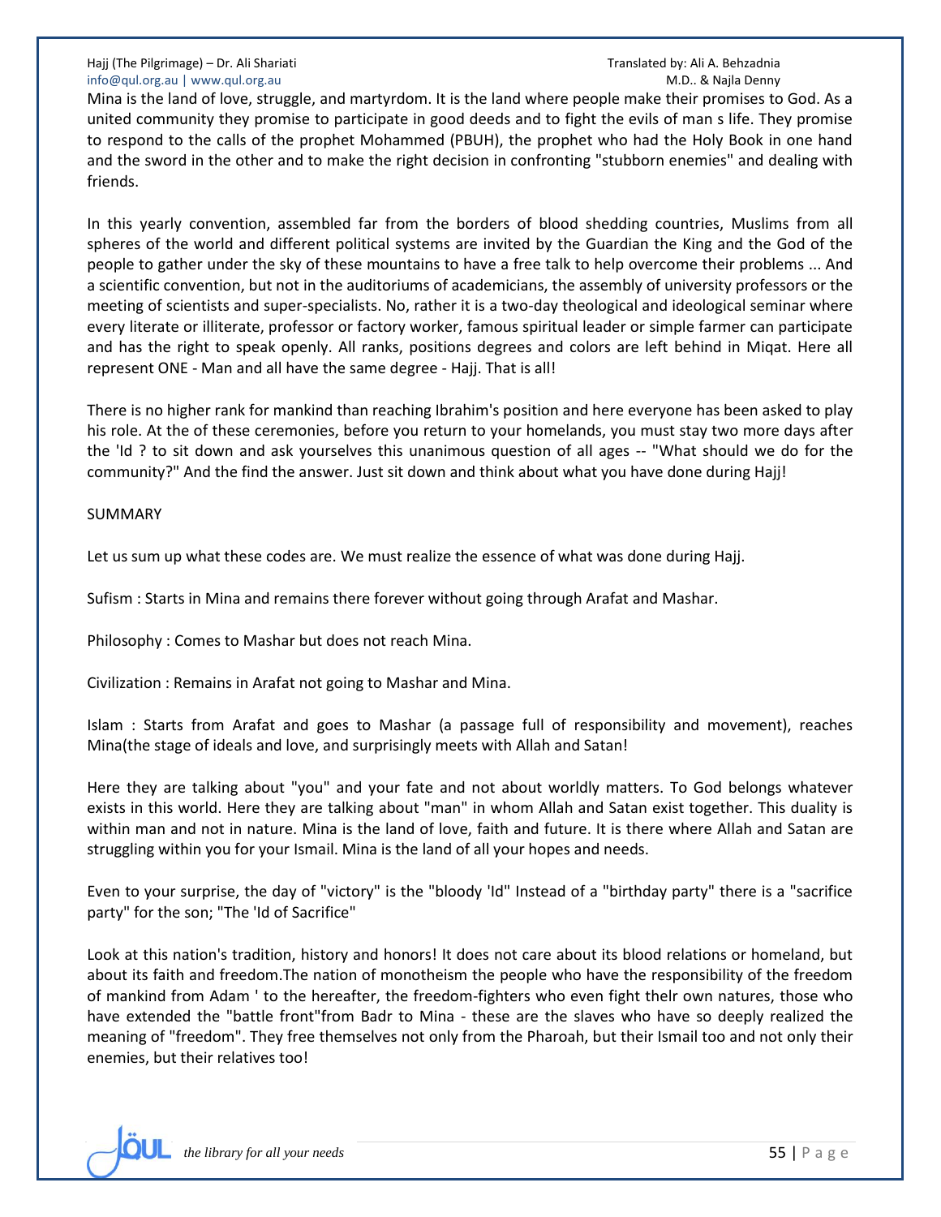Mina is the land of love, struggle, and martyrdom. It is the land where people make their promises to God. As a united community they promise to participate in good deeds and to fight the evils of man s life. They promise to respond to the calls of the prophet Mohammed (PBUH), the prophet who had the Holy Book in one hand and the sword in the other and to make the right decision in confronting "stubborn enemies" and dealing with friends.

In this yearly convention, assembled far from the borders of blood shedding countries, Muslims from all spheres of the world and different political systems are invited by the Guardian the King and the God of the people to gather under the sky of these mountains to have a free talk to help overcome their problems ... And a scientific convention, but not in the auditoriums of academicians, the assembly of university professors or the meeting of scientists and super-specialists. No, rather it is a two-day theological and ideological seminar where every literate or illiterate, professor or factory worker, famous spiritual leader or simple farmer can participate and has the right to speak openly. All ranks, positions degrees and colors are left behind in Miqat. Here all represent ONE - Man and all have the same degree - Hajj. That is all!

There is no higher rank for mankind than reaching Ibrahim's position and here everyone has been asked to play his role. At the of these ceremonies, before you return to your homelands, you must stay two more days after the 'Id ? to sit down and ask yourselves this unanimous question of all ages -- "What should we do for the community?" And the find the answer. Just sit down and think about what you have done during Hajj!

SUMMARY

Let us sum up what these codes are. We must realize the essence of what was done during Hajj.

Sufism : Starts in Mina and remains there forever without going through Arafat and Mashar.

Philosophy : Comes to Mashar but does not reach Mina.

Civilization : Remains in Arafat not going to Mashar and Mina.

Islam : Starts from Arafat and goes to Mashar (a passage full of responsibility and movement), reaches Mina(the stage of ideals and love, and surprisingly meets with Allah and Satan!

Here they are talking about "you" and your fate and not about worldly matters. To God belongs whatever exists in this world. Here they are talking about "man" in whom Allah and Satan exist together. This duality is within man and not in nature. Mina is the land of love, faith and future. It is there where Allah and Satan are struggling within you for your Ismail. Mina is the land of all your hopes and needs.

Even to your surprise, the day of "victory" is the "bloody 'Id" Instead of a "birthday party" there is a "sacrifice party" for the son; "The 'Id of Sacrifice"

Look at this nation's tradition, history and honors! It does not care about its blood relations or homeland, but about its faith and freedom.The nation of monotheism the people who have the responsibility of the freedom of mankind from Adam ' to the hereafter, the freedom-fighters who even fight thelr own natures, those who have extended the "battle front"from Badr to Mina - these are the slaves who have so deeply realized the meaning of "freedom". They free themselves not only from the Pharoah, but their Ismail too and not only their enemies, but their relatives too!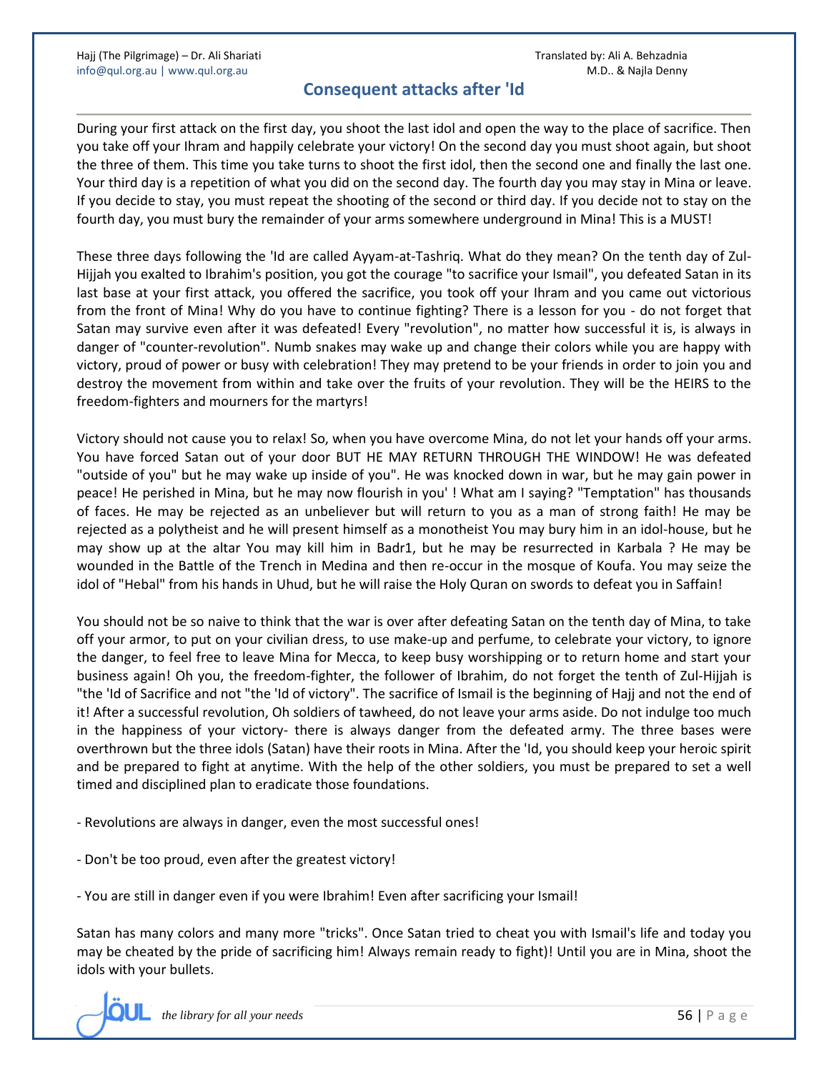## Consequent attacks after 'Id

During your first attack on the first day, you shoot the last idol and open the way to the place of sacrifice. Then you take off your Ihram and happily celebrate your victory! On the second day you must shoot again, but shoot the three of them. This time you take turns to shoot the first idol, then the second one and finally the last one. Your third day is a repetition of what you did on the second day. The fourth day you may stay in Mina or leave. If you decide to stay, you must repeat the shooting of the second or third day. If you decide not to stay on the fourth day, you must bury the remainder of your arms somewhere underground in Mina! This is a MUST!

These three days following the 'Id are called Ayyam-at-Tashriq. What do they mean? On the tenth day of Zul-Hijjah you exalted to Ibrahim's position, you got the courage "to sacrifice your Ismail", you defeated Satan in its last base at your first attack, you offered the sacrifice, you took off your Ihram and you came out victorious from the front of Mina! Why do you have to continue fighting? There is a lesson for you - do not forget that Satan may survive even after it was defeated! Every "revolution", no matter how successful it is, is always in danger of "counter-revolution". Numb snakes may wake up and change their colors while you are happy with victory, proud of power or busy with celebration! They may pretend to be your friends in order to join you and destroy the movement from within and take over the fruits of your revolution. They will be the HEIRS to the freedom-fighters and mourners for the martyrs!

Victory should not cause you to relax! So, when you have overcome Mina, do not let your hands off your arms. You have forced Satan out of your door BUT HE MAY RETURN THROUGH THE WINDOW! He was defeated "outside of you" but he may wake up inside of you". He was knocked down in war, but he may gain power in peace! He perished in Mina, but he may now flourish in you' ! What am I saying? "Temptation" has thousands of faces. He may be rejected as an unbeliever but will return to you as a man of strong faith! He may be rejected as a polytheist and he will present himself as a monotheist You may bury him in an idol-house, but he may show up at the altar You may kill him in Badr1, but he may be resurrected in Karbala ? He may be wounded in the Battle of the Trench in Medina and then re-occur in the mosque of Koufa. You may seize the idol of "Hebal" from his hands in Uhud, but he will raise the Holy Quran on swords to defeat you in Saffain!

You should not be so naive to think that the war is over after defeating Satan on the tenth day of Mina, to take off your armor, to put on your civilian dress, to use make-up and perfume, to celebrate your victory, to ignore the danger, to feel free to leave Mina for Mecca, to keep busy worshipping or to return home and start your business again! Oh you, the freedom-fighter, the follower of Ibrahim, do not forget the tenth of Zul-Hijjah is "the 'Id of Sacrifice and not "the 'Id of victory". The sacrifice of Ismail is the beginning of Hajj and not the end of it! After a successful revolution, Oh soldiers of tawheed, do not leave your arms aside. Do not indulge too much in the happiness of your victory- there is always danger from the defeated army. The three bases were overthrown but the three idols (Satan) have their roots in Mina. After the 'Id, you should keep your heroic spirit and be prepared to fight at anytime. With the help of the other soldiers, you must be prepared to set a well timed and disciplined plan to eradicate those foundations.

- Revolutions are always in danger, even the most successful ones!

- Don't be too proud, even after the greatest victory!

- You are still in danger even if you were Ibrahim! Even after sacrificing your Ismail!

Satan has many colors and many more "tricks". Once Satan tried to cheat you with Ismail's life and today you may be cheated by the pride of sacrificing him! Always remain ready to fight)! Until you are in Mina, shoot the idols with your bullets.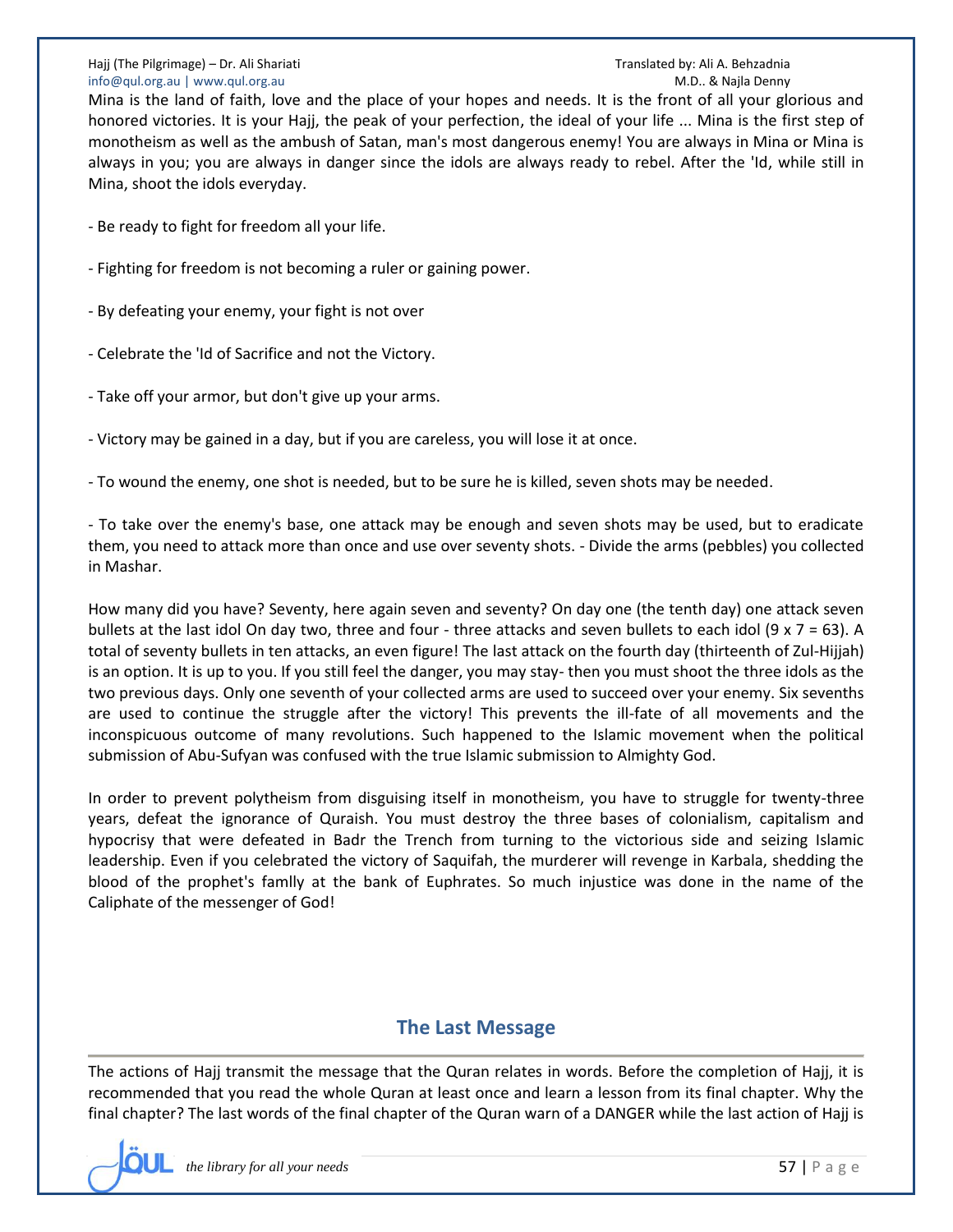Mina is the land of faith, love and the place of your hopes and needs. It is the front of all your glorious and honored victories. It is your Hajj, the peak of your perfection, the ideal of your life ... Mina is the first step of monotheism as well as the ambush of Satan, man's most dangerous enemy! You are always in Mina or Mina is always in you; you are always in danger since the idols are always ready to rebel. After the 'Id, while still in Mina, shoot the idols everyday.

- Be ready to fight for freedom all your life.

- Fighting for freedom is not becoming a ruler or gaining power.

- By defeating your enemy, your fight is not over

- Celebrate the 'Id of Sacrifice and not the Victory.

- Take off your armor, but don't give up your arms.

- Victory may be gained in a day, but if you are careless, you will lose it at once.

- To wound the enemy, one shot is needed, but to be sure he is killed, seven shots may be needed.

- To take over the enemy's base, one attack may be enough and seven shots may be used, but to eradicate them, you need to attack more than once and use over seventy shots. - Divide the arms (pebbles) you collected in Mashar.

How many did you have? Seventy, here again seven and seventy? On day one (the tenth day) one attack seven bullets at the last idol On day two, three and four - three attacks and seven bullets to each idol (9 x 7 = 63). A total of seventy bullets in ten attacks, an even figure! The last attack on the fourth day (thirteenth of Zul-Hijjah) is an option. It is up to you. If you still feel the danger, you may stay- then you must shoot the three idols as the two previous days. Only one seventh of your collected arms are used to succeed over your enemy. Six sevenths are used to continue the struggle after the victory! This prevents the ill-fate of all movements and the inconspicuous outcome of many revolutions. Such happened to the Islamic movement when the political submission of Abu-Sufyan was confused with the true Islamic submission to Almighty God.

In order to prevent polytheism from disguising itself in monotheism, you have to struggle for twenty-three years, defeat the ignorance of Quraish. You must destroy the three bases of colonialism, capitalism and hypocrisy that were defeated in Badr the Trench from turning to the victorious side and seizing Islamic leadership. Even if you celebrated the victory of Saquifah, the murderer will revenge in Karbala, shedding the blood of the prophet's famlly at the bank of Euphrates. So much injustice was done in the name of the Caliphate of the messenger of God!

## The Last Message

The actions of Hajj transmit the message that the Quran relates in words. Before the completion of Hajj, it is recommended that you read the whole Quran at least once and learn a lesson from its final chapter. Why the final chapter? The last words of the final chapter of the Quran warn of a DANGER while the last action of Hajj is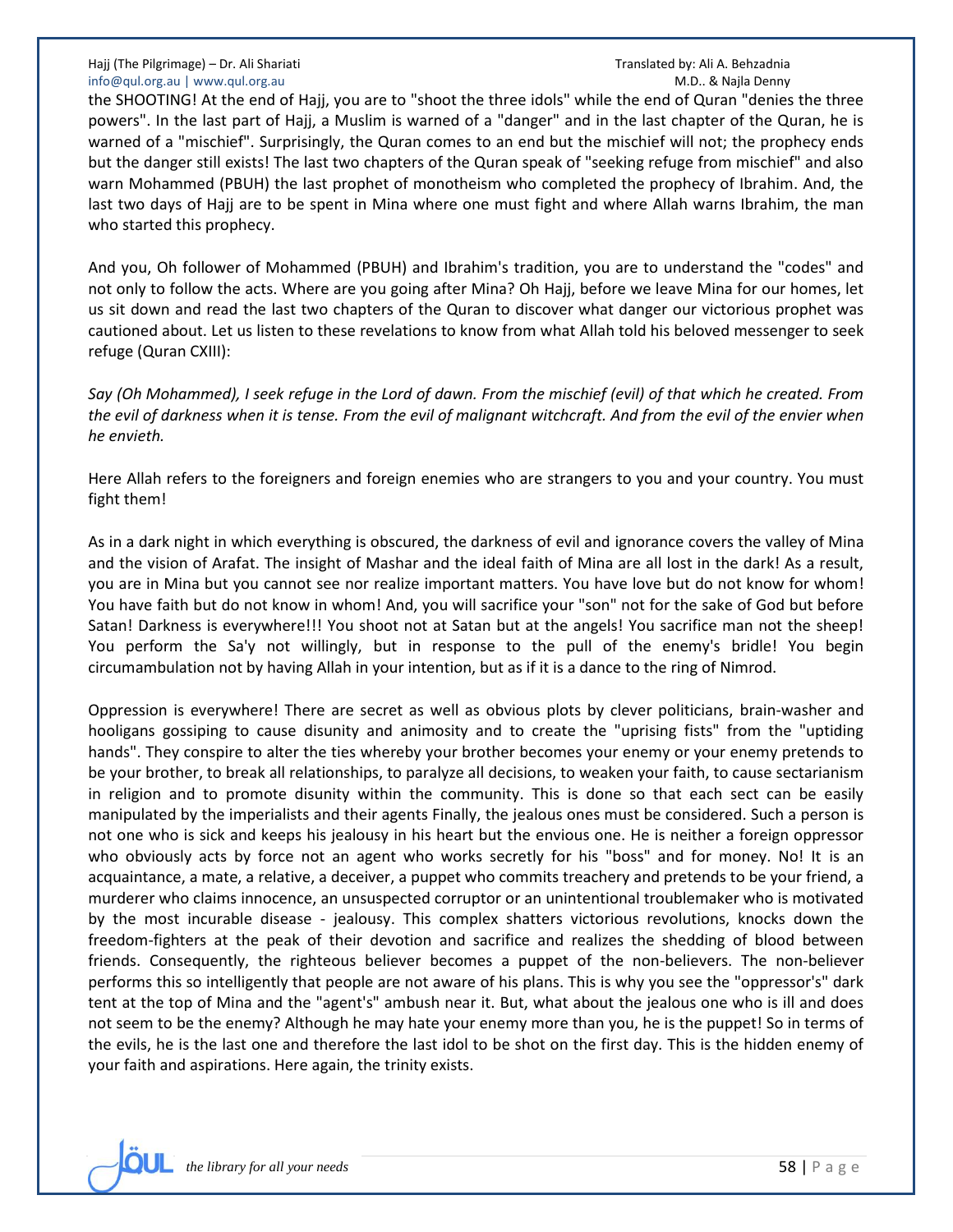the SHOOTING! At the end of Hajj, you are to "shoot the three idols" while the end of Quran "denies the three powers". In the last part of Hajj, a Muslim is warned of a "danger" and in the last chapter of the Quran, he is warned of a "mischief". Surprisingly, the Quran comes to an end but the mischief will not; the prophecy ends but the danger still exists! The last two chapters of the Quran speak of "seeking refuge from mischief" and also warn Mohammed (PBUH) the last prophet of monotheism who completed the prophecy of Ibrahim. And, the last two days of Hajj are to be spent in Mina where one must fight and where Allah warns Ibrahim, the man who started this prophecy.

And you, Oh follower of Mohammed (PBUH) and Ibrahim's tradition, you are to understand the "codes" and not only to follow the acts. Where are you going after Mina? Oh Hajj, before we leave Mina for our homes, let us sit down and read the last two chapters of the Quran to discover what danger our victorious prophet was cautioned about. Let us listen to these revelations to know from what Allah told his beloved messenger to seek refuge (Quran CXIII):

*Say (Oh Mohammed), I seek refuge in the Lord of dawn. From the mischief (evil) of that which he created. From the evil of darkness when it is tense. From the evil of malignant witchcraft. And from the evil of the envier when he envieth.*

Here Allah refers to the foreigners and foreign enemies who are strangers to you and your country. You must fight them!

As in a dark night in which everything is obscured, the darkness of evil and ignorance covers the valley of Mina and the vision of Arafat. The insight of Mashar and the ideal faith of Mina are all lost in the dark! As a result, you are in Mina but you cannot see nor realize important matters. You have love but do not know for whom! You have faith but do not know in whom! And, you will sacrifice your "son" not for the sake of God but before Satan! Darkness is everywhere!!! You shoot not at Satan but at the angels! You sacrifice man not the sheep! You perform the Sa'y not willingly, but in response to the pull of the enemy's bridle! You begin circumambulation not by having Allah in your intention, but as if it is a dance to the ring of Nimrod.

Oppression is everywhere! There are secret as well as obvious plots by clever politicians, brain-washer and hooligans gossiping to cause disunity and animosity and to create the "uprising fists" from the "uptiding hands". They conspire to alter the ties whereby your brother becomes your enemy or your enemy pretends to be your brother, to break all relationships, to paralyze all decisions, to weaken your faith, to cause sectarianism in religion and to promote disunity within the community. This is done so that each sect can be easily manipulated by the imperialists and their agents Finally, the jealous ones must be considered. Such a person is not one who is sick and keeps his jealousy in his heart but the envious one. He is neither a foreign oppressor who obviously acts by force not an agent who works secretly for his "boss" and for money. No! It is an acquaintance, a mate, a relative, a deceiver, a puppet who commits treachery and pretends to be your friend, a murderer who claims innocence, an unsuspected corruptor or an unintentional troublemaker who is motivated by the most incurable disease - jealousy. This complex shatters victorious revolutions, knocks down the freedom-fighters at the peak of their devotion and sacrifice and realizes the shedding of blood between friends. Consequently, the righteous believer becomes a puppet of the non-believers. The non-believer performs this so intelligently that people are not aware of his plans. This is why you see the "oppressor's" dark tent at the top of Mina and the "agent's" ambush near it. But, what about the jealous one who is ill and does not seem to be the enemy? Although he may hate your enemy more than you, he is the puppet! So in terms of the evils, he is the last one and therefore the last idol to be shot on the first day. This is the hidden enemy of your faith and aspirations. Here again, the trinity exists.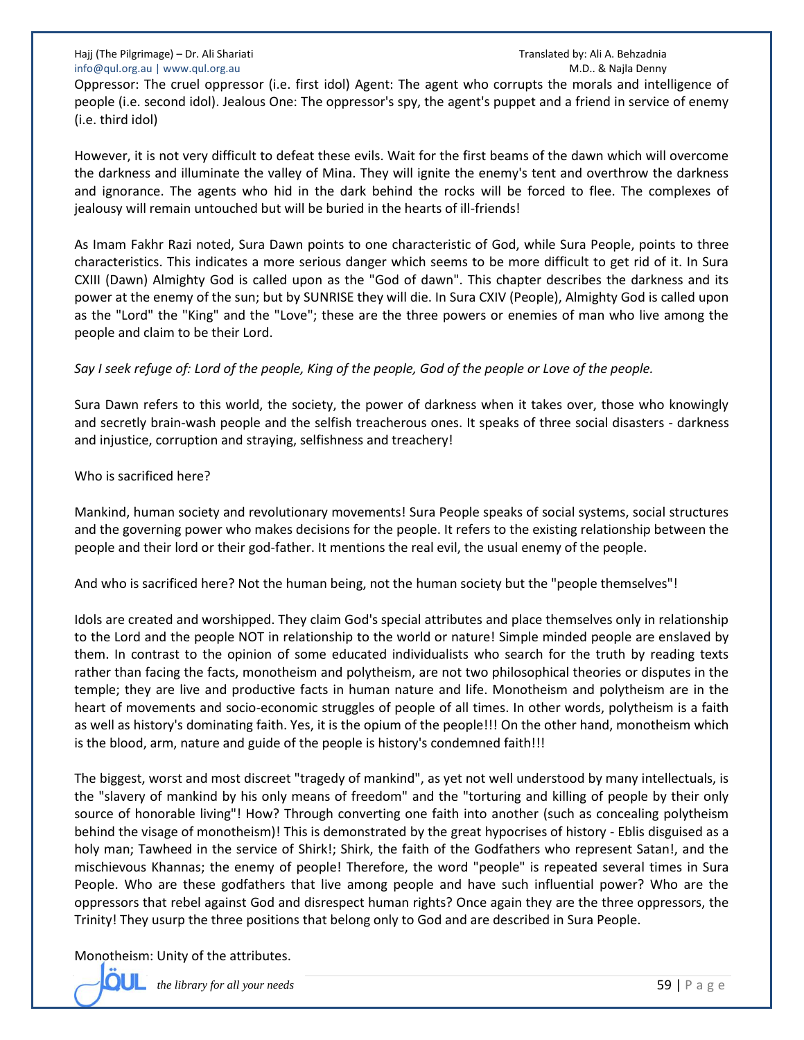Oppressor: The cruel oppressor (i.e. first idol) Agent: The agent who corrupts the morals and intelligence of people (i.e. second idol). Jealous One: The oppressor's spy, the agent's puppet and a friend in service of enemy (i.e. third idol)

However, it is not very difficult to defeat these evils. Wait for the first beams of the dawn which will overcome the darkness and illuminate the valley of Mina. They will ignite the enemy's tent and overthrow the darkness and ignorance. The agents who hid in the dark behind the rocks will be forced to flee. The complexes of jealousy will remain untouched but will be buried in the hearts of ill-friends!

As Imam Fakhr Razi noted, Sura Dawn points to one characteristic of God, while Sura People, points to three characteristics. This indicates a more serious danger which seems to be more difficult to get rid of it. In Sura CXIII (Dawn) Almighty God is called upon as the "God of dawn". This chapter describes the darkness and its power at the enemy of the sun; but by SUNRISE they will die. In Sura CXIV (People), Almighty God is called upon as the "Lord" the "King" and the "Love"; these are the three powers or enemies of man who live among the people and claim to be their Lord.

*Say I seek refuge of: Lord of the people, King of the people, God of the people or Love of the people.*

Sura Dawn refers to this world, the society, the power of darkness when it takes over, those who knowingly and secretly brain-wash people and the selfish treacherous ones. It speaks of three social disasters - darkness and injustice, corruption and straying, selfishness and treachery!

Who is sacrificed here?

Mankind, human society and revolutionary movements! Sura People speaks of social systems, social structures and the governing power who makes decisions for the people. It refers to the existing relationship between the people and their lord or their god-father. It mentions the real evil, the usual enemy of the people.

And who is sacrificed here? Not the human being, not the human society but the "people themselves"!

Idols are created and worshipped. They claim God's special attributes and place themselves only in relationship to the Lord and the people NOT in relationship to the world or nature! Simple minded people are enslaved by them. In contrast to the opinion of some educated individualists who search for the truth by reading texts rather than facing the facts, monotheism and polytheism, are not two philosophical theories or disputes in the temple; they are live and productive facts in human nature and life. Monotheism and polytheism are in the heart of movements and socio-economic struggles of people of all times. In other words, polytheism is a faith as well as history's dominating faith. Yes, it is the opium of the people!!! On the other hand, monotheism which is the blood, arm, nature and guide of the people is history's condemned faith!!!

The biggest, worst and most discreet "tragedy of mankind", as yet not well understood by many intellectuals, is the "slavery of mankind by his only means of freedom" and the "torturing and killing of people by their only source of honorable living"! How? Through converting one faith into another (such as concealing polytheism behind the visage of monotheism)! This is demonstrated by the great hypocrises of history - Eblis disguised as a holy man; Tawheed in the service of Shirk!; Shirk, the faith of the Godfathers who represent Satan!, and the mischievous Khannas; the enemy of people! Therefore, the word "people" is repeated several times in Sura People. Who are these godfathers that live among people and have such influential power? Who are the oppressors that rebel against God and disrespect human rights? Once again they are the three oppressors, the Trinity! They usurp the three positions that belong only to God and are described in Sura People.

Monotheism: Unity of the attributes.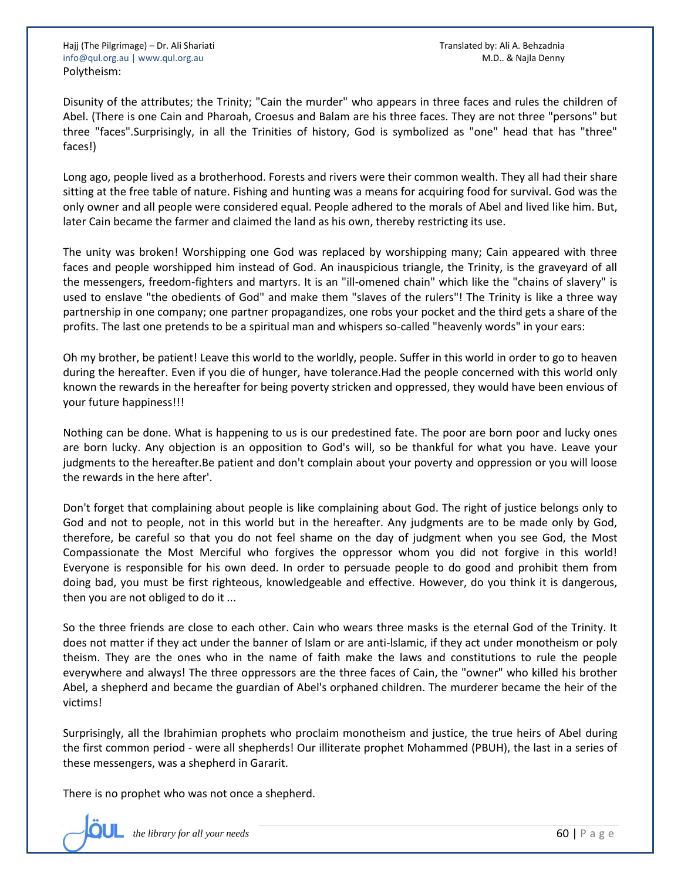Polytheism:

Disunity of the attributes; the Trinity; "Cain the murder" who appears in three faces and rules the children of Abel. (There is one Cain and Pharoah, Croesus and Balam are his three faces. They are not three "persons" but three "faces".Surprisingly, in all the Trinities of history, God is symbolized as "one" head that has "three" faces!)

Long ago, people lived as a brotherhood. Forests and rivers were their common wealth. They all had their share sitting at the free table of nature. Fishing and hunting was a means for acquiring food for survival. God was the only owner and all people were considered equal. People adhered to the morals of Abel and lived like him. But, later Cain became the farmer and claimed the land as his own, thereby restricting its use.

The unity was broken! Worshipping one God was replaced by worshipping many; Cain appeared with three faces and people worshipped him instead of God. An inauspicious triangle, the Trinity, is the graveyard of all the messengers, freedom-fighters and martyrs. It is an "ill-omened chain" which like the "chains of slavery" is used to enslave "the obedients of God" and make them "slaves of the rulers"! The Trinity is like a three way partnership in one company; one partner propagandizes, one robs your pocket and the third gets a share of the profits. The last one pretends to be a spiritual man and whispers so-called "heavenly words" in your ears:

Oh my brother, be patient! Leave this world to the worldly, people. Suffer in this world in order to go to heaven during the hereafter. Even if you die of hunger, have tolerance.Had the people concerned with this world only known the rewards in the hereafter for being poverty stricken and oppressed, they would have been envious of your future happiness!!!

Nothing can be done. What is happening to us is our predestined fate. The poor are born poor and lucky ones are born lucky. Any objection is an opposition to God's will, so be thankful for what you have. Leave your judgments to the hereafter.Be patient and don't complain about your poverty and oppression or you will loose the rewards in the here after'.

Don't forget that complaining about people is like complaining about God. The right of justice belongs only to God and not to people, not in this world but in the hereafter. Any judgments are to be made only by God, therefore, be careful so that you do not feel shame on the day of judgment when you see God, the Most Compassionate the Most Merciful who forgives the oppressor whom you did not forgive in this world! Everyone is responsible for his own deed. In order to persuade people to do good and prohibit them from doing bad, you must be first righteous, knowledgeable and effective. However, do you think it is dangerous, then you are not obliged to do it ...

So the three friends are close to each other. Cain who wears three masks is the eternal God of the Trinity. It does not matter if they act under the banner of Islam or are anti-Islamic, if they act under monotheism or poly theism. They are the ones who in the name of faith make the laws and constitutions to rule the people everywhere and always! The three oppressors are the three faces of Cain, the "owner" who killed his brother Abel, a shepherd and became the guardian of Abel's orphaned children. The murderer became the heir of the victims!

Surprisingly, all the Ibrahimian prophets who proclaim monotheism and justice, the true heirs of Abel during the first common period - were all shepherds! Our illiterate prophet Mohammed (PBUH), the last in a series of these messengers, was a shepherd in Gararit.

There is no prophet who was not once a shepherd.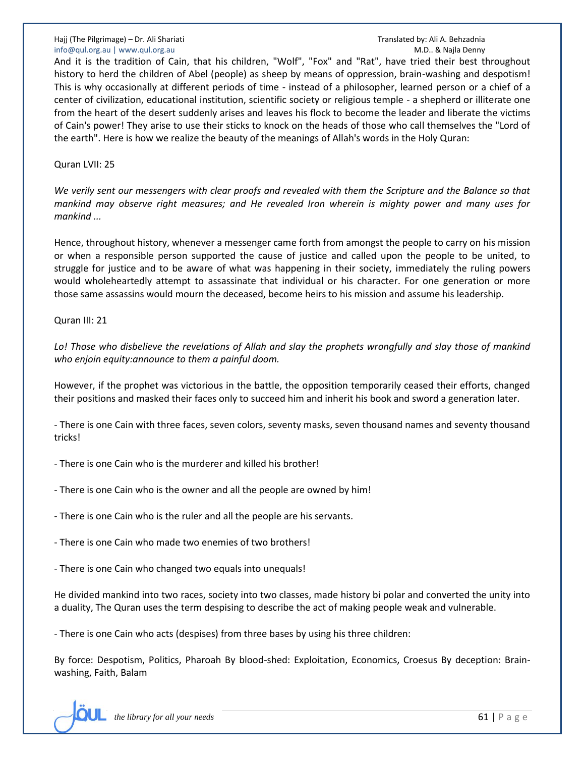And it is the tradition of Cain, that his children, "Wolf", "Fox" and "Rat", have tried their best throughout history to herd the children of Abel (people) as sheep by means of oppression, brain-washing and despotism! This is why occasionally at different periods of time - instead of a philosopher, learned person or a chief of a center of civilization, educational institution, scientific society or religious temple - a shepherd or illiterate one from the heart of the desert suddenly arises and leaves his flock to become the leader and liberate the victims of Cain's power! They arise to use their sticks to knock on the heads of those who call themselves the "Lord of the earth". Here is how we realize the beauty of the meanings of Allah's words in the Holy Quran:

Quran LVII: 25

*We verily sent our messengers with clear proofs and revealed with them the Scripture and the Balance so that mankind may observe right measures; and He revealed Iron wherein is mighty power and many uses for mankind ...*

Hence, throughout history, whenever a messenger came forth from amongst the people to carry on his mission or when a responsible person supported the cause of justice and called upon the people to be united, to struggle for justice and to be aware of what was happening in their society, immediately the ruling powers would wholeheartedly attempt to assassinate that individual or his character. For one generation or more those same assassins would mourn the deceased, become heirs to his mission and assume his leadership.

Quran III: 21

*Lo! Those who disbelieve the revelations of Allah and slay the prophets wrongfully and slay those of mankind who enjoin equity:announce to them a painful doom.*

However, if the prophet was victorious in the battle, the opposition temporarily ceased their efforts, changed their positions and masked their faces only to succeed him and inherit his book and sword a generation later.

- There is one Cain with three faces, seven colors, seventy masks, seven thousand names and seventy thousand tricks!

- There is one Cain who is the murderer and killed his brother!

- There is one Cain who is the owner and all the people are owned by him!

- There is one Cain who is the ruler and all the people are his servants.

- There is one Cain who made two enemies of two brothers!

- There is one Cain who changed two equals into unequals!

He divided mankind into two races, society into two classes, made history bi polar and converted the unity into a duality, The Quran uses the term despising to describe the act of making people weak and vulnerable.

- There is one Cain who acts (despises) from three bases by using his three children:

By force: Despotism, Politics, Pharoah By blood-shed: Exploitation, Economics, Croesus By deception: Brain-washing, Faith, Balam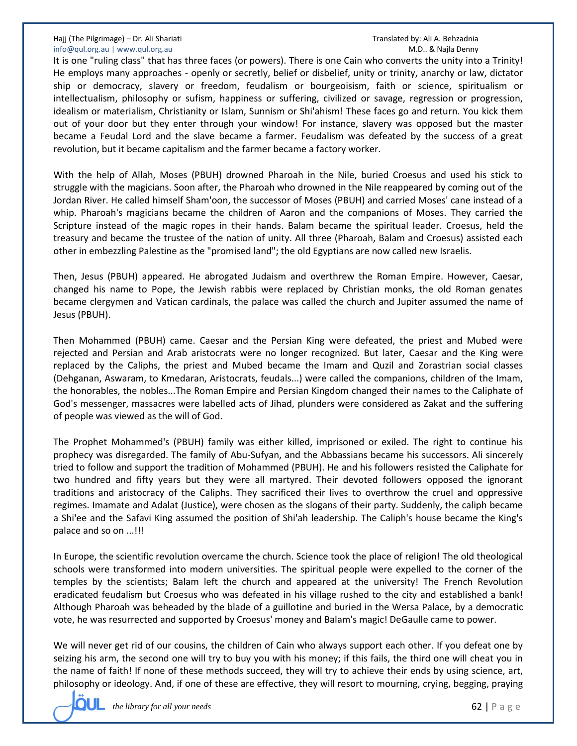It is one "ruling class" that has three faces (or powers). There is one Cain who converts the unity into a Trinity! He employs many approaches - openly or secretly, belief or disbelief, unity or trinity, anarchy or law, dictator ship or democracy, slavery or freedom, feudalism or bourgeoisism, faith or science, spiritualism or intellectualism, philosophy or sufism, happiness or suffering, civilized or savage, regression or progression, idealism or materialism, Christianity or Islam, Sunnism or Shi'ahism! These faces go and return. You kick them out of your door but they enter through your window! For instance, slavery was opposed but the master became a Feudal Lord and the slave became a farmer. Feudalism was defeated by the success of a great revolution, but it became capitalism and the farmer became a factory worker.

With the help of Allah, Moses (PBUH) drowned Pharoah in the Nile, buried Croesus and used his stick to struggle with the magicians. Soon after, the Pharoah who drowned in the Nile reappeared by coming out of the Jordan River. He called himself Sham'oon, the successor of Moses (PBUH) and carried Moses' cane instead of a whip. Pharoah's magicians became the children of Aaron and the companions of Moses. They carried the Scripture instead of the magic ropes in their hands. Balam became the spiritual leader. Croesus, held the treasury and became the trustee of the nation of unity. All three (Pharoah, Balam and Croesus) assisted each other in embezzling Palestine as the "promised land"; the old Egyptians are now called new Israelis.

Then, Jesus (PBUH) appeared. He abrogated Judaism and overthrew the Roman Empire. However, Caesar, changed his name to Pope, the Jewish rabbis were replaced by Christian monks, the old Roman genates became clergymen and Vatican cardinals, the palace was called the church and Jupiter assumed the name of Jesus (PBUH).

Then Mohammed (PBUH) came. Caesar and the Persian King were defeated, the priest and Mubed were rejected and Persian and Arab aristocrats were no longer recognized. But later, Caesar and the King were replaced by the Caliphs, the priest and Mubed became the Imam and Quzil and Zorastrian social classes (Dehganan, Aswaram, to Kmedaran, Aristocrats, feudals...) were called the companions, children of the Imam, the honorables, the nobles...The Roman Empire and Persian Kingdom changed their names to the Caliphate of God's messenger, massacres were labelled acts of Jihad, plunders were considered as Zakat and the suffering of people was viewed as the will of God.

The Prophet Mohammed's (PBUH) family was either killed, imprisoned or exiled. The right to continue his prophecy was disregarded. The family of Abu-Sufyan, and the Abbassians became his successors. Ali sincerely tried to follow and support the tradition of Mohammed (PBUH). He and his followers resisted the Caliphate for two hundred and fifty years but they were all martyred. Their devoted followers opposed the ignorant traditions and aristocracy of the Caliphs. They sacrificed their lives to overthrow the cruel and oppressive regimes. Imamate and Adalat (Justice), were chosen as the slogans of their party. Suddenly, the caliph became a Shi'ee and the Safavi King assumed the position of Shi'ah leadership. The Caliph's house became the King's palace and so on ...!!!

In Europe, the scientific revolution overcame the church. Science took the place of religion! The old theological schools were transformed into modern universities. The spiritual people were expelled to the corner of the temples by the scientists; Balam left the church and appeared at the university! The French Revolution eradicated feudalism but Croesus who was defeated in his village rushed to the city and established a bank! Although Pharoah was beheaded by the blade of a guillotine and buried in the Wersa Palace, by a democratic vote, he was resurrected and supported by Croesus' money and Balam's magic! DeGaulle came to power.

We will never get rid of our cousins, the children of Cain who always support each other. If you defeat one by seizing his arm, the second one will try to buy you with his money; if this fails, the third one will cheat you in the name of faith! If none of these methods succeed, they will try to achieve their ends by using science, art, philosophy or ideology. And, if one of these are effective, they will resort to mourning, crying, begging, praying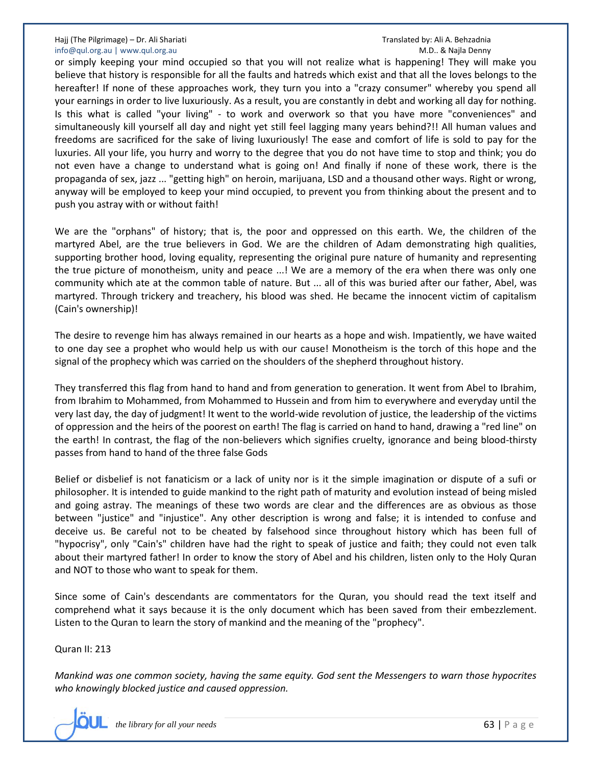or simply keeping your mind occupied so that you will not realize what is happening! They will make you believe that history is responsible for all the faults and hatreds which exist and that all the loves belongs to the hereafter! If none of these approaches work, they turn you into a "crazy consumer" whereby you spend all your earnings in order to live luxuriously. As a result, you are constantly in debt and working all day for nothing. Is this what is called "your living" - to work and overwork so that you have more "conveniences" and simultaneously kill yourself all day and night yet still feel lagging many years behind?!! All human values and freedoms are sacrificed for the sake of living luxuriously! The ease and comfort of life is sold to pay for the luxuries. All your life, you hurry and worry to the degree that you do not have time to stop and think; you do not even have a change to understand what is going on! And finally if none of these work, there is the propaganda of sex, jazz ... "getting high" on heroin, marijuana, LSD and a thousand other ways. Right or wrong, anyway will be employed to keep your mind occupied, to prevent you from thinking about the present and to push you astray with or without faith!

We are the "orphans" of history; that is, the poor and oppressed on this earth. We, the children of the martyred Abel, are the true believers in God. We are the children of Adam demonstrating high qualities, supporting brother hood, loving equality, representing the original pure nature of humanity and representing the true picture of monotheism, unity and peace ...! We are a memory of the era when there was only one community which ate at the common table of nature. But ... all of this was buried after our father, Abel, was martyred. Through trickery and treachery, his blood was shed. He became the innocent victim of capitalism (Cain's ownership)!

The desire to revenge him has always remained in our hearts as a hope and wish. Impatiently, we have waited to one day see a prophet who would help us with our cause! Monotheism is the torch of this hope and the signal of the prophecy which was carried on the shoulders of the shepherd throughout history.

They transferred this flag from hand to hand and from generation to generation. It went from Abel to Ibrahim, from Ibrahim to Mohammed, from Mohammed to Hussein and from him to everywhere and everyday until the very last day, the day of judgment! It went to the world-wide revolution of justice, the leadership of the victims of oppression and the heirs of the poorest on earth! The flag is carried on hand to hand, drawing a "red line" on the earth! In contrast, the flag of the non-believers which signifies cruelty, ignorance and being blood-thirsty passes from hand to hand of the three false Gods

Belief or disbelief is not fanaticism or a lack of unity nor is it the simple imagination or dispute of a sufi or philosopher. It is intended to guide mankind to the right path of maturity and evolution instead of being misled and going astray. The meanings of these two words are clear and the differences are as obvious as those between "justice" and "injustice". Any other description is wrong and false; it is intended to confuse and deceive us. Be careful not to be cheated by falsehood since throughout history which has been full of "hypocrisy", only "Cain's" children have had the right to speak of justice and faith; they could not even talk about their martyred father! In order to know the story of Abel and his children, listen only to the Holy Quran and NOT to those who want to speak for them.

Since some of Cain's descendants are commentators for the Quran, you should read the text itself and comprehend what it says because it is the only document which has been saved from their embezzlement. Listen to the Quran to learn the story of mankind and the meaning of the "prophecy".

Quran II: 213

*Mankind was one common society, having the same equity. God sent the Messengers to warn those hypocrites who knowingly blocked justice and caused oppression.*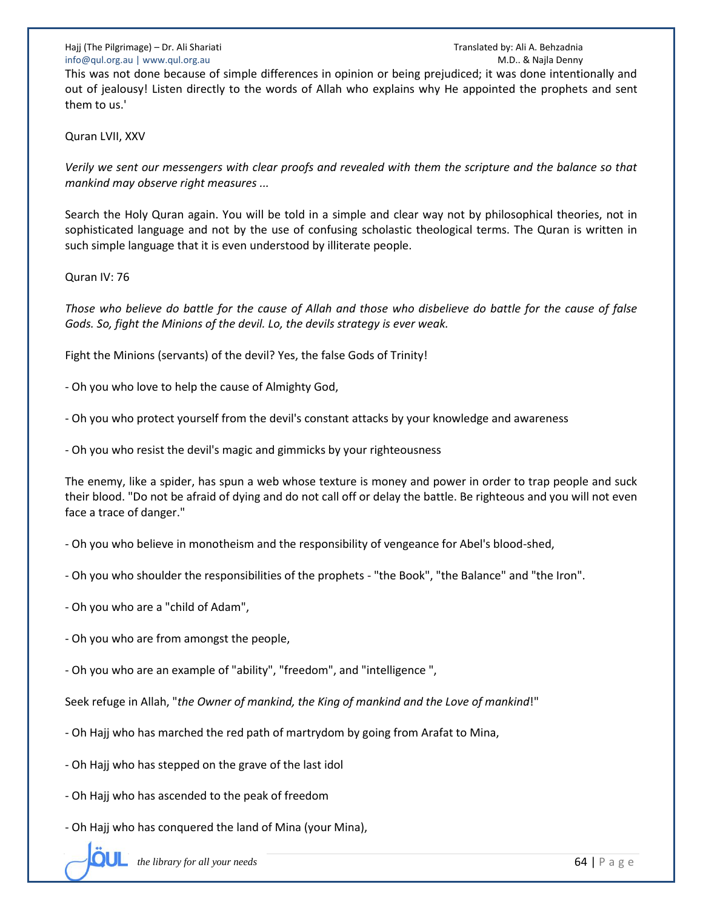This was not done because of simple differences in opinion or being prejudiced; it was done intentionally and out of jealousy! Listen directly to the words of Allah who explains why He appointed the prophets and sent them to us.'

Quran LVII, XXV

*Verily we sent our messengers with clear proofs and revealed with them the scripture and the balance so that mankind may observe right measures ...*

Search the Holy Quran again. You will be told in a simple and clear way not by philosophical theories, not in sophisticated language and not by the use of confusing scholastic theological terms. The Quran is written in such simple language that it is even understood by illiterate people.

Quran IV: 76

*Those who believe do battle for the cause of Allah and those who disbelieve do battle for the cause of false Gods. So, fight the Minions of the devil. Lo, the devils strategy is ever weak.*

Fight the Minions (servants) of the devil? Yes, the false Gods of Trinity!

- Oh you who love to help the cause of Almighty God,

- Oh you who protect yourself from the devil's constant attacks by your knowledge and awareness

- Oh you who resist the devil's magic and gimmicks by your righteousness

The enemy, like a spider, has spun a web whose texture is money and power in order to trap people and suck their blood. "Do not be afraid of dying and do not call off or delay the battle. Be righteous and you will not even face a trace of danger."

- Oh you who believe in monotheism and the responsibility of vengeance for Abel's blood-shed,

- Oh you who shoulder the responsibilities of the prophets - "the Book", "the Balance" and "the Iron".

- Oh you who are a "child of Adam",

- Oh you who are from amongst the people,

- Oh you who are an example of "ability", "freedom", and "intelligence ",

Seek refuge in Allah, "*the Owner of mankind, the King of mankind and the Love of mankind*!"

- Oh Hajj who has marched the red path of martyrdom by going from Arafat to Mina,

- Oh Hajj who has stepped on the grave of the last idol

- Oh Hajj who has ascended to the peak of freedom

- Oh Hajj who has conquered the land of Mina (your Mina),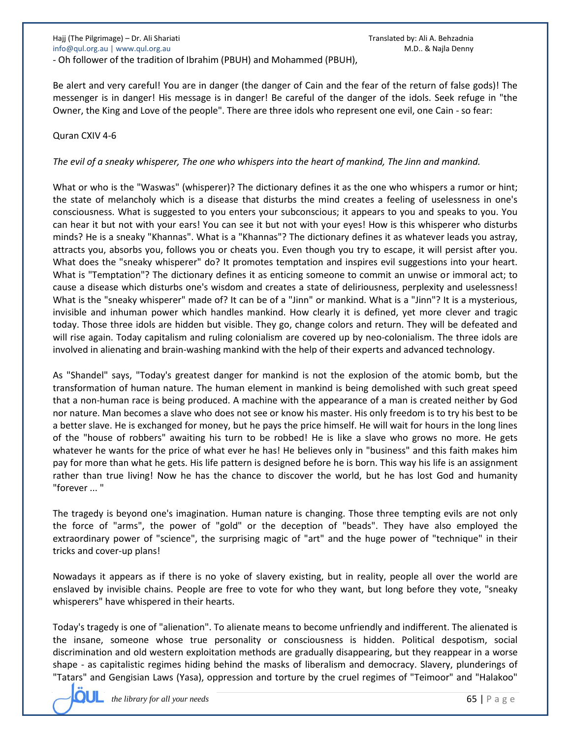- Oh follower of the tradition of Ibrahim (PBUH) and Mohammed (PBUH),

Be alert and very careful! You are in danger (the danger of Cain and the fear of the return of false gods)! The messenger is in danger! His message is in danger! Be careful of the danger of the idols. Seek refuge in "the Owner, the King and Love of the people". There are three idols who represent one evil, one Cain - so fear:

Quran CXIV 4-6

*The evil of a sneaky whisperer, The one who whispers into the heart of mankind, The Jinn and mankind.*

What or who is the "Waswas" (whisperer)? The dictionary defines it as the one who whispers a rumor or hint; the state of melancholy which is a disease that disturbs the mind creates a feeling of uselessness in one's consciousness. What is suggested to you enters your subconscious; it appears to you and speaks to you. You can hear it but not with your ears! You can see it but not with your eyes! How is this whisperer who disturbs minds? He is a sneaky "Khannas". What is a "Khannas"? The dictionary defines it as whatever leads you astray, attracts you, absorbs you, follows you or cheats you. Even though you try to escape, it will persist after you. What does the "sneaky whisperer" do? It promotes temptation and inspires evil suggestions into your heart. What is "Temptation"? The dictionary defines it as enticing someone to commit an unwise or immoral act; to cause a disease which disturbs one's wisdom and creates a state of deliriousness, perplexity and uselessness! What is the "sneaky whisperer" made of? It can be of a "Jinn" or mankind. What is a "Jinn"? It is a mysterious, invisible and inhuman power which handles mankind. How clearly it is defined, yet more clever and tragic today. Those three idols are hidden but visible. They go, change colors and return. They will be defeated and will rise again. Today capitalism and ruling colonialism are covered up by neo-colonialism. The three idols are involved in alienating and brain-washing mankind with the help of their experts and advanced technology.

As "Shandel" says, "Today's greatest danger for mankind is not the explosion of the atomic bomb, but the transformation of human nature. The human element in mankind is being demolished with such great speed that a non-human race is being produced. A machine with the appearance of a man is created neither by God nor nature. Man becomes a slave who does not see or know his master. His only freedom is to try his best to be a better slave. He is exchanged for money, but he pays the price himself. He will wait for hours in the long lines of the "house of robbers" awaiting his turn to be robbed! He is like a slave who grows no more. He gets whatever he wants for the price of what ever he has! He believes only in "business" and this faith makes him pay for more than what he gets. His life pattern is designed before he is born. This way his life is an assignment rather than true living! Now he has the chance to discover the world, but he has lost God and humanity "forever ... "

The tragedy is beyond one's imagination. Human nature is changing. Those three tempting evils are not only the force of "arms", the power of "gold" or the deception of "beads". They have also employed the extraordinary power of "science", the surprising magic of "art" and the huge power of "technique" in their tricks and cover-up plans!

Nowadays it appears as if there is no yoke of slavery existing, but in reality, people all over the world are enslaved by invisible chains. People are free to vote for who they want, but long before they vote, "sneaky whisperers" have whispered in their hearts.

Today's tragedy is one of "alienation". To alienate means to become unfriendly and indifferent. The alienated is the insane, someone whose true personality or consciousness is hidden. Political despotism, social discrimination and old western exploitation methods are gradually disappearing, but they reappear in a worse shape - as capitalistic regimes hiding behind the masks of liberalism and democracy. Slavery, plunderings of "Tatars" and Gengisian Laws (Yasa), oppression and torture by the cruel regimes of "Teimoor" and "Halakoo"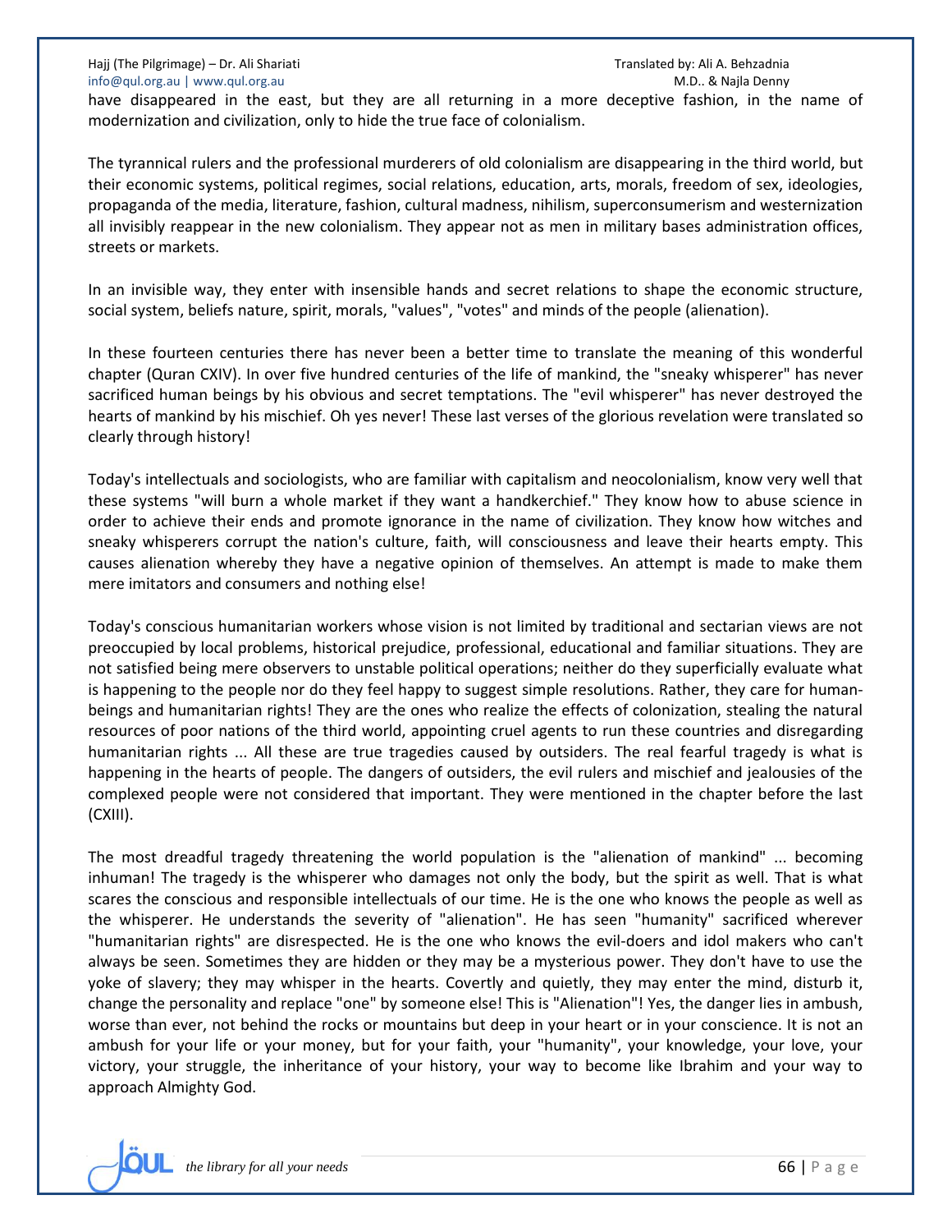have disappeared in the east, but they are all returning in a more deceptive fashion, in the name of modernization and civilization, only to hide the true face of colonialism.

The tyrannical rulers and the professional murderers of old colonialism are disappearing in the third world, but their economic systems, political regimes, social relations, education, arts, morals, freedom of sex, ideologies, propaganda of the media, literature, fashion, cultural madness, nihilism, superconsumerism and westernization all invisibly reappear in the new colonialism. They appear not as men in military bases administration offices, streets or markets.

In an invisible way, they enter with insensible hands and secret relations to shape the economic structure, social system, beliefs nature, spirit, morals, "values", "votes" and minds of the people (alienation).

In these fourteen centuries there has never been a better time to translate the meaning of this wonderful chapter (Quran CXIV). In over five hundred centuries of the life of mankind, the "sneaky whisperer" has never sacrificed human beings by his obvious and secret temptations. The "evil whisperer" has never destroyed the hearts of mankind by his mischief. Oh yes never! These last verses of the glorious revelation were translated so clearly through history!

Today's intellectuals and sociologists, who are familiar with capitalism and neocolonialism, know very well that these systems "will burn a whole market if they want a handkerchief." They know how to abuse science in order to achieve their ends and promote ignorance in the name of civilization. They know how witches and sneaky whisperers corrupt the nation's culture, faith, will consciousness and leave their hearts empty. This causes alienation whereby they have a negative opinion of themselves. An attempt is made to make them mere imitators and consumers and nothing else!

Today's conscious humanitarian workers whose vision is not limited by traditional and sectarian views are not preoccupied by local problems, historical prejudice, professional, educational and familiar situations. They are not satisfied being mere observers to unstable political operations; neither do they superficially evaluate what is happening to the people nor do they feel happy to suggest simple resolutions. Rather, they care for human-beings and humanitarian rights! They are the ones who realize the effects of colonization, stealing the natural resources of poor nations of the third world, appointing cruel agents to run these countries and disregarding humanitarian rights ... All these are true tragedies caused by outsiders. The real fearful tragedy is what is happening in the hearts of people. The dangers of outsiders, the evil rulers and mischief and jealousies of the complexed people were not considered that important. They were mentioned in the chapter before the last (CXIII).

The most dreadful tragedy threatening the world population is the "alienation of mankind" ... becoming inhuman! The tragedy is the whisperer who damages not only the body, but the spirit as well. That is what scares the conscious and responsible intellectuals of our time. He is the one who knows the people as well as the whisperer. He understands the severity of "alienation". He has seen "humanity" sacrificed wherever "humanitarian rights" are disrespected. He is the one who knows the evil-doers and idol makers who can't always be seen. Sometimes they are hidden or they may be a mysterious power. They don't have to use the yoke of slavery; they may whisper in the hearts. Covertly and quietly, they may enter the mind, disturb it, change the personality and replace "one" by someone else! This is "Alienation"! Yes, the danger lies in ambush, worse than ever, not behind the rocks or mountains but deep in your heart or in your conscience. It is not an ambush for your life or your money, but for your faith, your "humanity", your knowledge, your love, your victory, your struggle, the inheritance of your history, your way to become like Ibrahim and your way to approach Almighty God.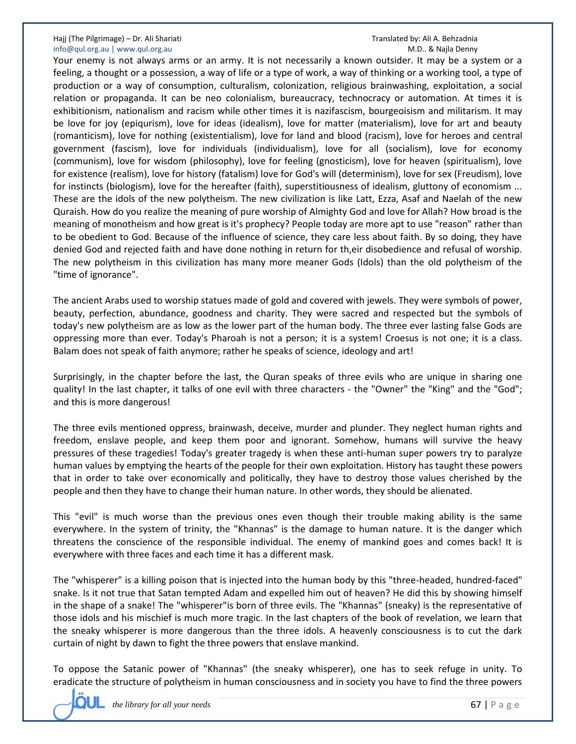Your enemy is not always arms or an army. It is not necessarily a known outsider. It may be a system or a feeling, a thought or a possession, a way of life or a type of work, a way of thinking or a working tool, a type of production or a way of consumption, culturalism, colonization, religious brainwashing, exploitation, a social relation or propaganda. It can be neo colonialism, bureaucracy, technocracy or automation. At times it is exhibitionism, nationalism and racism while other times it is nazifascism, bourgeoisism and militarism. It may be love for joy (epiqurism), love for ideas (idealism), love for matter (materialism), love for art and beauty (romanticism), love for nothing (existentialism), love for land and blood (racism), love for heroes and central government (fascism), love for individuals (individualism), love for all (socialism), love for economy (communism), love for wisdom (philosophy), love for feeling (gnosticism), love for heaven (spiritualism), love for existence (realism), love for history (fatalism) love for God's will (determinism), love for sex (Freudism), love for instincts (biologism), love for the hereafter (faith), superstitiousness of idealism, gluttony of economism ... These are the idols of the new polytheism. The new civilization is like Latt, Ezza, Asaf and Naelah of the new Quraish. How do you realize the meaning of pure worship of Almighty God and love for Allah? How broad is the meaning of monotheism and how great is it's prophecy? People today are more apt to use "reason" rather than to be obedient to God. Because of the influence of science, they care less about faith. By so doing, they have denied God and rejected faith and have done nothing in return for th,eir disobedience and refusal of worship. The new polytheism in this civilization has many more meaner Gods (Idols) than the old polytheism of the "time of ignorance".

The ancient Arabs used to worship statues made of gold and covered with jewels. They were symbols of power, beauty, perfection, abundance, goodness and charity. They were sacred and respected but the symbols of today's new polytheism are as low as the lower part of the human body. The three ever lasting false Gods are oppressing more than ever. Today's Pharoah is not a person; it is a system! Croesus is not one; it is a class. Balam does not speak of faith anymore; rather he speaks of science, ideology and art!

Surprisingly, in the chapter before the last, the Quran speaks of three evils who are unique in sharing one quality! In the last chapter, it talks of one evil with three characters - the "Owner" the "King" and the "God"; and this is more dangerous!

The three evils mentioned oppress, brainwash, deceive, murder and plunder. They neglect human rights and freedom, enslave people, and keep them poor and ignorant. Somehow, humans will survive the heavy pressures of these tragedies! Today's greater tragedy is when these anti-human super powers try to paralyze human values by emptying the hearts of the people for their own exploitation. History has taught these powers that in order to take over economically and politically, they have to destroy those values cherished by the people and then they have to change their human nature. In other words, they should be alienated.

This "evil" is much worse than the previous ones even though their trouble making ability is the same everywhere. In the system of trinity, the "Khannas" is the damage to human nature. It is the danger which threatens the conscience of the responsible individual. The enemy of mankind goes and comes back! It is everywhere with three faces and each time it has a different mask.

The "whisperer" is a killing poison that is injected into the human body by this "three-headed, hundred-faced" snake. Is it not true that Satan tempted Adam and expelled him out of heaven? He did this by showing himself in the shape of a snake! The "whisperer"is born of three evils. The "Khannas" (sneaky) is the representative of those idols and his mischief is much more tragic. In the last chapters of the book of revelation, we learn that the sneaky whisperer is more dangerous than the three idols. A heavenly consciousness is to cut the dark curtain of night by dawn to fight the three powers that enslave mankind.

To oppose the Satanic power of "Khannas" (the sneaky whisperer), one has to seek refuge in unity. To eradicate the structure of polytheism in human consciousness and in society you have to find the three powers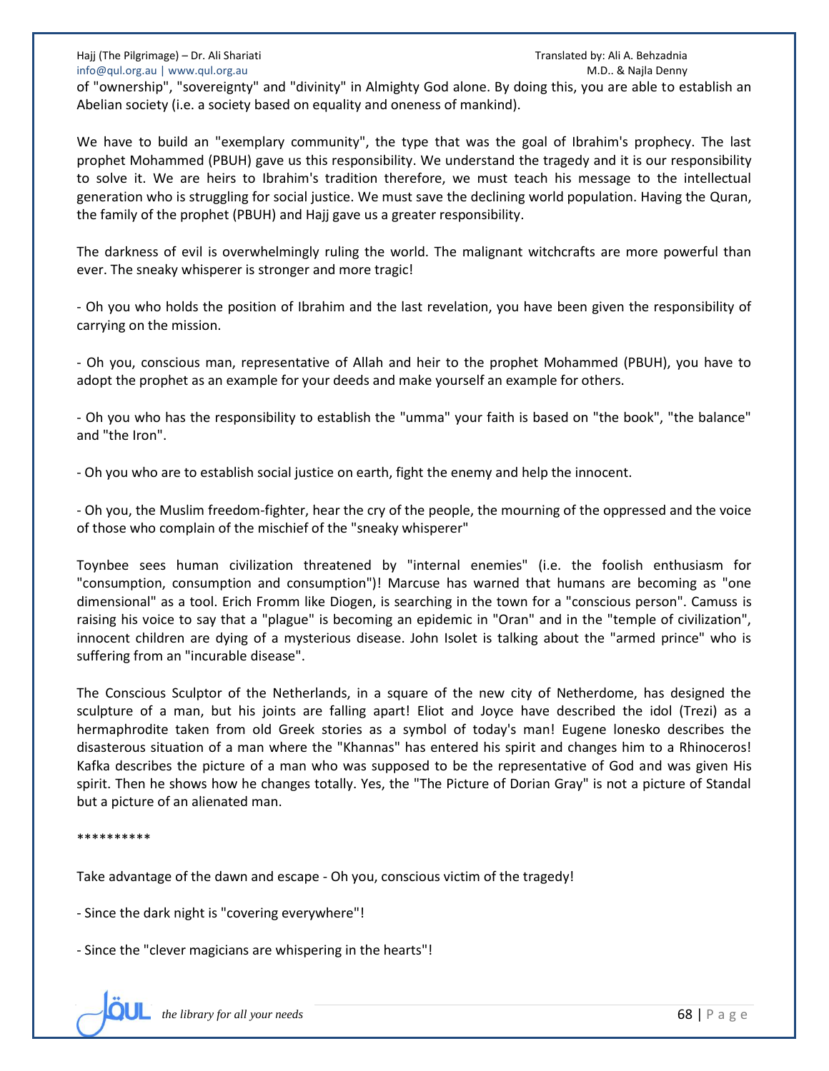of "ownership", "sovereignty" and "divinity" in Almighty God alone. By doing this, you are able to establish an Abelian society (i.e. a society based on equality and oneness of mankind).

We have to build an "exemplary community", the type that was the goal of Ibrahim's prophecy. The last prophet Mohammed (PBUH) gave us this responsibility. We understand the tragedy and it is our responsibility to solve it. We are heirs to Ibrahim's tradition therefore, we must teach his message to the intellectual generation who is struggling for social justice. We must save the declining world population. Having the Quran, the family of the prophet (PBUH) and Hajj gave us a greater responsibility.

The darkness of evil is overwhelmingly ruling the world. The malignant witchcrafts are more powerful than ever. The sneaky whisperer is stronger and more tragic!

- Oh you who holds the position of Ibrahim and the last revelation, you have been given the responsibility of carrying on the mission.

- Oh you, conscious man, representative of Allah and heir to the prophet Mohammed (PBUH), you have to adopt the prophet as an example for your deeds and make yourself an example for others.

- Oh you who has the responsibility to establish the "umma" your faith is based on "the book", "the balance" and "the Iron".

- Oh you who are to establish social justice on earth, fight the enemy and help the innocent.

- Oh you, the Muslim freedom-fighter, hear the cry of the people, the mourning of the oppressed and the voice of those who complain of the mischief of the "sneaky whisperer"

Toynbee sees human civilization threatened by "internal enemies" (i.e. the foolish enthusiasm for "consumption, consumption and consumption")! Marcuse has warned that humans are becoming as "one dimensional" as a tool. Erich Fromm like Diogen, is searching in the town for a "conscious person". Camuss is raising his voice to say that a "plague" is becoming an epidemic in "Oran" and in the "temple of civilization", innocent children are dying of a mysterious disease. John Isolet is talking about the "armed prince" who is suffering from an "incurable disease".

The Conscious Sculptor of the Netherlands, in a square of the new city of Netherdome, has designed the sculpture of a man, but his joints are falling apart! Eliot and Joyce have described the idol (Trezi) as a hermaphrodite taken from old Greek stories as a symbol of today's man! Eugene Ionesko describes the disasterous situation of a man where the "Khannas" has entered his spirit and changes him to a Rhinoceros! Kafka describes the picture of a man who was supposed to be the representative of God and was given His spirit. Then he shows how he changes totally. Yes, the "The Picture of Dorian Gray" is not a picture of Standal but a picture of an alienated man.

**********

Take advantage of the dawn and escape - Oh you, conscious victim of the tragedy!

- Since the dark night is "covering everywhere"!

- Since the "clever magicians are whispering in the hearts"!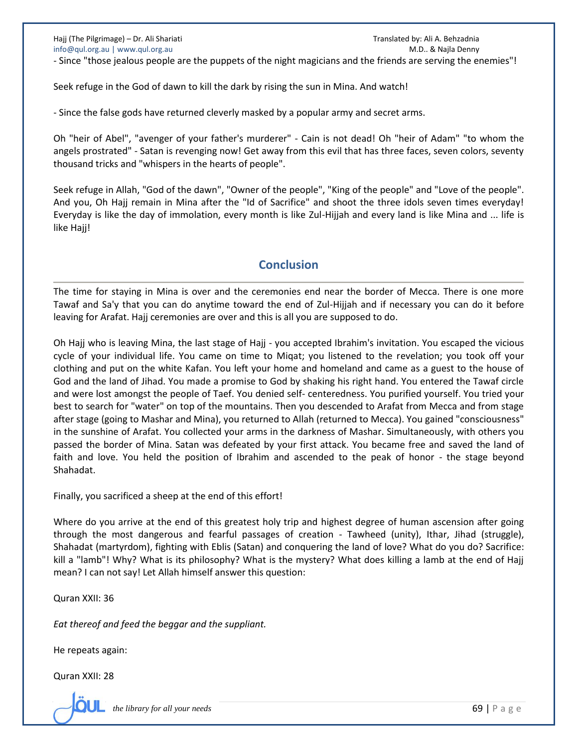- Since "those jealous people are the puppets of the night magicians and the friends are serving the enemies"!

Seek refuge in the God of dawn to kill the dark by rising the sun in Mina. And watch!

- Since the false gods have returned cleverly masked by a popular army and secret arms.

Oh "heir of Abel", "avenger of your father's murderer" - Cain is not dead! Oh "heir of Adam" "to whom the angels prostrated" - Satan is revenging now! Get away from this evil that has three faces, seven colors, seventy thousand tricks and "whispers in the hearts of people".

Seek refuge in Allah, "God of the dawn", "Owner of the people", "King of the people" and "Love of the people". And you, Oh Hajj remain in Mina after the "Id of Sacrifice" and shoot the three idols seven times everyday! Everyday is like the day of immolation, every month is like Zul-Hijjah and every land is like Mina and ... life is like Hajj!

## Conclusion

The time for staying in Mina is over and the ceremonies end near the border of Mecca. There is one more Tawaf and Sa'y that you can do anytime toward the end of Zul-Hijjah and if necessary you can do it before leaving for Arafat. Hajj ceremonies are over and this is all you are supposed to do.

Oh Hajj who is leaving Mina, the last stage of Hajj - you accepted Ibrahim's invitation. You escaped the vicious cycle of your individual life. You came on time to Miqat; you listened to the revelation; you took off your clothing and put on the white Kafan. You left your home and homeland and came as a guest to the house of God and the land of Jihad. You made a promise to God by shaking his right hand. You entered the Tawaf circle and were lost amongst the people of Taef. You denied self- centeredness. You purified yourself. You tried your best to search for "water" on top of the mountains. Then you descended to Arafat from Mecca and from stage after stage (going to Mashar and Mina), you returned to Allah (returned to Mecca). You gained "consciousness" in the sunshine of Arafat. You collected your arms in the darkness of Mashar. Simultaneously, with others you passed the border of Mina. Satan was defeated by your first attack. You became free and saved the land of faith and love. You held the position of Ibrahim and ascended to the peak of honor - the stage beyond Shahadat.

Finally, you sacrificed a sheep at the end of this effort!

Where do you arrive at the end of this greatest holy trip and highest degree of human ascension after going through the most dangerous and fearful passages of creation - Tawheed (unity), Ithar, Jihad (struggle), Shahadat (martyrdom), fighting with Eblis (Satan) and conquering the land of love? What do you do? Sacrifice: kill a "lamb"! Why? What is its philosophy? What is the mystery? What does killing a lamb at the end of Hajj mean? I can not say! Let Allah himself answer this question:

Quran XXII: 36

*Eat thereof and feed the beggar and the suppliant.*

He repeats again:

Quran XXII: 28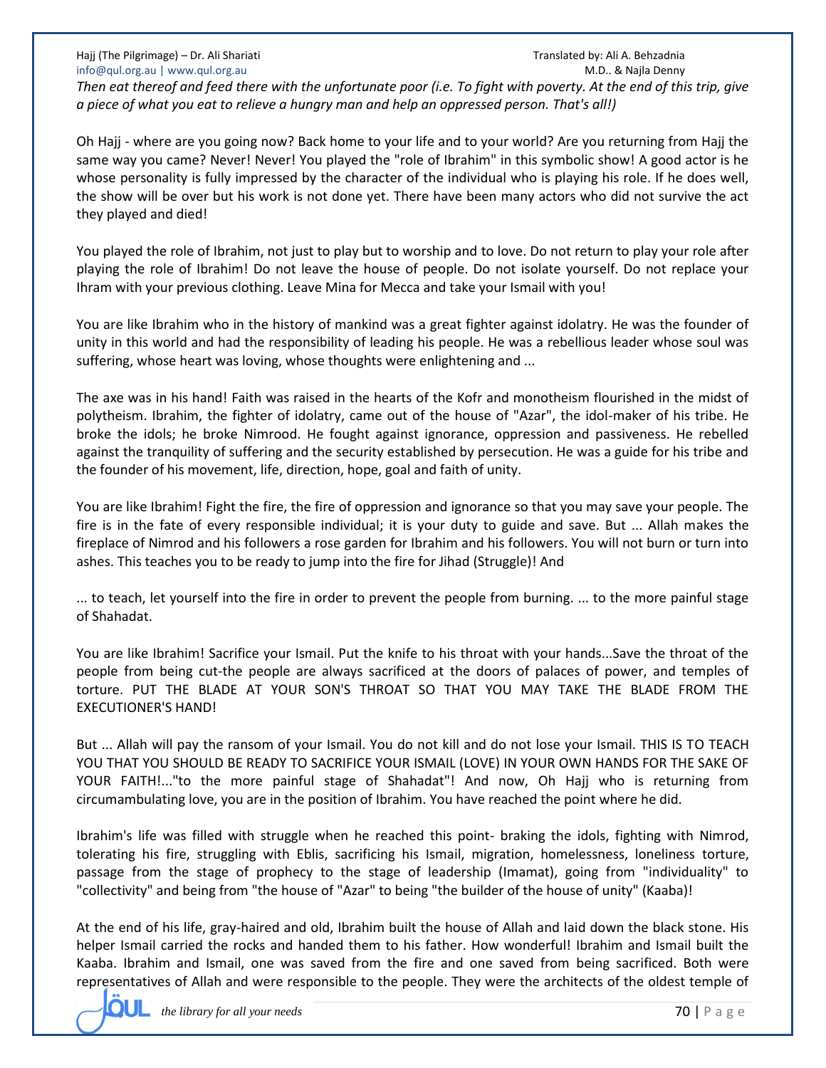*Then eat thereof and feed there with the unfortunate poor (i.e. To fight with poverty. At the end of this trip, give a piece of what you eat to relieve a hungry man and help an oppressed person. That's all!)*

Oh Hajj - where are you going now? Back home to your life and to your world? Are you returning from Hajj the same way you came? Never! Never! You played the "role of Ibrahim" in this symbolic show! A good actor is he whose personality is fully impressed by the character of the individual who is playing his role. If he does well, the show will be over but his work is not done yet. There have been many actors who did not survive the act they played and died!

You played the role of Ibrahim, not just to play but to worship and to love. Do not return to play your role after playing the role of Ibrahim! Do not leave the house of people. Do not isolate yourself. Do not replace your Ihram with your previous clothing. Leave Mina for Mecca and take your Ismail with you!

You are like Ibrahim who in the history of mankind was a great fighter against idolatry. He was the founder of unity in this world and had the responsibility of leading his people. He was a rebellious leader whose soul was suffering, whose heart was loving, whose thoughts were enlightening and ...

The axe was in his hand! Faith was raised in the hearts of the Kofr and monotheism flourished in the midst of polytheism. Ibrahim, the fighter of idolatry, came out of the house of "Azar", the idol-maker of his tribe. He broke the idols; he broke Nimrood. He fought against ignorance, oppression and passiveness. He rebelled against the tranquility of suffering and the security established by persecution. He was a guide for his tribe and the founder of his movement, life, direction, hope, goal and faith of unity.

You are like Ibrahim! Fight the fire, the fire of oppression and ignorance so that you may save your people. The fire is in the fate of every responsible individual; it is your duty to guide and save. But ... Allah makes the fireplace of Nimrod and his followers a rose garden for Ibrahim and his followers. You will not burn or turn into ashes. This teaches you to be ready to jump into the fire for Jihad (Struggle)! And

... to teach, let yourself into the fire in order to prevent the people from burning. ... to the more painful stage of Shahadat.

You are like Ibrahim! Sacrifice your Ismail. Put the knife to his throat with your hands...Save the throat of the people from being cut-the people are always sacrificed at the doors of palaces of power, and temples of torture. PUT THE BLADE AT YOUR SON'S THROAT SO THAT YOU MAY TAKE THE BLADE FROM THE EXECUTIONER'S HAND!

But ... Allah will pay the ransom of your Ismail. You do not kill and do not lose your Ismail. THIS IS TO TEACH YOU THAT YOU SHOULD BE READY TO SACRIFICE YOUR ISMAIL (LOVE) IN YOUR OWN HANDS FOR THE SAKE OF YOUR FAITH!..."to the more painful stage of Shahadat"! And now, Oh Hajj who is returning from circumambulating love, you are in the position of Ibrahim. You have reached the point where he did.

Ibrahim's life was filled with struggle when he reached this point- braking the idols, fighting with Nimrod, tolerating his fire, struggling with Eblis, sacrificing his Ismail, migration, homelessness, loneliness torture, passage from the stage of prophecy to the stage of leadership (Imamat), going from "individuality" to "collectivity" and being from "the house of "Azar" to being "the builder of the house of unity" (Kaaba)!

At the end of his life, gray-haired and old, Ibrahim built the house of Allah and laid down the black stone. His helper Ismail carried the rocks and handed them to his father. How wonderful! Ibrahim and Ismail built the Kaaba. Ibrahim and Ismail, one was saved from the fire and one saved from being sacrificed. Both were representatives of Allah and were responsible to the people. They were the architects of the oldest temple of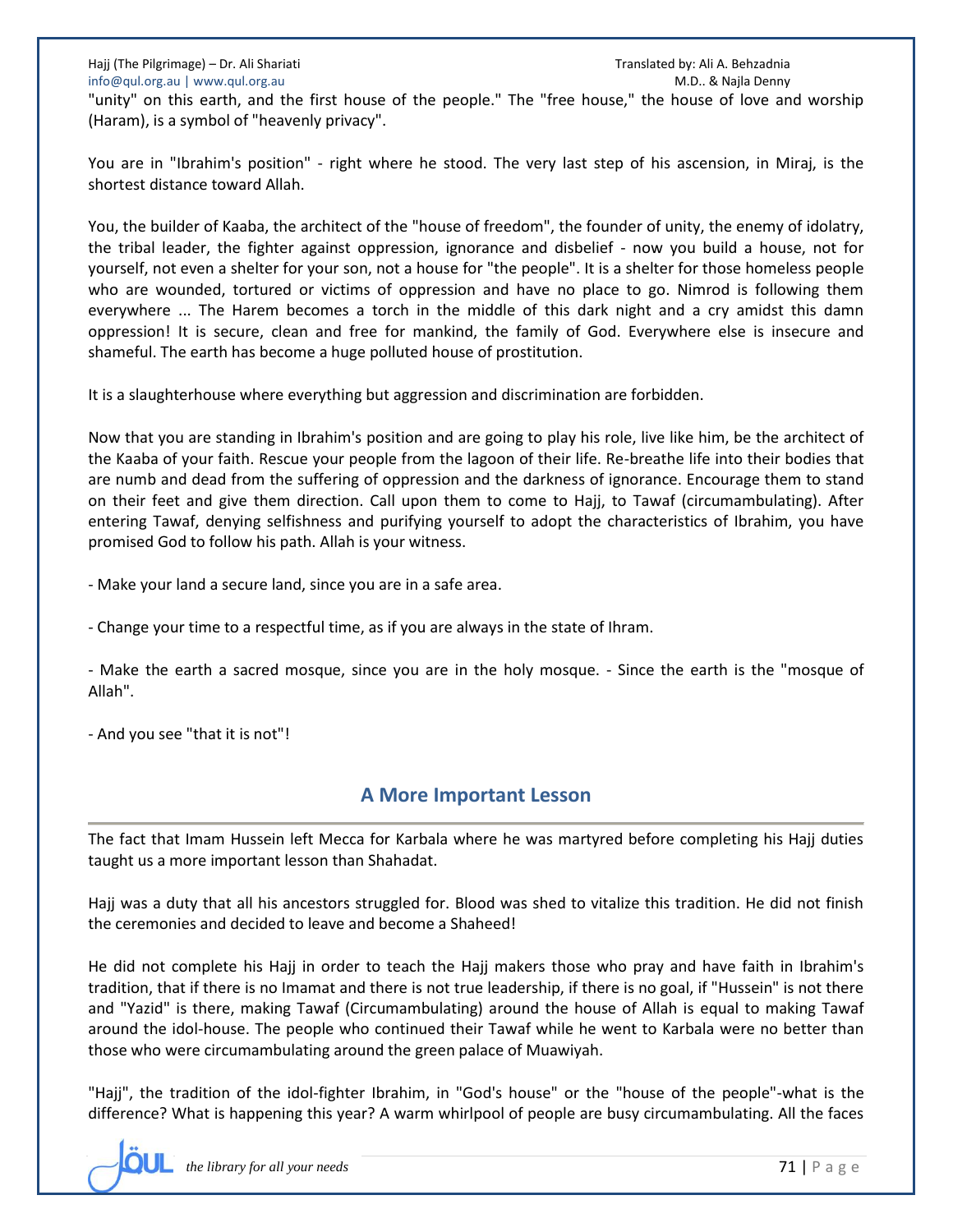"unity" on this earth, and the first house of the people." The "free house," the house of love and worship (Haram), is a symbol of "heavenly privacy".

You are in "Ibrahim's position" - right where he stood. The very last step of his ascension, in Miraj, is the shortest distance toward Allah.

You, the builder of Kaaba, the architect of the "house of freedom", the founder of unity, the enemy of idolatry, the tribal leader, the fighter against oppression, ignorance and disbelief - now you build a house, not for yourself, not even a shelter for your son, not a house for "the people". It is a shelter for those homeless people who are wounded, tortured or victims of oppression and have no place to go. Nimrod is following them everywhere ... The Harem becomes a torch in the middle of this dark night and a cry amidst this damn oppression! It is secure, clean and free for mankind, the family of God. Everywhere else is insecure and shameful. The earth has become a huge polluted house of prostitution.

It is a slaughterhouse where everything but aggression and discrimination are forbidden.

Now that you are standing in Ibrahim's position and are going to play his role, live like him, be the architect of the Kaaba of your faith. Rescue your people from the lagoon of their life. Re-breathe life into their bodies that are numb and dead from the suffering of oppression and the darkness of ignorance. Encourage them to stand on their feet and give them direction. Call upon them to come to Hajj, to Tawaf (circumambulating). After entering Tawaf, denying selfishness and purifying yourself to adopt the characteristics of Ibrahim, you have promised God to follow his path. Allah is your witness.

- Make your land a secure land, since you are in a safe area.

- Change your time to a respectful time, as if you are always in the state of Ihram.

- Make the earth a sacred mosque, since you are in the holy mosque. - Since the earth is the "mosque of Allah".

- And you see "that it is not"!

## A More Important Lesson

The fact that Imam Hussein left Mecca for Karbala where he was martyred before completing his Hajj duties taught us a more important lesson than Shahadat.

Hajj was a duty that all his ancestors struggled for. Blood was shed to vitalize this tradition. He did not finish the ceremonies and decided to leave and become a Shaheed!

He did not complete his Hajj in order to teach the Hajj makers those who pray and have faith in Ibrahim's tradition, that if there is no Imamat and there is not true leadership, if there is no goal, if "Hussein" is not there and "Yazid" is there, making Tawaf (Circumambulating) around the house of Allah is equal to making Tawaf around the idol-house. The people who continued their Tawaf while he went to Karbala were no better than those who were circumambulating around the green palace of Muawiyah.

"Hajj", the tradition of the idol-fighter Ibrahim, in "God's house" or the "house of the people"-what is the difference? What is happening this year? A warm whirlpool of people are busy circumambulating. All the faces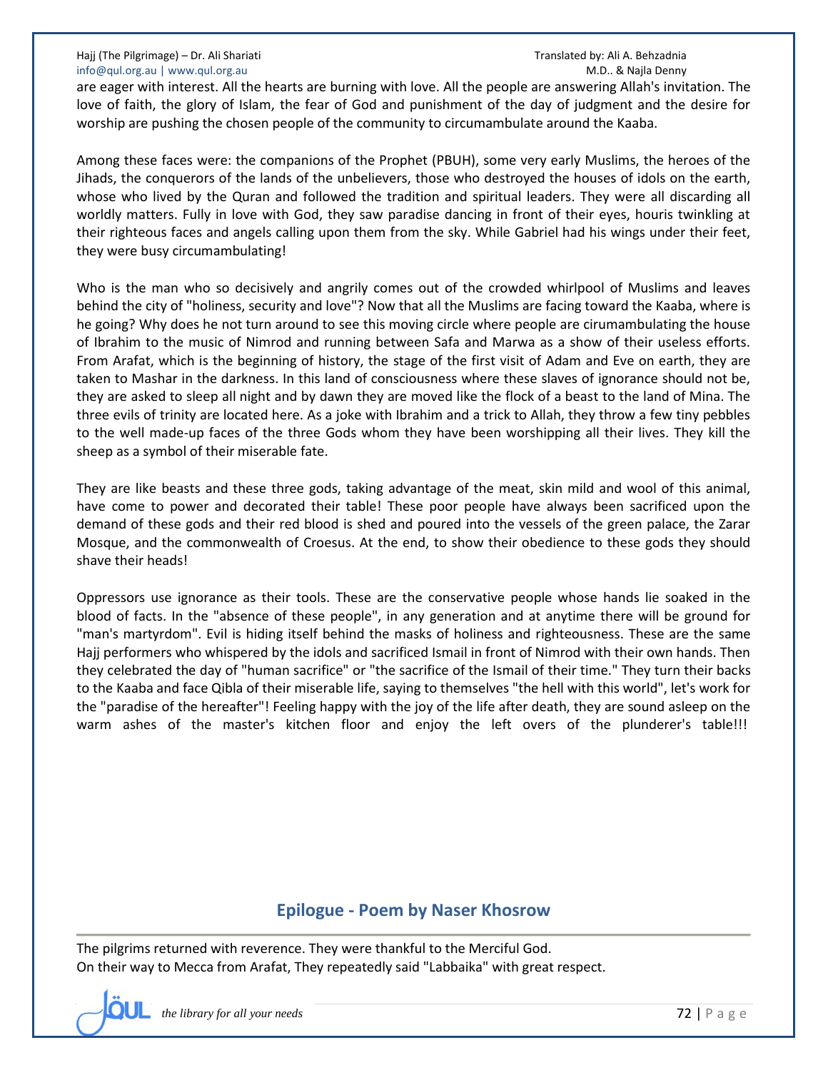are eager with interest. All the hearts are burning with love. All the people are answering Allah's invitation. The love of faith, the glory of Islam, the fear of God and punishment of the day of judgment and the desire for worship are pushing the chosen people of the community to circumambulate around the Kaaba.

Among these faces were: the companions of the Prophet (PBUH), some very early Muslims, the heroes of the Jihads, the conquerors of the lands of the unbelievers, those who destroyed the houses of idols on the earth, whose who lived by the Quran and followed the tradition and spiritual leaders. They were all discarding all worldly matters. Fully in love with God, they saw paradise dancing in front of their eyes, houris twinkling at their righteous faces and angels calling upon them from the sky. While Gabriel had his wings under their feet, they were busy circumambulating!

Who is the man who so decisively and angrily comes out of the crowded whirlpool of Muslims and leaves behind the city of "holiness, security and love"? Now that all the Muslims are facing toward the Kaaba, where is he going? Why does he not turn around to see this moving circle where people are cirumambulating the house of Ibrahim to the music of Nimrod and running between Safa and Marwa as a show of their useless efforts. From Arafat, which is the beginning of history, the stage of the first visit of Adam and Eve on earth, they are taken to Mashar in the darkness. In this land of consciousness where these slaves of ignorance should not be, they are asked to sleep all night and by dawn they are moved like the flock of a beast to the land of Mina. The three evils of trinity are located here. As a joke with Ibrahim and a trick to Allah, they throw a few tiny pebbles to the well made-up faces of the three Gods whom they have been worshipping all their lives. They kill the sheep as a symbol of their miserable fate.

They are like beasts and these three gods, taking advantage of the meat, skin mild and wool of this animal, have come to power and decorated their table! These poor people have always been sacrificed upon the demand of these gods and their red blood is shed and poured into the vessels of the green palace, the Zarar Mosque, and the commonwealth of Croesus. At the end, to show their obedience to these gods they should shave their heads!

Oppressors use ignorance as their tools. These are the conservative people whose hands lie soaked in the blood of facts. In the "absence of these people", in any generation and at anytime there will be ground for "man's martyrdom". Evil is hiding itself behind the masks of holiness and righteousness. These are the same Hajj performers who whispered by the idols and sacrificed Ismail in front of Nimrod with their own hands. Then they celebrated the day of "human sacrifice" or "the sacrifice of the Ismail of their time." They turn their backs to the Kaaba and face Qibla of their miserable life, saying to themselves "the hell with this world", let's work for the "paradise of the hereafter"! Feeling happy with the joy of the life after death, they are sound asleep on the warm ashes of the master's kitchen floor and enjoy the left overs of the plunderer's table!!!

## Epilogue - Poem by Naser Khosrow

The pilgrims returned with reverence. They were thankful to the Merciful God.
On their way to Mecca from Arafat, They repeatedly said "Labbaika" with great respect.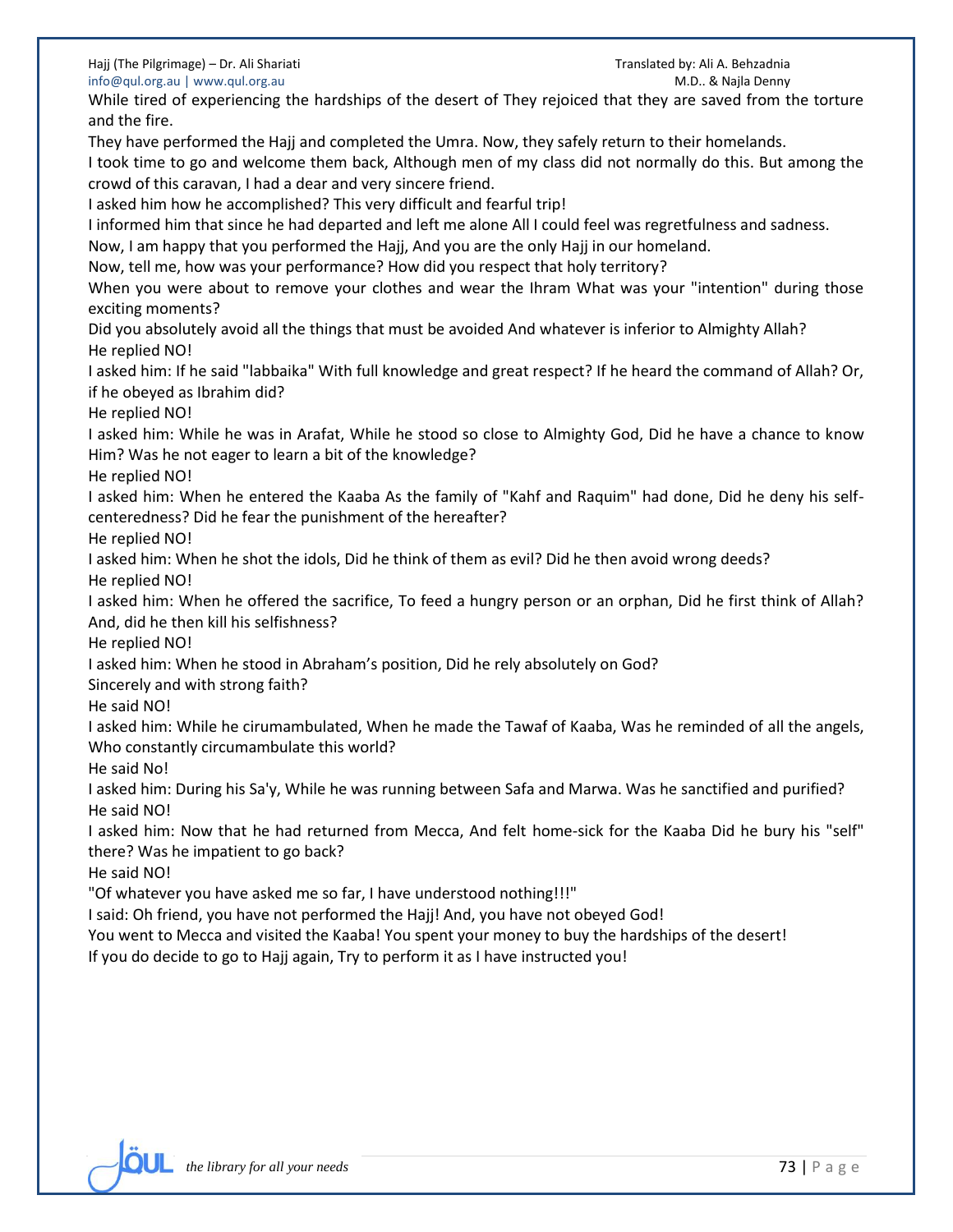While tired of experiencing the hardships of the desert of They rejoiced that they are saved from the torture and the fire.

They have performed the Hajj and completed the Umra. Now, they safely return to their homelands.

I took time to go and welcome them back, Although men of my class did not normally do this. But among the crowd of this caravan, I had a dear and very sincere friend.

I asked him how he accomplished? This very difficult and fearful trip!

I informed him that since he had departed and left me alone All I could feel was regretfulness and sadness.

Now, I am happy that you performed the Hajj, And you are the only Hajj in our homeland.

Now, tell me, how was your performance? How did you respect that holy territory?

When you were about to remove your clothes and wear the Ihram What was your "intention" during those exciting moments?

Did you absolutely avoid all the things that must be avoided And whatever is inferior to Almighty Allah?

He replied NO!

I asked him: If he said "labbaika" With full knowledge and great respect? If he heard the command of Allah? Or, if he obeyed as Ibrahim did?

He replied NO!

I asked him: While he was in Arafat, While he stood so close to Almighty God, Did he have a chance to know Him? Was he not eager to learn a bit of the knowledge?

He replied NO!

I asked him: When he entered the Kaaba As the family of "Kahf and Raquim" had done, Did he deny his self-centeredness? Did he fear the punishment of the hereafter?

He replied NO!

I asked him: When he shot the idols, Did he think of them as evil? Did he then avoid wrong deeds?

He replied NO!

I asked him: When he offered the sacrifice, To feed a hungry person or an orphan, Did he first think of Allah? And, did he then kill his selfishness?

He replied NO!

I asked him: When he stood in Abraham's position, Did he rely absolutely on God?

Sincerely and with strong faith?

He said NO!

I asked him: While he cirumambulated, When he made the Tawaf of Kaaba, Was he reminded of all the angels, Who constantly circumambulate this world?

He said No!

I asked him: During his Sa'y, While he was running between Safa and Marwa. Was he sanctified and purified?

He said NO!

I asked him: Now that he had returned from Mecca, And felt home-sick for the Kaaba Did he bury his "self" there? Was he impatient to go back?

He said NO!

"Of whatever you have asked me so far, I have understood nothing!!!"

I said: Oh friend, you have not performed the Hajj! And, you have not obeyed God!

You went to Mecca and visited the Kaaba! You spent your money to buy the hardships of the desert!

If you do decide to go to Hajj again, Try to perform it as I have instructed you!